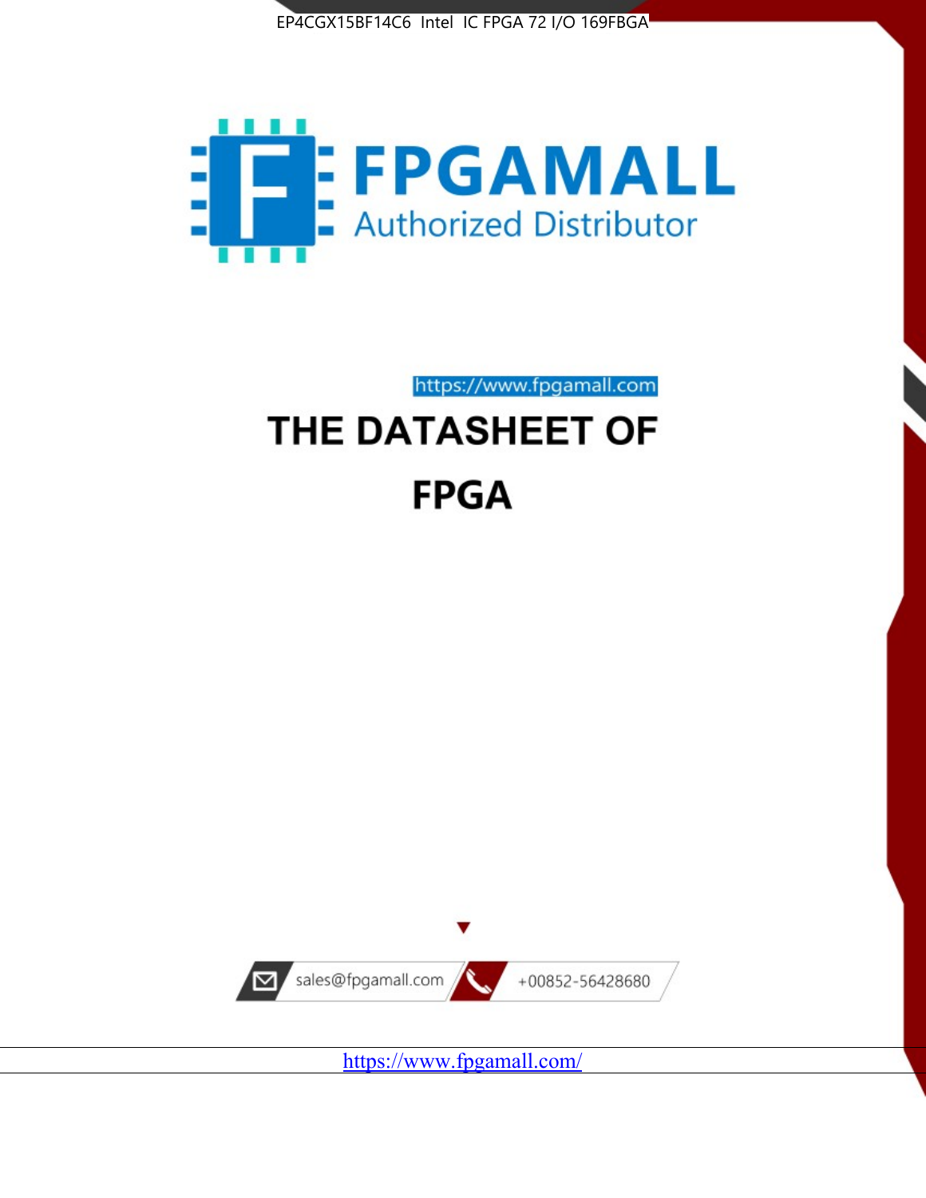EP4CGX15BF14C6 Intel IC FPGA 72 I/O 169FBGA

FPGAMALL

Authorized Distributor

https://www.fpgamall.com

# THE DATASHEET OF FPGA

sales@fpgamall.com

+00852-56428680

https://www.fpgamall.com/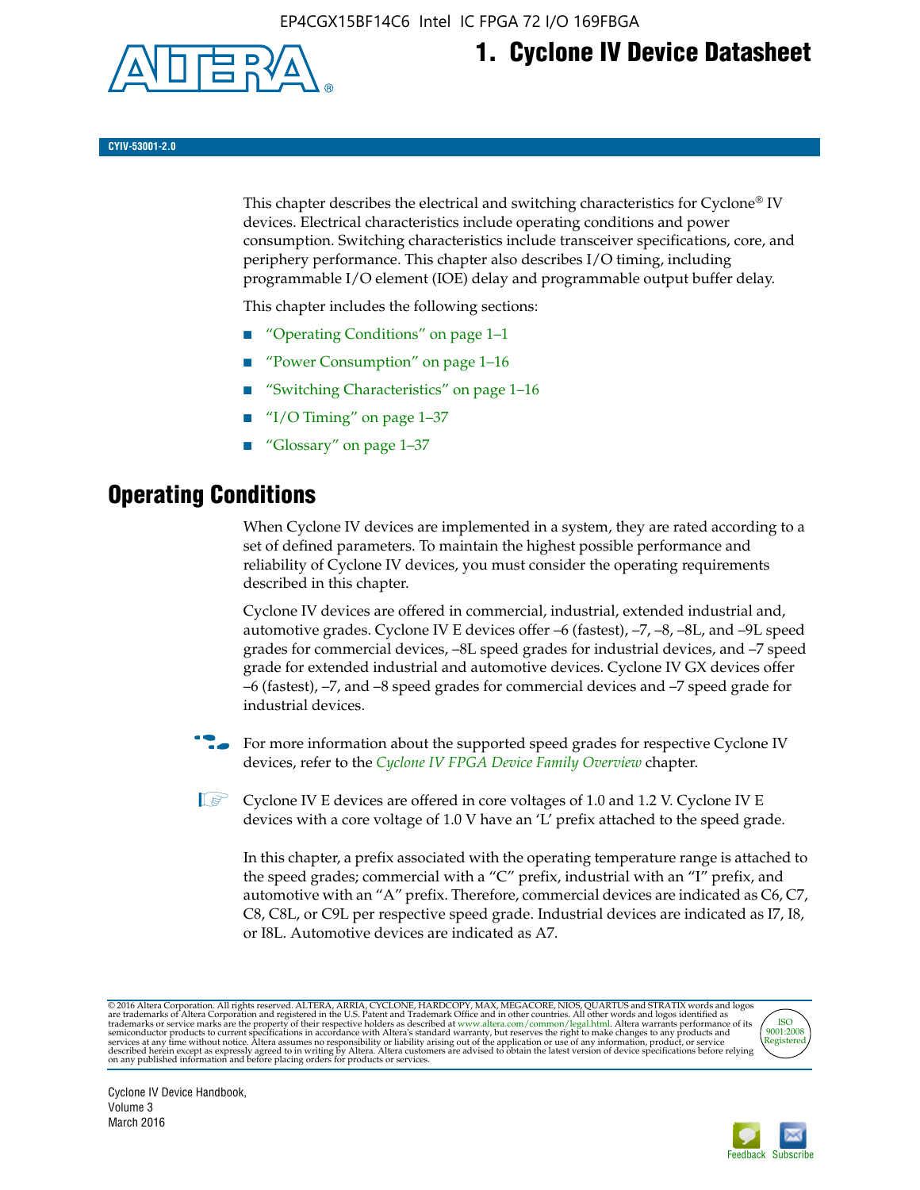# 1. Cyclone IV Device Datasheet

**CYIV-53001-2.0**

This chapter describes the electrical and switching characteristics for Cyclone® IV devices. Electrical characteristics include operating conditions and power consumption. Switching characteristics include transceiver specifications, core, and periphery performance. This chapter also describes I/O timing, including programmable I/O element (IOE) delay and programmable output buffer delay.

This chapter includes the following sections:

- "Operating Conditions" on page 1–1
- "Power Consumption" on page 1–16
- "Switching Characteristics" on page 1–16
- "I/O Timing" on page 1–37
- "Glossary" on page 1–37

## Operating Conditions

When Cyclone IV devices are implemented in a system, they are rated according to a set of defined parameters. To maintain the highest possible performance and reliability of Cyclone IV devices, you must consider the operating requirements described in this chapter.

Cyclone IV devices are offered in commercial, industrial, extended industrial and, automotive grades. Cyclone IV E devices offer –6 (fastest), –7, –8, –8L, and –9L speed grades for commercial devices, –8L speed grades for industrial devices, and –7 speed grade for extended industrial and automotive devices. Cyclone IV GX devices offer –6 (fastest), –7, and –8 speed grades for commercial devices and –7 speed grade for industrial devices.

For more information about the supported speed grades for respective Cyclone IV devices, refer to the *Cyclone IV FPGA Device Family Overview* chapter.

Cyclone IV E devices are offered in core voltages of 1.0 and 1.2 V. Cyclone IV E devices with a core voltage of 1.0 V have an 'L' prefix attached to the speed grade.

In this chapter, a prefix associated with the operating temperature range is attached to the speed grades; commercial with a "C" prefix, industrial with an "I" prefix, and automotive with an "A" prefix. Therefore, commercial devices are indicated as C6, C7, C8, C8L, or C9L per respective speed grade. Industrial devices are indicated as I7, I8, or I8L. Automotive devices are indicated as A7.

© 2016 Altera Corporation. All rights reserved. ALTERA, ARRIA, CYCLONE, HARDCOPY, MAX, MEGACORE, NIOS, QUARTUS and STRATIX words and logos are trademarks of Altera Corporation and registered in the U.S. Patent and Trademark Office and in other countries. All other words and logos identified as trademarks or service marks are the property of their respective holders as described at www.altera.com/common/legal.html. Altera warrants performance of its semiconductor products to current specifications in accordance with Altera's standard warranty, but reserves the right to make changes to any products and services at any time without notice. Altera assumes no responsibility or liability arising out of the application or use of any information, product, or service described herein except as expressly agreed to in writing by Altera. Altera customers are advised to obtain the latest version of device specifications before relying on any published information and before placing orders for products or services.

Cyclone IV Device Handbook,
Volume 3
March 2016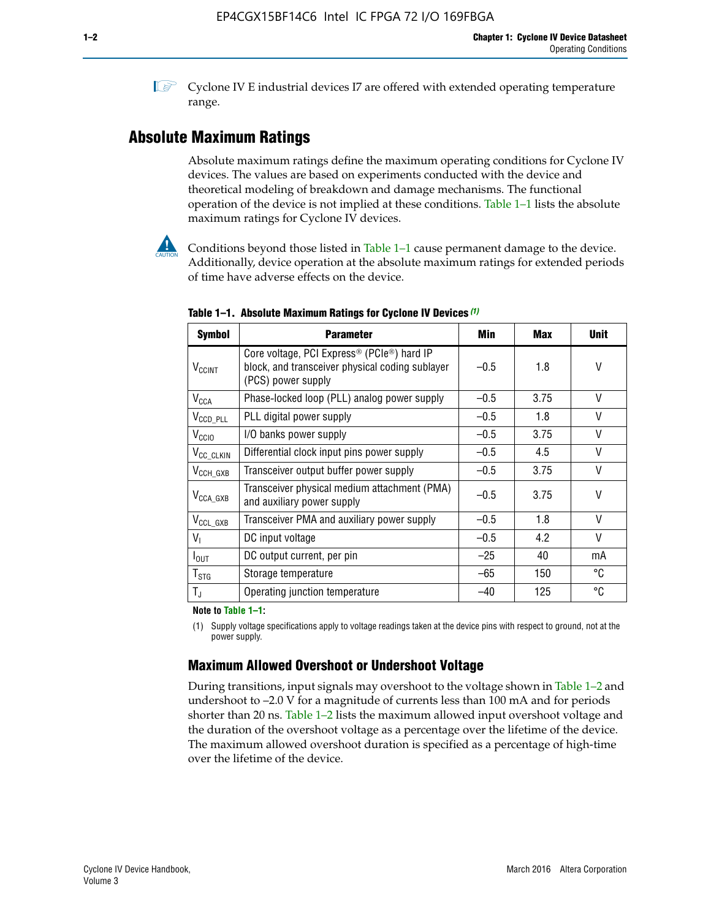Cyclone IV E industrial devices I7 are offered with extended operating temperature range.

## Absolute Maximum Ratings

Absolute maximum ratings define the maximum operating conditions for Cyclone IV devices. The values are based on experiments conducted with the device and theoretical modeling of breakdown and damage mechanisms. The functional operation of the device is not implied at these conditions. Table 1–1 lists the absolute maximum ratings for Cyclone IV devices.

Conditions beyond those listed in Table 1–1 cause permanent damage to the device. Additionally, device operation at the absolute maximum ratings for extended periods of time have adverse effects on the device.

**Table 1–1. Absolute Maximum Ratings for Cyclone IV Devices (1)**

| Symbol | Parameter | Min | Max | Unit |
|---|---|---|---|---|
| $V_{CCINT}$ | Core voltage, PCI Express® (PCIe®) hard IP block, and transceiver physical coding sublayer (PCS) power supply | –0.5 | 1.8 | V |
| $V_{CCA}$ | Phase-locked loop (PLL) analog power supply | –0.5 | 3.75 | V |
| $V_{CCD\_PLL}$ | PLL digital power supply | –0.5 | 1.8 | V |
| $V_{CCIO}$ | I/O banks power supply | –0.5 | 3.75 | V |
| $V_{CC\_CLKIN}$ | Differential clock input pins power supply | –0.5 | 4.5 | V |
| $V_{CCH\_GXB}$ | Transceiver output buffer power supply | –0.5 | 3.75 | V |
| $V_{CCA\_GXB}$ | Transceiver physical medium attachment (PMA) and auxiliary power supply | –0.5 | 3.75 | V |
| $V_{CCL\_GXB}$ | Transceiver PMA and auxiliary power supply | –0.5 | 1.8 | V |
| $V_I$ | DC input voltage | –0.5 | 4.2 | V |
| $I_{OUT}$ | DC output current, per pin | –25 | 40 | mA |
| $T_{STG}$ | Storage temperature | –65 | 150 | °C |
| $T_J$ | Operating junction temperature | –40 | 125 | °C |

**Note to Table 1–1:**

(1) Supply voltage specifications apply to voltage readings taken at the device pins with respect to ground, not at the power supply.

### Maximum Allowed Overshoot or Undershoot Voltage

During transitions, input signals may overshoot to the voltage shown in Table 1–2 and undershoot to –2.0 V for a magnitude of currents less than 100 mA and for periods shorter than 20 ns. Table 1–2 lists the maximum allowed input overshoot voltage and the duration of the overshoot voltage as a percentage over the lifetime of the device. The maximum allowed overshoot duration is specified as a percentage of high-time over the lifetime of the device.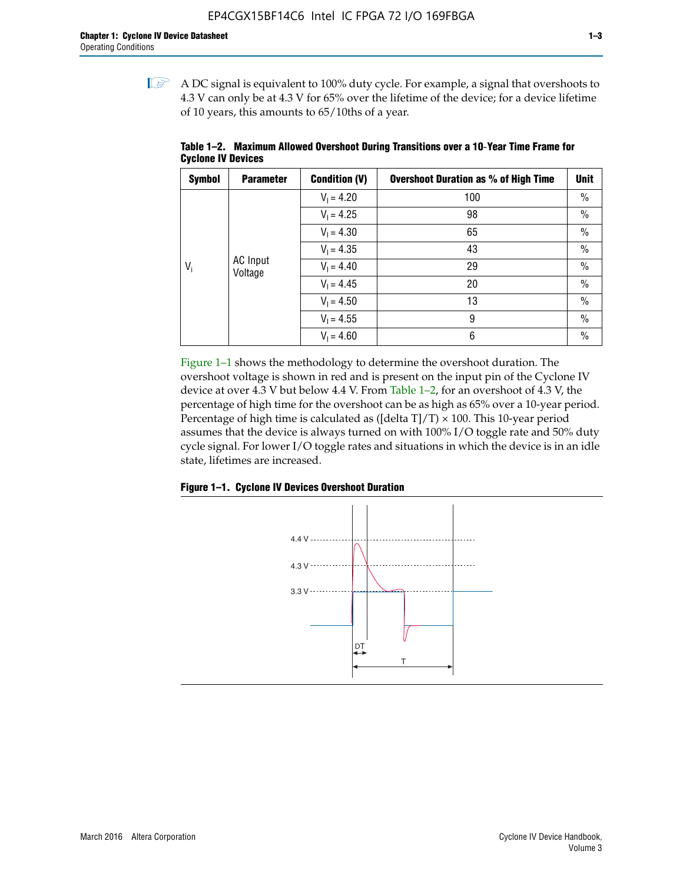A DC signal is equivalent to 100% duty cycle. For example, a signal that overshoots to 4.3 V can only be at 4.3 V for 65% over the lifetime of the device; for a device lifetime of 10 years, this amounts to 65/10ths of a year.

**Table 1–2. Maximum Allowed Overshoot During Transitions over a 10-Year Time Frame for Cyclone IV Devices**

| Symbol | Parameter | Condition (V) | Overshoot Duration as % of High Time | Unit |
|---|---|---|---|---|
| $V_i$ | AC Input Voltage | $V_I = 4.20$ | 100 | % |
| | | $V_I = 4.25$ | 98 | % |
| | | $V_I = 4.30$ | 65 | % |
| | | $V_I = 4.35$ | 43 | % |
| | | $V_I = 4.40$ | 29 | % |
| | | $V_I = 4.45$ | 20 | % |
| | | $V_I = 4.50$ | 13 | % |
| | | $V_I = 4.55$ | 9 | % |
| | | $V_I = 4.60$ | 6 | % |

Figure 1–1 shows the methodology to determine the overshoot duration. The overshoot voltage is shown in red and is present on the input pin of the Cyclone IV device at over 4.3 V but below 4.4 V. From Table 1–2, for an overshoot of 4.3 V, the percentage of high time for the overshoot can be as high as 65% over a 10-year period. Percentage of high time is calculated as ([delta T]/T) × 100. This 10-year period assumes that the device is always turned on with 100% I/O toggle rate and 50% duty cycle signal. For lower I/O toggle rates and situations in which the device is in an idle state, lifetimes are increased.

**Figure 1–1. Cyclone IV Devices Overshoot Duration**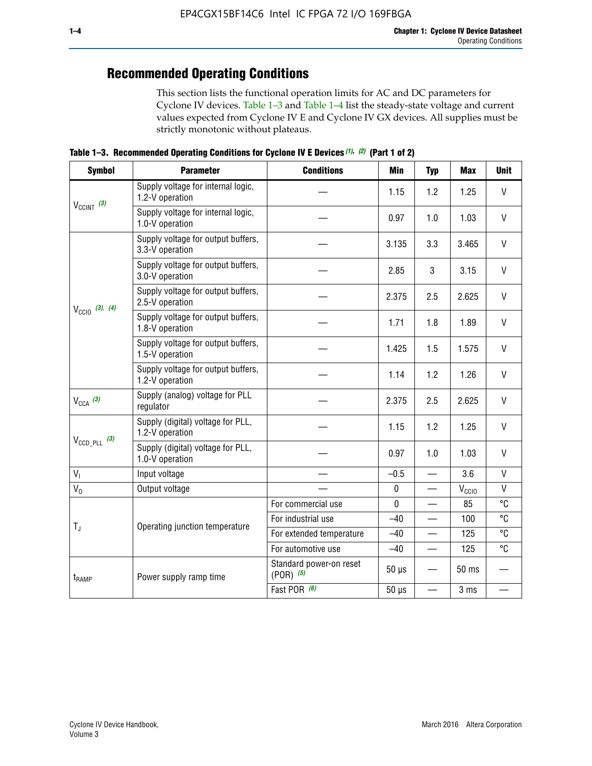## Recommended Operating Conditions

This section lists the functional operation limits for AC and DC parameters for Cyclone IV devices. Table 1–3 and Table 1–4 list the steady-state voltage and current values expected from Cyclone IV E and Cyclone IV GX devices. All supplies must be strictly monotonic without plateaus.

**Table 1–3. Recommended Operating Conditions for Cyclone IV E Devices (1), (2) (Part 1 of 2)**

| Symbol | Parameter | Conditions | Min | Typ | Max | Unit |
|---|---|---|---|---|---|---|
| $V_{CCINT}$ (3) | Supply voltage for internal logic, 1.2-V operation | — | 1.15 | 1.2 | 1.25 | V |
| | Supply voltage for internal logic, 1.0-V operation | — | 0.97 | 1.0 | 1.03 | V |
| $V_{CCIO}$ (3), (4) | Supply voltage for output buffers, 3.3-V operation | — | 3.135 | 3.3 | 3.465 | V |
| | Supply voltage for output buffers, 3.0-V operation | — | 2.85 | 3 | 3.15 | V |
| | Supply voltage for output buffers, 2.5-V operation | — | 2.375 | 2.5 | 2.625 | V |
| | Supply voltage for output buffers, 1.8-V operation | — | 1.71 | 1.8 | 1.89 | V |
| | Supply voltage for output buffers, 1.5-V operation | — | 1.425 | 1.5 | 1.575 | V |
| | Supply voltage for output buffers, 1.2-V operation | — | 1.14 | 1.2 | 1.26 | V |
| $V_{CCA}$ (3) | Supply (analog) voltage for PLL regulator | — | 2.375 | 2.5 | 2.625 | V |
| $V_{CCD\_PLL}$ (3) | Supply (digital) voltage for PLL, 1.2-V operation | — | 1.15 | 1.2 | 1.25 | V |
| | Supply (digital) voltage for PLL, 1.0-V operation | — | 0.97 | 1.0 | 1.03 | V |
| $V_I$ | Input voltage | — | –0.5 | — | 3.6 | V |
| $V_O$ | Output voltage | — | 0 | — | $V_{CCIO}$ | V |
| $T_J$ | Operating junction temperature | For commercial use | 0 | — | 85 | °C |
| | | For industrial use | –40 | — | 100 | °C |
| | | For extended temperature | –40 | — | 125 | °C |
| | | For automotive use | –40 | — | 125 | °C |
| $t_{RAMP}$ | Power supply ramp time | Standard power-on reset (POR) (5) | 50 µs | — | 50 ms | — |
| | | Fast POR (6) | 50 µs | — | 3 ms | — |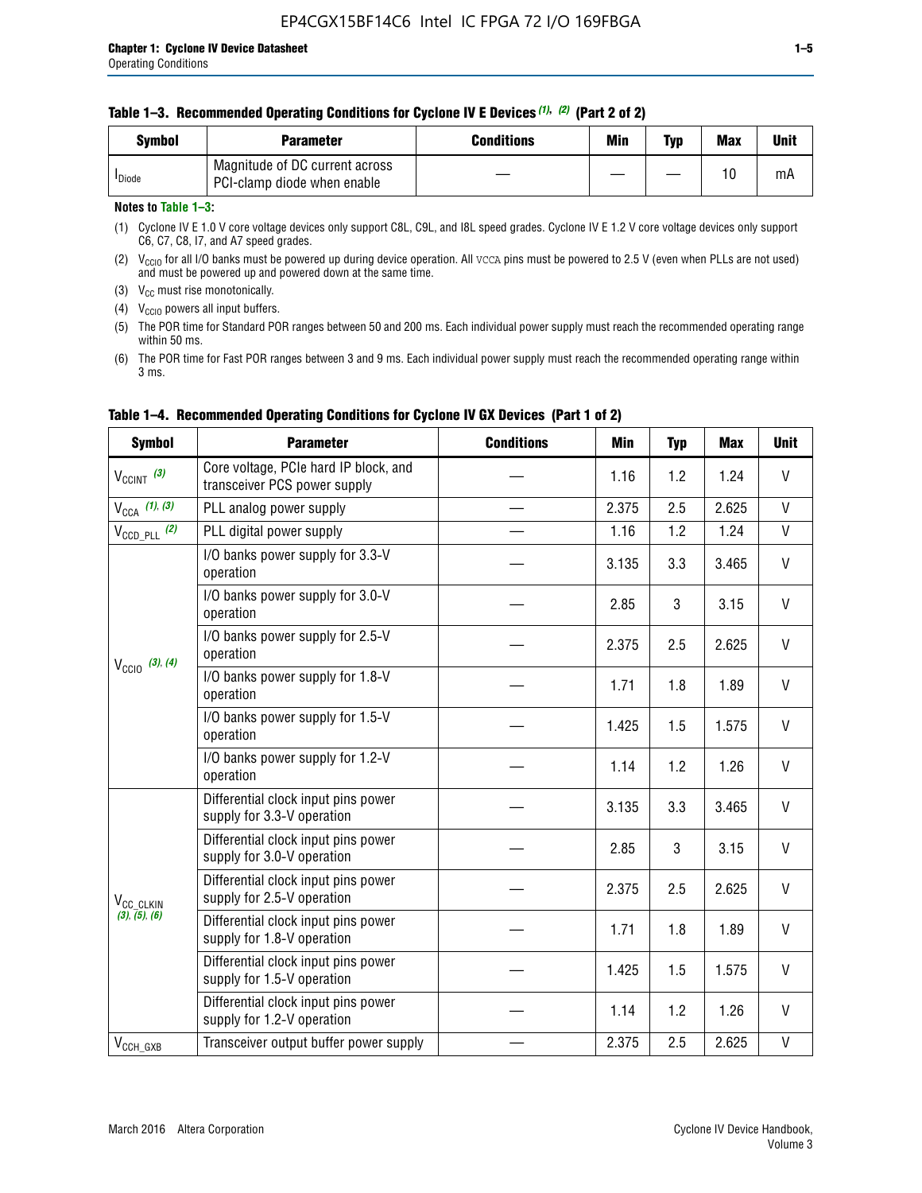**Table 1–3. Recommended Operating Conditions for Cyclone IV E Devices (1), (2) (Part 2 of 2)**

| Symbol | Parameter | Conditions | Min | Typ | Max | Unit |
|---|---|---|---|---|---|---|
| $I_{Diode}$ | Magnitude of DC current across PCI-clamp diode when enable | — | — | — | 10 | mA |

**Notes to Table 1–3:**

(1) Cyclone IV E 1.0 V core voltage devices only support C8L, C9L, and I8L speed grades. Cyclone IV E 1.2 V core voltage devices only support C6, C7, C8, I7, and A7 speed grades.

(2) $V_{CCIO}$ for all I/O banks must be powered up during device operation. All VCCA pins must be powered to 2.5 V (even when PLLs are not used) and must be powered up and powered down at the same time.

(3) $V_{CC}$ must rise monotonically.

(4) $V_{CCIO}$ powers all input buffers.

(5) The POR time for Standard POR ranges between 50 and 200 ms. Each individual power supply must reach the recommended operating range within 50 ms.

(6) The POR time for Fast POR ranges between 3 and 9 ms. Each individual power supply must reach the recommended operating range within 3 ms.

**Table 1–4. Recommended Operating Conditions for Cyclone IV GX Devices (Part 1 of 2)**

| Symbol | Parameter | Conditions | Min | Typ | Max | Unit |
|---|---|---|---|---|---|---|
| $V_{CCINT}$ (3) | Core voltage, PCIe hard IP block, and transceiver PCS power supply | — | 1.16 | 1.2 | 1.24 | V |
| $V_{CCA}$ (1), (3) | PLL analog power supply | — | 2.375 | 2.5 | 2.625 | V |
| $V_{CCD\_PLL}$ (2) | PLL digital power supply | — | 1.16 | 1.2 | 1.24 | V |
| $V_{CCIO}$ (3), (4) | I/O banks power supply for 3.3-V operation | — | 3.135 | 3.3 | 3.465 | V |
| | I/O banks power supply for 3.0-V operation | — | 2.85 | 3 | 3.15 | V |
| | I/O banks power supply for 2.5-V operation | — | 2.375 | 2.5 | 2.625 | V |
| | I/O banks power supply for 1.8-V operation | — | 1.71 | 1.8 | 1.89 | V |
| | I/O banks power supply for 1.5-V operation | — | 1.425 | 1.5 | 1.575 | V |
| | I/O banks power supply for 1.2-V operation | — | 1.14 | 1.2 | 1.26 | V |
| $V_{CC\_CLKIN}$ (3), (5), (6) | Differential clock input pins power supply for 3.3-V operation | — | 3.135 | 3.3 | 3.465 | V |
| | Differential clock input pins power supply for 3.0-V operation | — | 2.85 | 3 | 3.15 | V |
| | Differential clock input pins power supply for 2.5-V operation | — | 2.375 | 2.5 | 2.625 | V |
| | Differential clock input pins power supply for 1.8-V operation | — | 1.71 | 1.8 | 1.89 | V |
| | Differential clock input pins power supply for 1.5-V operation | — | 1.425 | 1.5 | 1.575 | V |
| | Differential clock input pins power supply for 1.2-V operation | — | 1.14 | 1.2 | 1.26 | V |
| $V_{CCH\_GXB}$ | Transceiver output buffer power supply | — | 2.375 | 2.5 | 2.625 | V |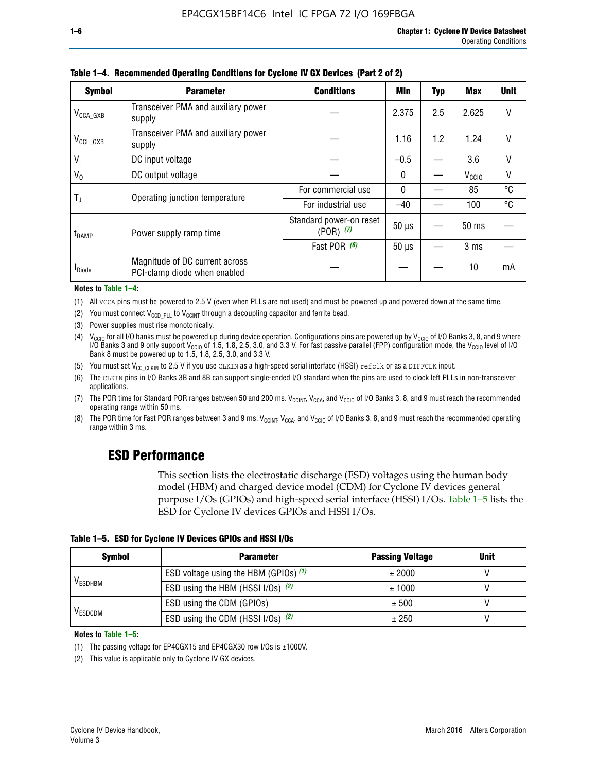**Table 1–4. Recommended Operating Conditions for Cyclone IV GX Devices (Part 2 of 2)**

| Symbol | Parameter | Conditions | Min | Typ | Max | Unit |
|---|---|---|---|---|---|---|
| $V_{CCA\_GXB}$ | Transceiver PMA and auxiliary power supply | — | 2.375 | 2.5 | 2.625 | V |
| $V_{CCL\_GXB}$ | Transceiver PMA and auxiliary power supply | — | 1.16 | 1.2 | 1.24 | V |
| $V_I$ | DC input voltage | — | –0.5 | — | 3.6 | V |
| $V_O$ | DC output voltage | — | 0 | — | $V_{CCIO}$ | V |
| $T_J$ | Operating junction temperature | For commercial use | 0 | — | 85 | °C |
| | | For industrial use | –40 | — | 100 | °C |
| $t_{RAMP}$ | Power supply ramp time | Standard power-on reset (POR) *(7)* | 50 µs | — | 50 ms | — |
| | | Fast POR *(8)* | 50 µs | — | 3 ms | — |
| $I_{Diode}$ | Magnitude of DC current across PCI-clamp diode when enabled | — | — | — | 10 | mA |

**Notes to Table 1–4:**

(1) All VCCA pins must be powered to 2.5 V (even when PLLs are not used) and must be powered up and powered down at the same time.

(2) You must connect $V_{CCD\_PLL}$ to $V_{CCINT}$ through a decoupling capacitor and ferrite bead.

(3) Power supplies must rise monotonically.

(4) $V_{CCIO}$ for all I/O banks must be powered up during device operation. Configurations pins are powered up by $V_{CCIO}$ of I/O Banks 3, 8, and 9 where I/O Banks 3 and 9 only support $V_{CCIO}$ of 1.5, 1.8, 2.5, 3.0, and 3.3 V. For fast passive parallel (FPP) configuration mode, the $V_{CCIO}$ level of I/O Bank 8 must be powered up to 1.5, 1.8, 2.5, 3.0, and 3.3 V.

(5) You must set $V_{CC\_CLKIN}$ to 2.5 V if you use CLKIN as a high-speed serial interface (HSSI) refclk or as a DIFFCLK input.

(6) The CLKIN pins in I/O Banks 3B and 8B can support single-ended I/O standard when the pins are used to clock left PLLs in non-transceiver applications.

(7) The POR time for Standard POR ranges between 50 and 200 ms. $V_{CCINT}$, $V_{CCA}$, and $V_{CCIO}$ of I/O Banks 3, 8, and 9 must reach the recommended operating range within 50 ms.

(8) The POR time for Fast POR ranges between 3 and 9 ms. $V_{CCINT}$, $V_{CCA}$, and $V_{CCIO}$ of I/O Banks 3, 8, and 9 must reach the recommended operating range within 3 ms.

## ESD Performance

This section lists the electrostatic discharge (ESD) voltages using the human body model (HBM) and charged device model (CDM) for Cyclone IV devices general purpose I/Os (GPIOs) and high-speed serial interface (HSSI) I/Os. Table 1–5 lists the ESD for Cyclone IV devices GPIOs and HSSI I/Os.

**Table 1–5. ESD for Cyclone IV Devices GPIOs and HSSI I/Os**

| Symbol | Parameter | Passing Voltage | Unit |
|---|---|---|---|
| $V_{ESDHBM}$ | ESD voltage using the HBM (GPIOs) *(1)* | ± 2000 | V |
| | ESD using the HBM (HSSI I/Os) *(2)* | ± 1000 | V |
| $V_{ESDCDM}$ | ESD using the CDM (GPIOs) | ± 500 | V |
| | ESD using the CDM (HSSI I/Os) *(2)* | ± 250 | V |

**Notes to Table 1–5:**

(1) The passing voltage for EP4CGX15 and EP4CGX30 row I/Os is ±1000V.

(2) This value is applicable only to Cyclone IV GX devices.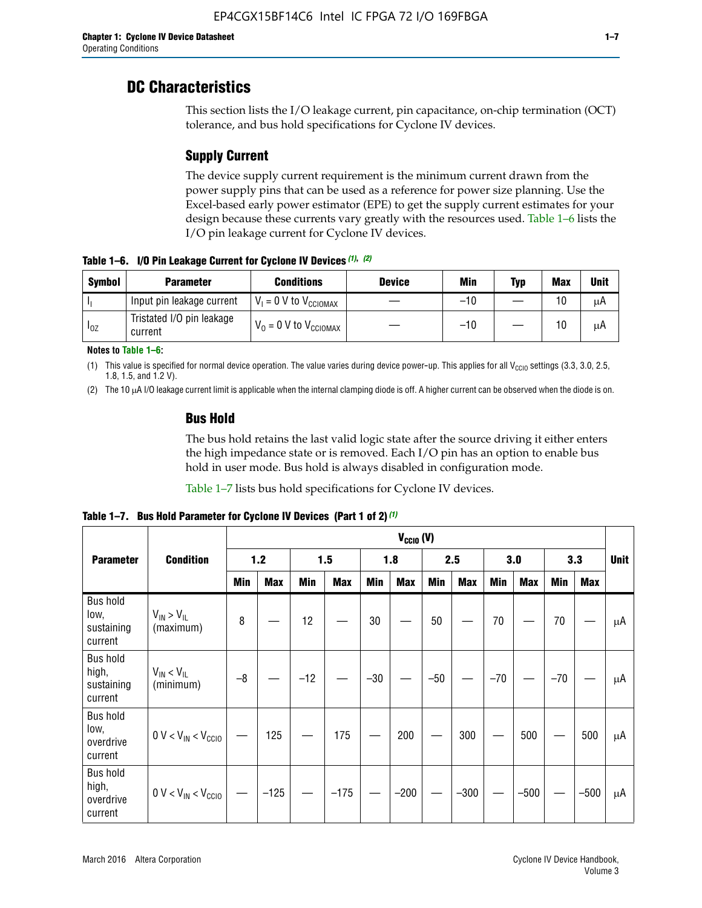# DC Characteristics

This section lists the I/O leakage current, pin capacitance, on-chip termination (OCT) tolerance, and bus hold specifications for Cyclone IV devices.

## Supply Current

The device supply current requirement is the minimum current drawn from the power supply pins that can be used as a reference for power size planning. Use the Excel-based early power estimator (EPE) to get the supply current estimates for your design because these currents vary greatly with the resources used. Table 1–6 lists the I/O pin leakage current for Cyclone IV devices.

**Table 1–6. I/O Pin Leakage Current for Cyclone IV Devices (1), (2)**

| Symbol | Parameter | Conditions | Device | Min | Typ | Max | Unit |
|---|---|---|---|---|---|---|---|
| $I_I$ | Input pin leakage current | $V_I$ = 0 V to $V_{CCIOMAX}$ | — | –10 | — | 10 | μA |
| $I_{OZ}$ | Tristated I/O pin leakage current | $V_O$ = 0 V to $V_{CCIOMAX}$ | — | –10 | — | 10 | μA |

**Notes to Table 1–6:**

(1) This value is specified for normal device operation. The value varies during device power-up. This applies for all $V_{CCIO}$ settings (3.3, 3.0, 2.5, 1.8, 1.5, and 1.2 V).

(2) The 10 μA I/O leakage current limit is applicable when the internal clamping diode is off. A higher current can be observed when the diode is on.

## Bus Hold

The bus hold retains the last valid logic state after the source driving it either enters the high impedance state or is removed. Each I/O pin has an option to enable bus hold in user mode. Bus hold is always disabled in configuration mode.

Table 1–7 lists bus hold specifications for Cyclone IV devices.

**Table 1–7. Bus Hold Parameter for Cyclone IV Devices (Part 1 of 2) (1)**

| Parameter | Condition | $V_{CCIO}$ (V) 1.2 | | 1.5 | | 1.8 | | 2.5 | | 3.0 | | 3.3 | | Unit |
|---|---|---|---|---|---|---|---|---|---|---|---|---|---|---|
| | | Min | Max | Min | Max | Min | Max | Min | Max | Min | Max | Min | Max | |
| Bus hold low, sustaining current | $V_{IN} > V_{IL}$ (maximum) | 8 | — | 12 | — | 30 | — | 50 | — | 70 | — | 70 | — | μA |
| Bus hold high, sustaining current | $V_{IN} < V_{IL}$ (minimum) | –8 | — | –12 | — | –30 | — | –50 | — | –70 | — | –70 | — | μA |
| Bus hold low, overdrive current | 0 V < $V_{IN}$ < $V_{CCIO}$ | — | 125 | — | 175 | — | 200 | — | 300 | — | 500 | — | 500 | μA |
| Bus hold high, overdrive current | 0 V < $V_{IN}$ < $V_{CCIO}$ | — | –125 | — | –175 | — | –200 | — | –300 | — | –500 | — | –500 | μA |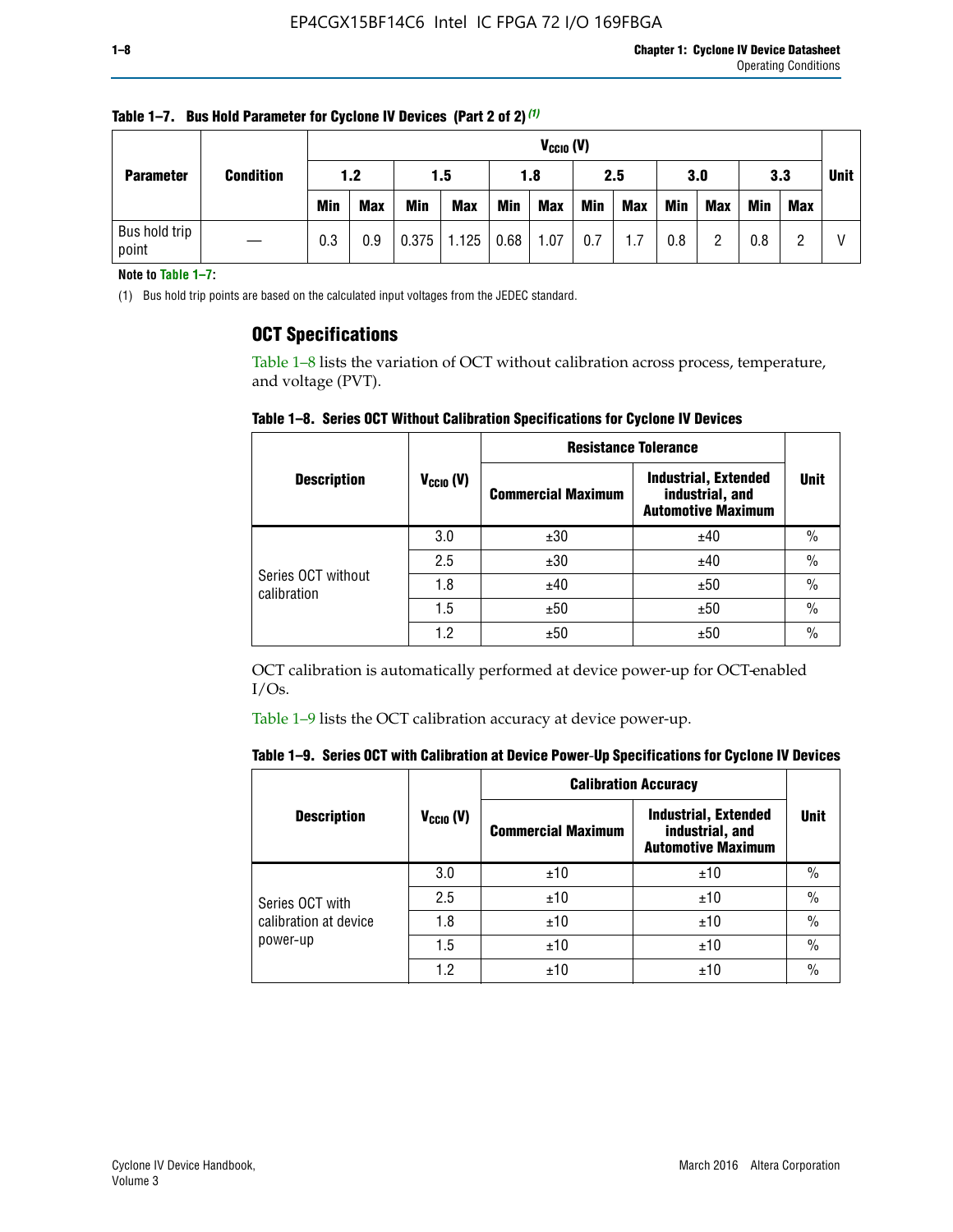**Table 1–7. Bus Hold Parameter for Cyclone IV Devices (Part 2 of 2)** (1)

| Parameter | Condition | $V_{CCIO}$ (V) | | | | | | | | | | | | Unit |
|---|---|---|---|---|---|---|---|---|---|---|---|---|---|---|
| | | 1.2 | | 1.5 | | 1.8 | | 2.5 | | 3.0 | | 3.3 | | |
| | | Min | Max | Min | Max | Min | Max | Min | Max | Min | Max | Min | Max | |
| Bus hold trip point | — | 0.3 | 0.9 | 0.375 | 1.125 | 0.68 | 1.07 | 0.7 | 1.7 | 0.8 | 2 | 0.8 | 2 | V |

**Note to Table 1–7:**

(1) Bus hold trip points are based on the calculated input voltages from the JEDEC standard.

## OCT Specifications

Table 1–8 lists the variation of OCT without calibration across process, temperature, and voltage (PVT).

**Table 1–8. Series OCT Without Calibration Specifications for Cyclone IV Devices**

| Description | $V_{CCIO}$ (V) | Resistance Tolerance | | Unit |
|---|---|---|---|---|
| | | Commercial Maximum | Industrial, Extended industrial, and Automotive Maximum | |
| Series OCT without calibration | 3.0 | ±30 | ±40 | % |
| | 2.5 | ±30 | ±40 | % |
| | 1.8 | ±40 | ±50 | % |
| | 1.5 | ±50 | ±50 | % |
| | 1.2 | ±50 | ±50 | % |

OCT calibration is automatically performed at device power-up for OCT-enabled I/Os.

Table 1–9 lists the OCT calibration accuracy at device power-up.

**Table 1–9. Series OCT with Calibration at Device Power-Up Specifications for Cyclone IV Devices**

| Description | $V_{CCIO}$ (V) | Calibration Accuracy | | Unit |
|---|---|---|---|---|
| | | Commercial Maximum | Industrial, Extended industrial, and Automotive Maximum | |
| Series OCT with calibration at device power-up | 3.0 | ±10 | ±10 | % |
| | 2.5 | ±10 | ±10 | % |
| | 1.8 | ±10 | ±10 | % |
| | 1.5 | ±10 | ±10 | % |
| | 1.2 | ±10 | ±10 | % |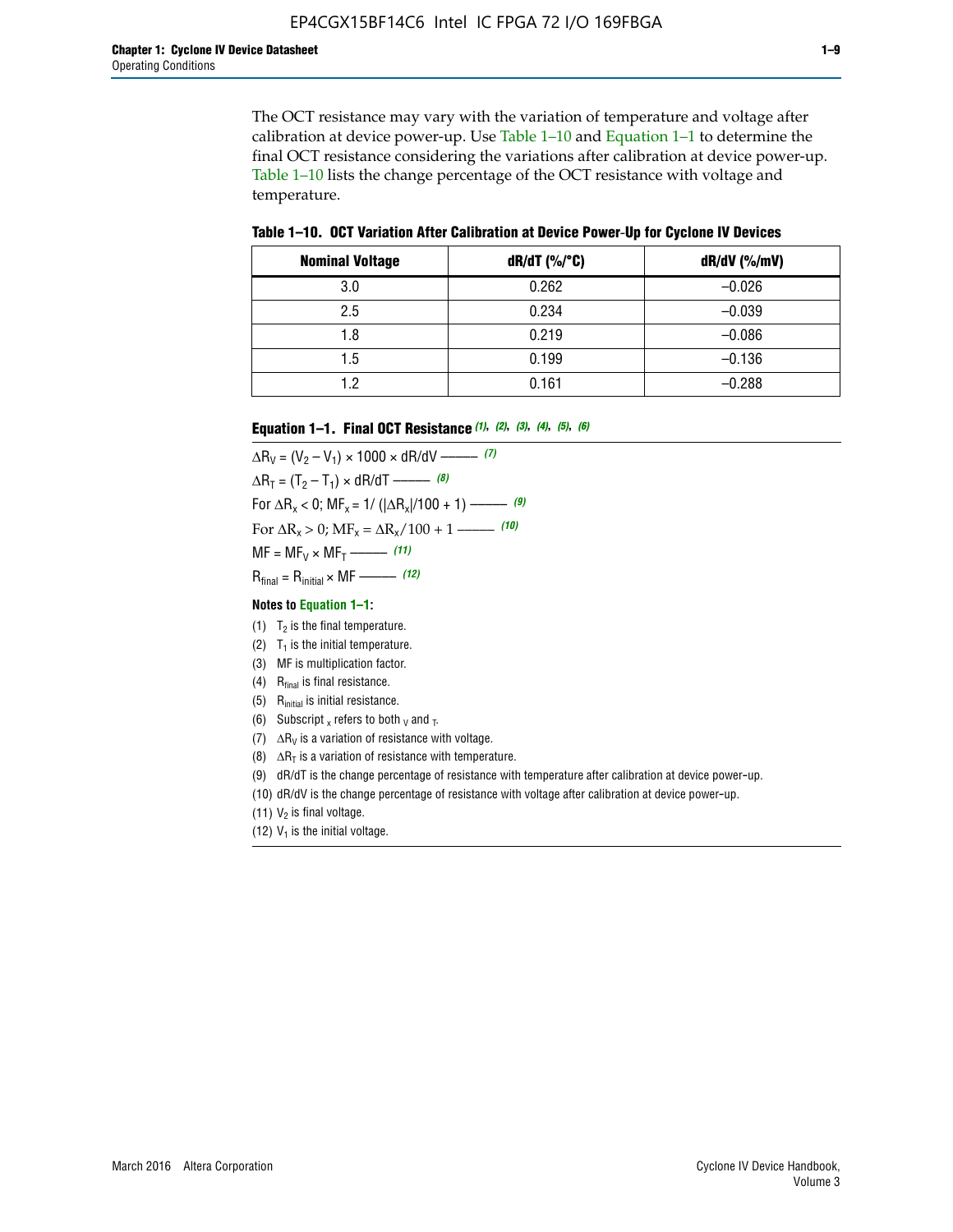The OCT resistance may vary with the variation of temperature and voltage after calibration at device power-up. Use Table 1–10 and Equation 1–1 to determine the final OCT resistance considering the variations after calibration at device power-up. Table 1–10 lists the change percentage of the OCT resistance with voltage and temperature.

**Table 1–10. OCT Variation After Calibration at Device Power-Up for Cyclone IV Devices**

| Nominal Voltage | dR/dT (%/°C) | dR/dV (%/mV) |
|---|---|---|
| 3.0 | 0.262 | –0.026 |
| 2.5 | 0.234 | –0.039 |
| 1.8 | 0.219 | –0.086 |
| 1.5 | 0.199 | –0.136 |
| 1.2 | 0.161 | –0.288 |

**Equation 1–1. Final OCT Resistance** *(1), (2), (3), (4), (5), (6)*

$$\Delta R_V = (V_2 - V_1) \times 1000 \times dR/dV \text{ ——— } (7)$$

$$\Delta R_T = (T_2 - T_1) \times dR/dT \text{ ——— } (8)$$

$$\text{For } \Delta R_x < 0;\ MF_x = 1/\left(|\Delta R_x|/100 + 1\right) \text{ ——— } (9)$$

$$\text{For } \Delta R_x > 0;\ MF_x = \Delta R_x/100 + 1 \text{ ——— } (10)$$

$$MF = MF_V \times MF_T \text{ ——— } (11)$$

$$R_{final} = R_{initial} \times MF \text{ ——— } (12)$$

**Notes to Equation 1–1:**

(1) $T_2$ is the final temperature.

(2) $T_1$ is the initial temperature.

(3) MF is multiplication factor.

(4) $R_{final}$ is final resistance.

(5) $R_{initial}$ is initial resistance.

(6) Subscript $_x$ refers to both $_V$ and $_T$.

(7) $\Delta R_V$ is a variation of resistance with voltage.

(8) $\Delta R_T$ is a variation of resistance with temperature.

(9) dR/dT is the change percentage of resistance with temperature after calibration at device power-up.

(10) dR/dV is the change percentage of resistance with voltage after calibration at device power-up.

(11) $V_2$ is final voltage.

(12) $V_1$ is the initial voltage.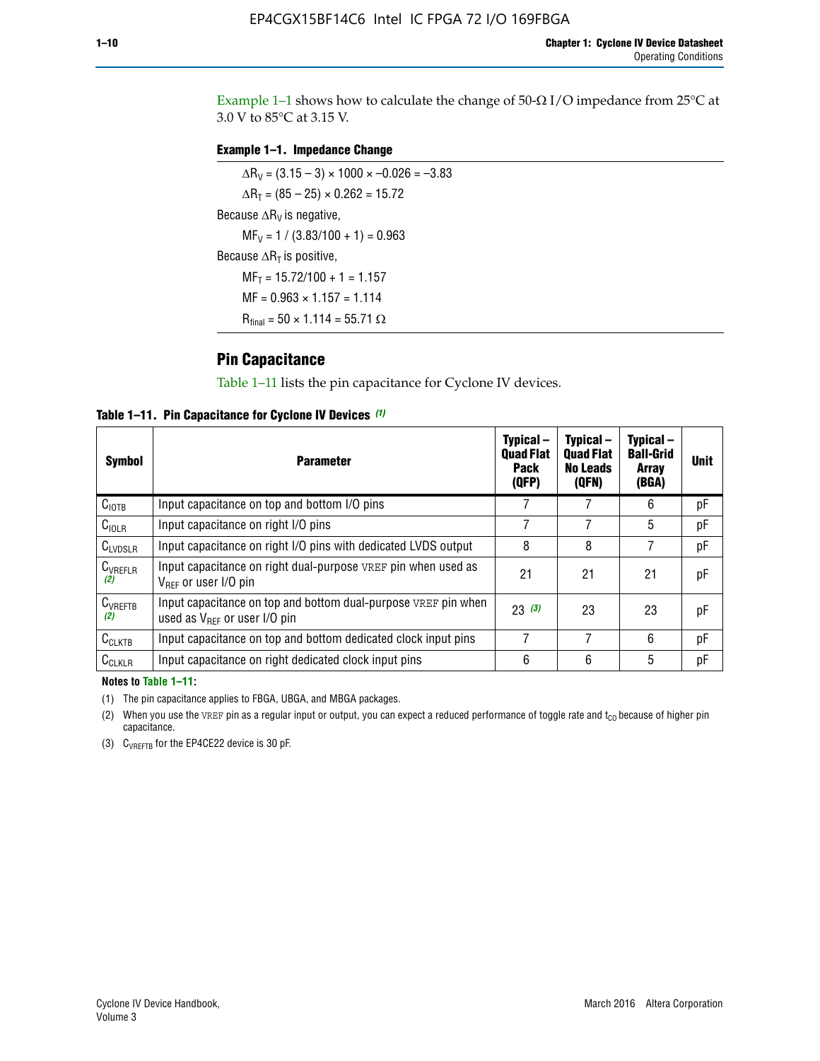Example 1–1 shows how to calculate the change of 50-Ω I/O impedance from 25°C at 3.0 V to 85°C at 3.15 V.

**Example 1–1. Impedance Change**

$\Delta R_V = (3.15 - 3) \times 1000 \times -0.026 = -3.83$

$\Delta R_T = (85 - 25) \times 0.262 = 15.72$

Because $\Delta R_V$ is negative,

$MF_V = 1 / (3.83/100 + 1) = 0.963$

Because $\Delta R_T$ is positive,

$MF_T = 15.72/100 + 1 = 1.157$

$MF = 0.963 \times 1.157 = 1.114$

$R_{final} = 50 \times 1.114 = 55.71\ \Omega$

## Pin Capacitance

Table 1–11 lists the pin capacitance for Cyclone IV devices.

**Table 1–11. Pin Capacitance for Cyclone IV Devices (1)**

| Symbol | Parameter | Typical – Quad Flat Pack (QFP) | Typical – Quad Flat No Leads (QFN) | Typical – Ball-Grid Array (BGA) | Unit |
|---|---|---|---|---|---|
| $C_{IOTB}$ | Input capacitance on top and bottom I/O pins | 7 | 7 | 6 | pF |
| $C_{IOLR}$ | Input capacitance on right I/O pins | 7 | 7 | 5 | pF |
| $C_{LVDSLR}$ | Input capacitance on right I/O pins with dedicated LVDS output | 8 | 8 | 7 | pF |
| $C_{VREFLR}$ (2) | Input capacitance on right dual-purpose VREF pin when used as $V_{REF}$ or user I/O pin | 21 | 21 | 21 | pF |
| $C_{VREFTB}$ (2) | Input capacitance on top and bottom dual-purpose VREF pin when used as $V_{REF}$ or user I/O pin | 23 (3) | 23 | 23 | pF |
| $C_{CLKTB}$ | Input capacitance on top and bottom dedicated clock input pins | 7 | 7 | 6 | pF |
| $C_{CLKLR}$ | Input capacitance on right dedicated clock input pins | 6 | 6 | 5 | pF |

**Notes to Table 1–11:**

(1) The pin capacitance applies to FBGA, UBGA, and MBGA packages.

(2) When you use the VREF pin as a regular input or output, you can expect a reduced performance of toggle rate and $t_{CO}$ because of higher pin capacitance.

(3) $C_{VREFTB}$ for the EP4CE22 device is 30 pF.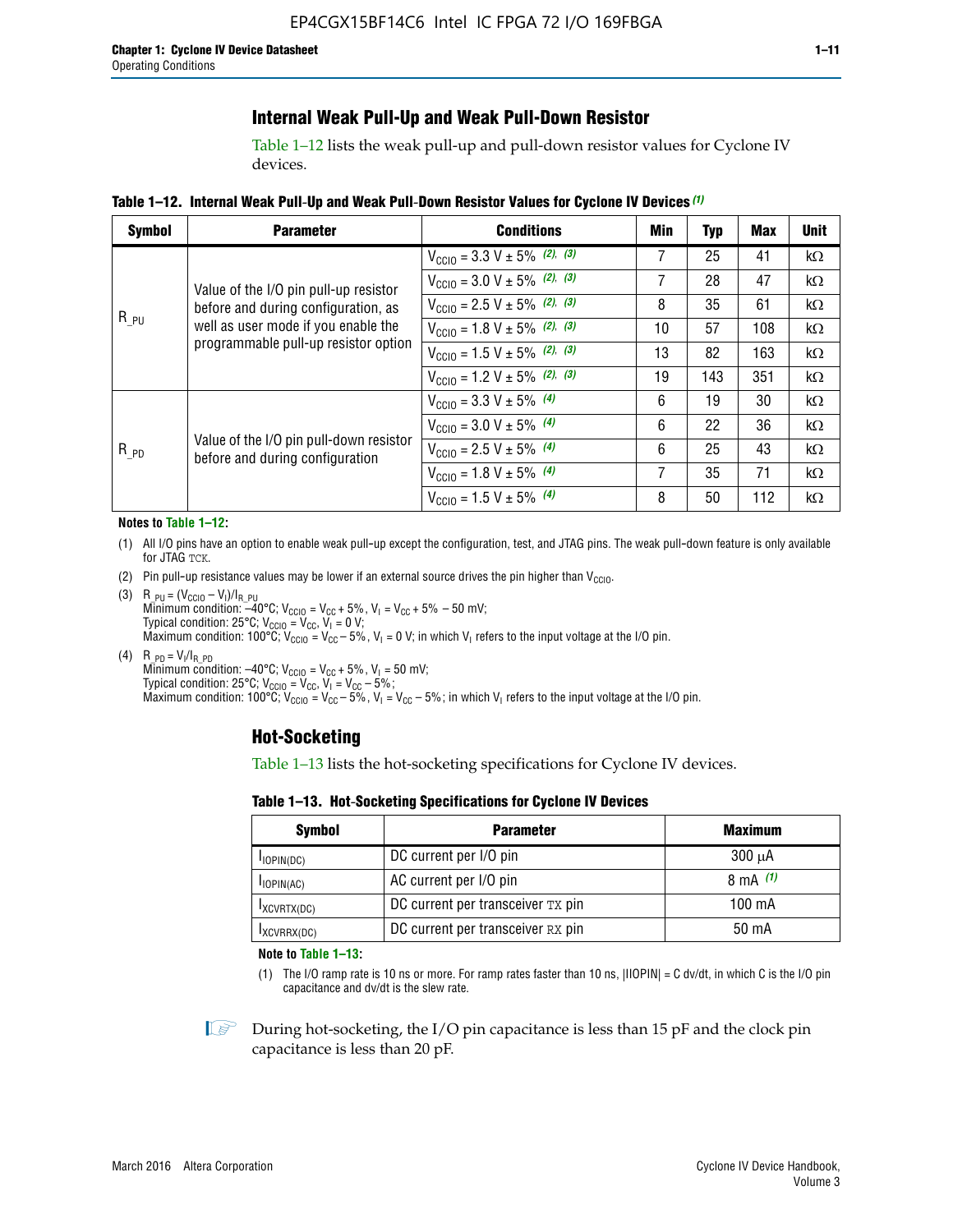## Internal Weak Pull-Up and Weak Pull-Down Resistor

Table 1–12 lists the weak pull-up and pull-down resistor values for Cyclone IV devices.

**Table 1–12. Internal Weak Pull-Up and Weak Pull-Down Resistor Values for Cyclone IV Devices** *(1)*

| Symbol | Parameter | Conditions | Min | Typ | Max | Unit |
|---|---|---|---|---|---|---|
| $R_{\_PU}$ | Value of the I/O pin pull-up resistor before and during configuration, as well as user mode if you enable the programmable pull-up resistor option | $V_{CCIO}$ = 3.3 V ± 5% *(2), (3)* | 7 | 25 | 41 | kΩ |
| | | $V_{CCIO}$ = 3.0 V ± 5% *(2), (3)* | 7 | 28 | 47 | kΩ |
| | | $V_{CCIO}$ = 2.5 V ± 5% *(2), (3)* | 8 | 35 | 61 | kΩ |
| | | $V_{CCIO}$ = 1.8 V ± 5% *(2), (3)* | 10 | 57 | 108 | kΩ |
| | | $V_{CCIO}$ = 1.5 V ± 5% *(2), (3)* | 13 | 82 | 163 | kΩ |
| | | $V_{CCIO}$ = 1.2 V ± 5% *(2), (3)* | 19 | 143 | 351 | kΩ |
| $R_{\_PD}$ | Value of the I/O pin pull-down resistor before and during configuration | $V_{CCIO}$ = 3.3 V ± 5% *(4)* | 6 | 19 | 30 | kΩ |
| | | $V_{CCIO}$ = 3.0 V ± 5% *(4)* | 6 | 22 | 36 | kΩ |
| | | $V_{CCIO}$ = 2.5 V ± 5% *(4)* | 6 | 25 | 43 | kΩ |
| | | $V_{CCIO}$ = 1.8 V ± 5% *(4)* | 7 | 35 | 71 | kΩ |
| | | $V_{CCIO}$ = 1.5 V ± 5% *(4)* | 8 | 50 | 112 | kΩ |

**Notes to Table 1–12:**

(1) All I/O pins have an option to enable weak pull-up except the configuration, test, and JTAG pins. The weak pull-down feature is only available for JTAG TCK.

(2) Pin pull-up resistance values may be lower if an external source drives the pin higher than $V_{CCIO}$.

(3) $R_{\_PU} = (V_{CCIO} - V_I)/I_{R\_PU}$
Minimum condition: –40°C; $V_{CCIO} = V_{CC} + 5\%$, $V_I = V_{CC} + 5\% - 50$ mV;
Typical condition: 25°C; $V_{CCIO} = V_{CC}$, $V_I = 0$ V;
Maximum condition: 100°C; $V_{CCIO} = V_{CC} - 5\%$, $V_I = 0$ V; in which $V_I$ refers to the input voltage at the I/O pin.

(4) $R_{\_PD} = V_I/I_{R\_PD}$
Minimum condition: –40°C; $V_{CCIO} = V_{CC} + 5\%$, $V_I = 50$ mV;
Typical condition: 25°C; $V_{CCIO} = V_{CC}$, $V_I = V_{CC} - 5\%$;
Maximum condition: 100°C; $V_{CCIO} = V_{CC} - 5\%$, $V_I = V_{CC} - 5\%$; in which $V_I$ refers to the input voltage at the I/O pin.

## Hot-Socketing

Table 1–13 lists the hot-socketing specifications for Cyclone IV devices.

**Table 1–13. Hot-Socketing Specifications for Cyclone IV Devices**

| Symbol | Parameter | Maximum |
|---|---|---|
| $I_{IOPIN(DC)}$ | DC current per I/O pin | 300 μA |
| $I_{IOPIN(AC)}$ | AC current per I/O pin | 8 mA *(1)* |
| $I_{XCVRTX(DC)}$ | DC current per transceiver TX pin | 100 mA |
| $I_{XCVRRX(DC)}$ | DC current per transceiver RX pin | 50 mA |

**Note to Table 1–13:**

(1) The I/O ramp rate is 10 ns or more. For ramp rates faster than 10 ns, |IIOPIN| = C dv/dt, in which C is the I/O pin capacitance and dv/dt is the slew rate.

During hot-socketing, the I/O pin capacitance is less than 15 pF and the clock pin capacitance is less than 20 pF.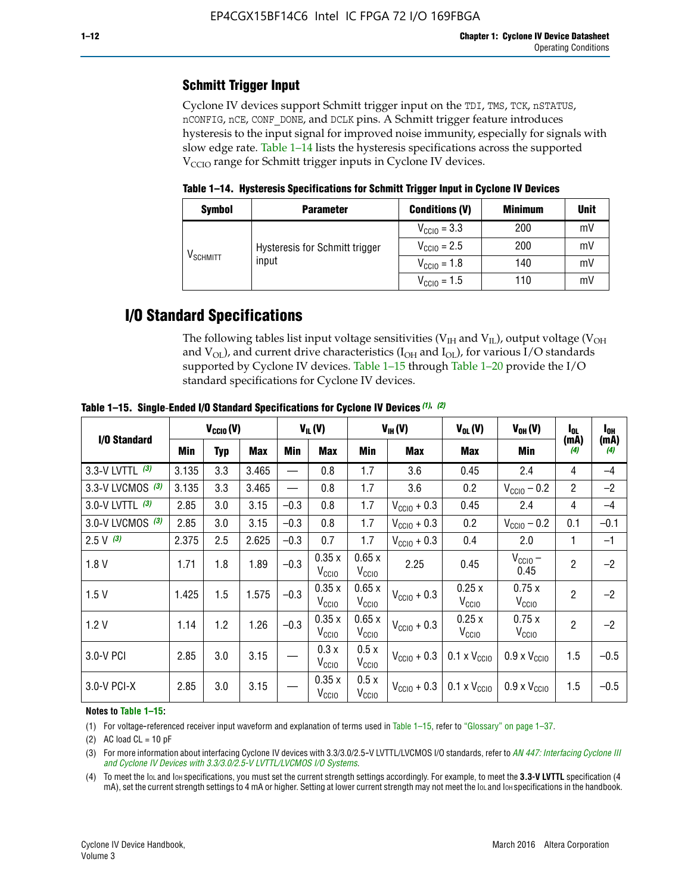## Schmitt Trigger Input

Cyclone IV devices support Schmitt trigger input on the TDI, TMS, TCK, nSTATUS, nCONFIG, nCE, CONF_DONE, and DCLK pins. A Schmitt trigger feature introduces hysteresis to the input signal for improved noise immunity, especially for signals with slow edge rate. Table 1–14 lists the hysteresis specifications across the supported $V_{CCIO}$ range for Schmitt trigger inputs in Cyclone IV devices.

**Table 1–14. Hysteresis Specifications for Schmitt Trigger Input in Cyclone IV Devices**

| Symbol | Parameter | Conditions (V) | Minimum | Unit |
|---|---|---|---|---|
| $V_{SCHMITT}$ | Hysteresis for Schmitt trigger input | $V_{CCIO}$ = 3.3 | 200 | mV |
| | | $V_{CCIO}$ = 2.5 | 200 | mV |
| | | $V_{CCIO}$ = 1.8 | 140 | mV |
| | | $V_{CCIO}$ = 1.5 | 110 | mV |

# I/O Standard Specifications

The following tables list input voltage sensitivities ($V_{IH}$ and $V_{IL}$), output voltage ($V_{OH}$ and $V_{OL}$), and current drive characteristics ($I_{OH}$ and $I_{OL}$), for various I/O standards supported by Cyclone IV devices. Table 1–15 through Table 1–20 provide the I/O standard specifications for Cyclone IV devices.

**Table 1–15. Single-Ended I/O Standard Specifications for Cyclone IV Devices** *(1), (2)*

| I/O Standard | $V_{CCIO}$ (V) | | | $V_{IL}$ (V) | | $V_{IH}$ (V) | | $V_{OL}$ (V) | $V_{OH}$ (V) | $I_{OL}$ (mA) (4) | $I_{OH}$ (mA) (4) |
|---|---|---|---|---|---|---|---|---|---|---|---|
| | Min | Typ | Max | Min | Max | Min | Max | Max | Min | | |
| 3.3-V LVTTL (3) | 3.135 | 3.3 | 3.465 | — | 0.8 | 1.7 | 3.6 | 0.45 | 2.4 | 4 | –4 |
| 3.3-V LVCMOS (3) | 3.135 | 3.3 | 3.465 | — | 0.8 | 1.7 | 3.6 | 0.2 | $V_{CCIO}$ – 0.2 | 2 | –2 |
| 3.0-V LVTTL (3) | 2.85 | 3.0 | 3.15 | –0.3 | 0.8 | 1.7 | $V_{CCIO}$ + 0.3 | 0.45 | 2.4 | 4 | –4 |
| 3.0-V LVCMOS (3) | 2.85 | 3.0 | 3.15 | –0.3 | 0.8 | 1.7 | $V_{CCIO}$ + 0.3 | 0.2 | $V_{CCIO}$ – 0.2 | 0.1 | –0.1 |
| 2.5 V (3) | 2.375 | 2.5 | 2.625 | –0.3 | 0.7 | 1.7 | $V_{CCIO}$ + 0.3 | 0.4 | 2.0 | 1 | –1 |
| 1.8 V | 1.71 | 1.8 | 1.89 | –0.3 | 0.35 x $V_{CCIO}$ | 0.65 x $V_{CCIO}$ | 2.25 | 0.45 | $V_{CCIO}$ – 0.45 | 2 | –2 |
| 1.5 V | 1.425 | 1.5 | 1.575 | –0.3 | 0.35 x $V_{CCIO}$ | 0.65 x $V_{CCIO}$ | $V_{CCIO}$ + 0.3 | 0.25 x $V_{CCIO}$ | 0.75 x $V_{CCIO}$ | 2 | –2 |
| 1.2 V | 1.14 | 1.2 | 1.26 | –0.3 | 0.35 x $V_{CCIO}$ | 0.65 x $V_{CCIO}$ | $V_{CCIO}$ + 0.3 | 0.25 x $V_{CCIO}$ | 0.75 x $V_{CCIO}$ | 2 | –2 |
| 3.0-V PCI | 2.85 | 3.0 | 3.15 | — | 0.3 x $V_{CCIO}$ | 0.5 x $V_{CCIO}$ | $V_{CCIO}$ + 0.3 | 0.1 x $V_{CCIO}$ | 0.9 x $V_{CCIO}$ | 1.5 | –0.5 |
| 3.0-V PCI-X | 2.85 | 3.0 | 3.15 | — | 0.35 x $V_{CCIO}$ | 0.5 x $V_{CCIO}$ | $V_{CCIO}$ + 0.3 | 0.1 x $V_{CCIO}$ | 0.9 x $V_{CCIO}$ | 1.5 | –0.5 |

**Notes to Table 1–15:**

(1) For voltage-referenced receiver input waveform and explanation of terms used in Table 1–15, refer to "Glossary" on page 1–37.

(2) AC load CL = 10 pF

(3) For more information about interfacing Cyclone IV devices with 3.3/3.0/2.5-V LVTTL/LVCMOS I/O standards, refer to *AN 447: Interfacing Cyclone III and Cyclone IV Devices with 3.3/3.0/2.5-V LVTTL/LVCMOS I/O Systems*.

(4) To meet the IOL and IOH specifications, you must set the current strength settings accordingly. For example, to meet the **3.3-V LVTTL** specification (4 mA), set the current strength settings to 4 mA or higher. Setting at lower current strength may not meet the IOL and IOH specifications in the handbook.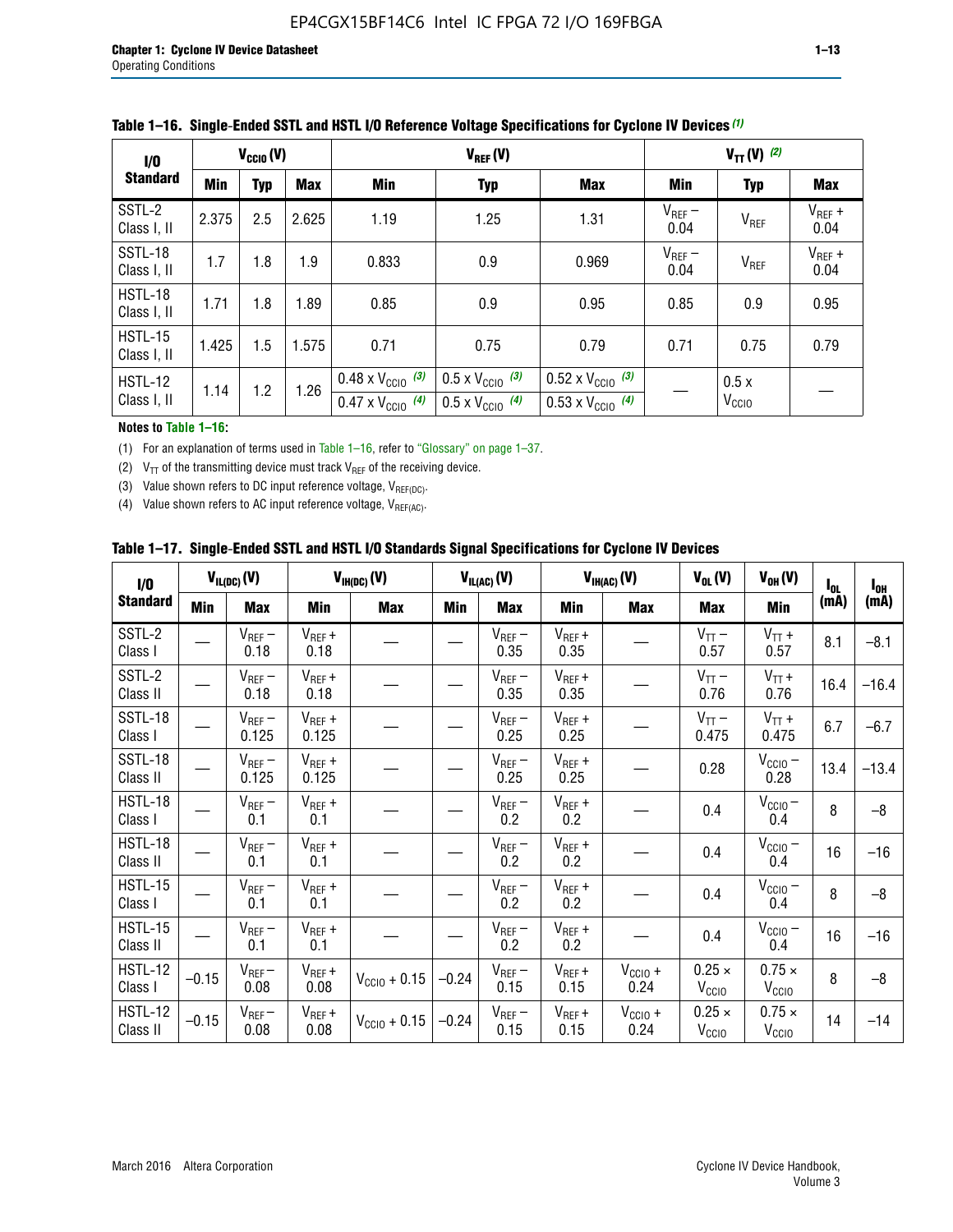**Table 1–16. Single-Ended SSTL and HSTL I/O Reference Voltage Specifications for Cyclone IV Devices (1)**

| I/O Standard | $V_{CCIO}$ (V) | | | $V_{REF}$ (V) | | | $V_{TT}$ (V) (2) | | |
|---|---|---|---|---|---|---|---|---|---|
| | Min | Typ | Max | Min | Typ | Max | Min | Typ | Max |
| SSTL-2 Class I, II | 2.375 | 2.5 | 2.625 | 1.19 | 1.25 | 1.31 | $V_{REF}$ – 0.04 | $V_{REF}$ | $V_{REF}$ + 0.04 |
| SSTL-18 Class I, II | 1.7 | 1.8 | 1.9 | 0.833 | 0.9 | 0.969 | $V_{REF}$ – 0.04 | $V_{REF}$ | $V_{REF}$ + 0.04 |
| HSTL-18 Class I, II | 1.71 | 1.8 | 1.89 | 0.85 | 0.9 | 0.95 | 0.85 | 0.9 | 0.95 |
| HSTL-15 Class I, II | 1.425 | 1.5 | 1.575 | 0.71 | 0.75 | 0.79 | 0.71 | 0.75 | 0.79 |
| HSTL-12 Class I, II | 1.14 | 1.2 | 1.26 | 0.48 x $V_{CCIO}$ (3) / 0.47 x $V_{CCIO}$ (4) | 0.5 x $V_{CCIO}$ (3) / 0.5 x $V_{CCIO}$ (4) | 0.52 x $V_{CCIO}$ (3) / 0.53 x $V_{CCIO}$ (4) | — | 0.5 x $V_{CCIO}$ | — |

**Notes to Table 1–16:**

(1) For an explanation of terms used in Table 1–16, refer to "Glossary" on page 1–37.

(2) $V_{TT}$ of the transmitting device must track $V_{REF}$ of the receiving device.

(3) Value shown refers to DC input reference voltage, $V_{REF(DC)}$.

(4) Value shown refers to AC input reference voltage, $V_{REF(AC)}$.

**Table 1–17. Single-Ended SSTL and HSTL I/O Standards Signal Specifications for Cyclone IV Devices**

| I/O Standard | $V_{IL(DC)}$ (V) | | $V_{IH(DC)}$ (V) | | $V_{IL(AC)}$ (V) | | $V_{IH(AC)}$ (V) | | $V_{OL}$ (V) | $V_{OH}$ (V) | $I_{OL}$ (mA) | $I_{OH}$ (mA) |
|---|---|---|---|---|---|---|---|---|---|---|---|---|
| | Min | Max | Min | Max | Min | Max | Min | Max | Max | Min | | |
| SSTL-2 Class I | — | $V_{REF}$ – 0.18 | $V_{REF}$ + 0.18 | — | — | $V_{REF}$ – 0.35 | $V_{REF}$ + 0.35 | — | $V_{TT}$ – 0.57 | $V_{TT}$ + 0.57 | 8.1 | –8.1 |
| SSTL-2 Class II | — | $V_{REF}$ – 0.18 | $V_{REF}$ + 0.18 | — | — | $V_{REF}$ – 0.35 | $V_{REF}$ + 0.35 | — | $V_{TT}$ – 0.76 | $V_{TT}$ + 0.76 | 16.4 | –16.4 |
| SSTL-18 Class I | — | $V_{REF}$ – 0.125 | $V_{REF}$ + 0.125 | — | — | $V_{REF}$ – 0.25 | $V_{REF}$ + 0.25 | — | $V_{TT}$ – 0.475 | $V_{TT}$ + 0.475 | 6.7 | –6.7 |
| SSTL-18 Class II | — | $V_{REF}$ – 0.125 | $V_{REF}$ + 0.125 | — | — | $V_{REF}$ – 0.25 | $V_{REF}$ + 0.25 | — | 0.28 | $V_{CCIO}$ – 0.28 | 13.4 | –13.4 |
| HSTL-18 Class I | — | $V_{REF}$ – 0.1 | $V_{REF}$ + 0.1 | — | — | $V_{REF}$ – 0.2 | $V_{REF}$ + 0.2 | — | 0.4 | $V_{CCIO}$ – 0.4 | 8 | –8 |
| HSTL-18 Class II | — | $V_{REF}$ – 0.1 | $V_{REF}$ + 0.1 | — | — | $V_{REF}$ – 0.2 | $V_{REF}$ + 0.2 | — | 0.4 | $V_{CCIO}$ – 0.4 | 16 | –16 |
| HSTL-15 Class I | — | $V_{REF}$ – 0.1 | $V_{REF}$ + 0.1 | — | — | $V_{REF}$ – 0.2 | $V_{REF}$ + 0.2 | — | 0.4 | $V_{CCIO}$ – 0.4 | 8 | –8 |
| HSTL-15 Class II | — | $V_{REF}$ – 0.1 | $V_{REF}$ + 0.1 | — | — | $V_{REF}$ – 0.2 | $V_{REF}$ + 0.2 | — | 0.4 | $V_{CCIO}$ – 0.4 | 16 | –16 |
| HSTL-12 Class I | –0.15 | $V_{REF}$ – 0.08 | $V_{REF}$ + 0.08 | $V_{CCIO}$ + 0.15 | –0.24 | $V_{REF}$ – 0.15 | $V_{REF}$ + 0.15 | $V_{CCIO}$ + 0.24 | 0.25 × $V_{CCIO}$ | 0.75 × $V_{CCIO}$ | 8 | –8 |
| HSTL-12 Class II | –0.15 | $V_{REF}$ – 0.08 | $V_{REF}$ + 0.08 | $V_{CCIO}$ + 0.15 | –0.24 | $V_{REF}$ – 0.15 | $V_{REF}$ + 0.15 | $V_{CCIO}$ + 0.24 | 0.25 × $V_{CCIO}$ | 0.75 × $V_{CCIO}$ | 14 | –14 |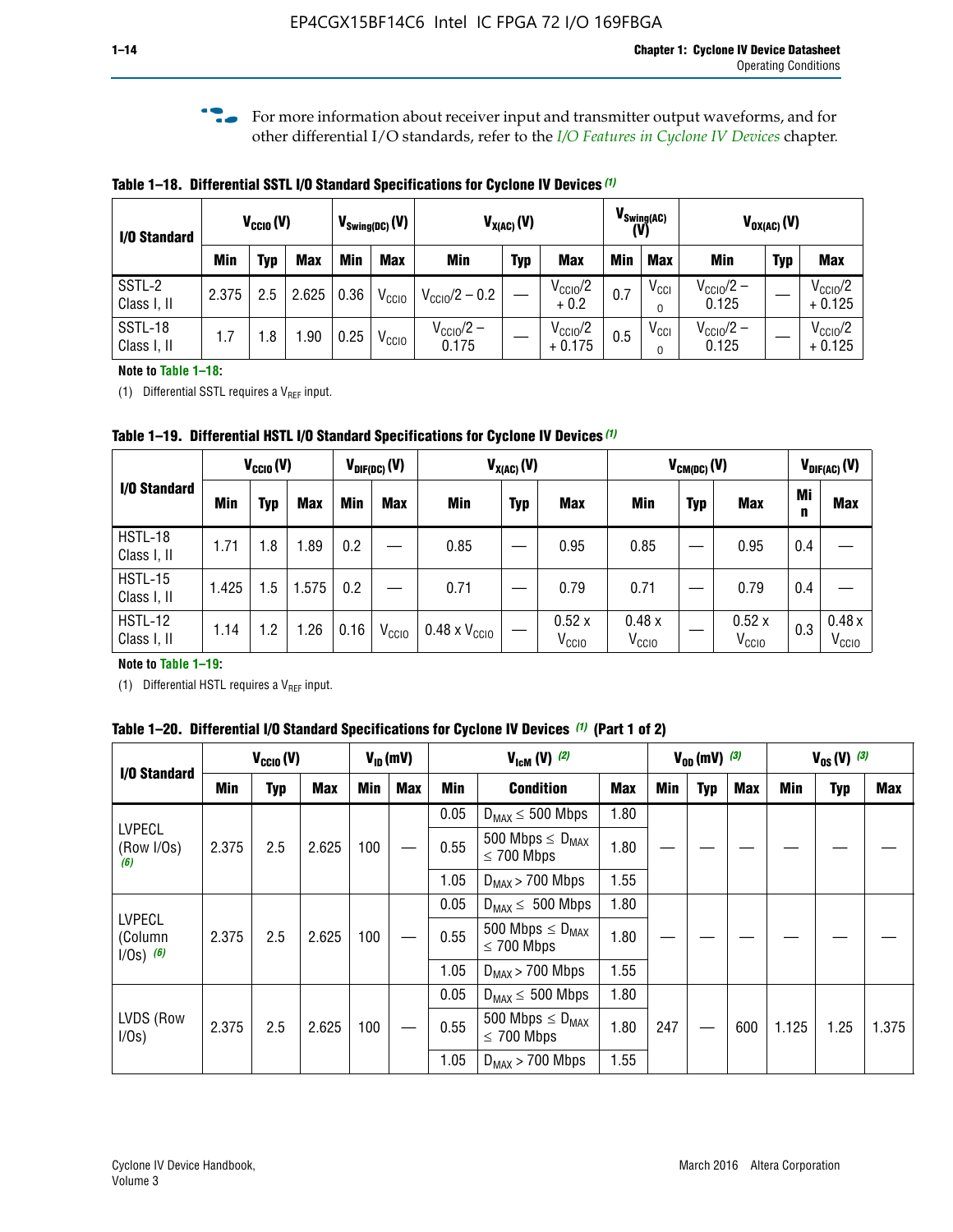For more information about receiver input and transmitter output waveforms, and for other differential I/O standards, refer to the *I/O Features in Cyclone IV Devices* chapter.

**Table 1–18. Differential SSTL I/O Standard Specifications for Cyclone IV Devices** *(1)*

| I/O Standard | $V_{CCIO}$ (V) | | | $V_{Swing(DC)}$ (V) | | $V_{X(AC)}$ (V) | | | $V_{Swing(AC)}$ (V) | | $V_{OX(AC)}$ (V) | | |
|---|---|---|---|---|---|---|---|---|---|---|---|---|---|
| | Min | Typ | Max | Min | Max | Min | Typ | Max | Min | Max | Min | Typ | Max |
| SSTL-2 Class I, II | 2.375 | 2.5 | 2.625 | 0.36 | $V_{CCIO}$ | $V_{CCIO}/2 - 0.2$ | — | $V_{CCIO}/2 + 0.2$ | 0.7 | $V_{CCIO}$ | $V_{CCIO}/2 - 0.125$ | — | $V_{CCIO}/2 + 0.125$ |
| SSTL-18 Class I, II | 1.7 | 1.8 | 1.90 | 0.25 | $V_{CCIO}$ | $V_{CCIO}/2 - 0.175$ | — | $V_{CCIO}/2 + 0.175$ | 0.5 | $V_{CCIO}$ | $V_{CCIO}/2 - 0.125$ | — | $V_{CCIO}/2 + 0.125$ |

**Note to Table 1–18:**

(1) Differential SSTL requires a $V_{REF}$ input.

**Table 1–19. Differential HSTL I/O Standard Specifications for Cyclone IV Devices** *(1)*

| I/O Standard | $V_{CCIO}$ (V) | | | $V_{DIF(DC)}$ (V) | | $V_{X(AC)}$ (V) | | | $V_{CM(DC)}$ (V) | | | $V_{DIF(AC)}$ (V) | |
|---|---|---|---|---|---|---|---|---|---|---|---|---|---|
| | Min | Typ | Max | Min | Max | Min | Typ | Max | Min | Typ | Max | Min | Max |
| HSTL-18 Class I, II | 1.71 | 1.8 | 1.89 | 0.2 | — | 0.85 | — | 0.95 | 0.85 | — | 0.95 | 0.4 | — |
| HSTL-15 Class I, II | 1.425 | 1.5 | 1.575 | 0.2 | — | 0.71 | — | 0.79 | 0.71 | — | 0.79 | 0.4 | — |
| HSTL-12 Class I, II | 1.14 | 1.2 | 1.26 | 0.16 | $V_{CCIO}$ | 0.48 x $V_{CCIO}$ | — | 0.52 x $V_{CCIO}$ | 0.48 x $V_{CCIO}$ | — | 0.52 x $V_{CCIO}$ | 0.3 | 0.48 x $V_{CCIO}$ |

**Note to Table 1–19:**

(1) Differential HSTL requires a $V_{REF}$ input.

**Table 1–20. Differential I/O Standard Specifications for Cyclone IV Devices** *(1)* **(Part 1 of 2)**

| I/O Standard | $V_{CCIO}$ (V) | | | $V_{ID}$ (mV) | | $V_{IcM}$ (V) *(2)* | | | $V_{OD}$ (mV) *(3)* | | | $V_{OS}$ (V) *(3)* | | |
|---|---|---|---|---|---|---|---|---|---|---|---|---|---|---|
| | Min | Typ | Max | Min | Max | Min | Condition | Max | Min | Typ | Max | Min | Typ | Max |
| LVPECL (Row I/Os) *(6)* | 2.375 | 2.5 | 2.625 | 100 | — | 0.05 | $D_{MAX} \leq 500$ Mbps | 1.80 | — | — | — | — | — | — |
| | | | | | | 0.55 | 500 Mbps $\leq D_{MAX} \leq 700$ Mbps | 1.80 | | | | | | |
| | | | | | | 1.05 | $D_{MAX} > 700$ Mbps | 1.55 | | | | | | |
| LVPECL (Column I/Os) *(6)* | 2.375 | 2.5 | 2.625 | 100 | — | 0.05 | $D_{MAX} \leq 500$ Mbps | 1.80 | — | — | — | — | — | — |
| | | | | | | 0.55 | 500 Mbps $\leq D_{MAX} \leq 700$ Mbps | 1.80 | | | | | | |
| | | | | | | 1.05 | $D_{MAX} > 700$ Mbps | 1.55 | | | | | | |
| LVDS (Row I/Os) | 2.375 | 2.5 | 2.625 | 100 | — | 0.05 | $D_{MAX} \leq 500$ Mbps | 1.80 | 247 | — | 600 | 1.125 | 1.25 | 1.375 |
| | | | | | | 0.55 | 500 Mbps $\leq D_{MAX} \leq 700$ Mbps | 1.80 | | | | | | |
| | | | | | | 1.05 | $D_{MAX} > 700$ Mbps | 1.55 | | | | | | |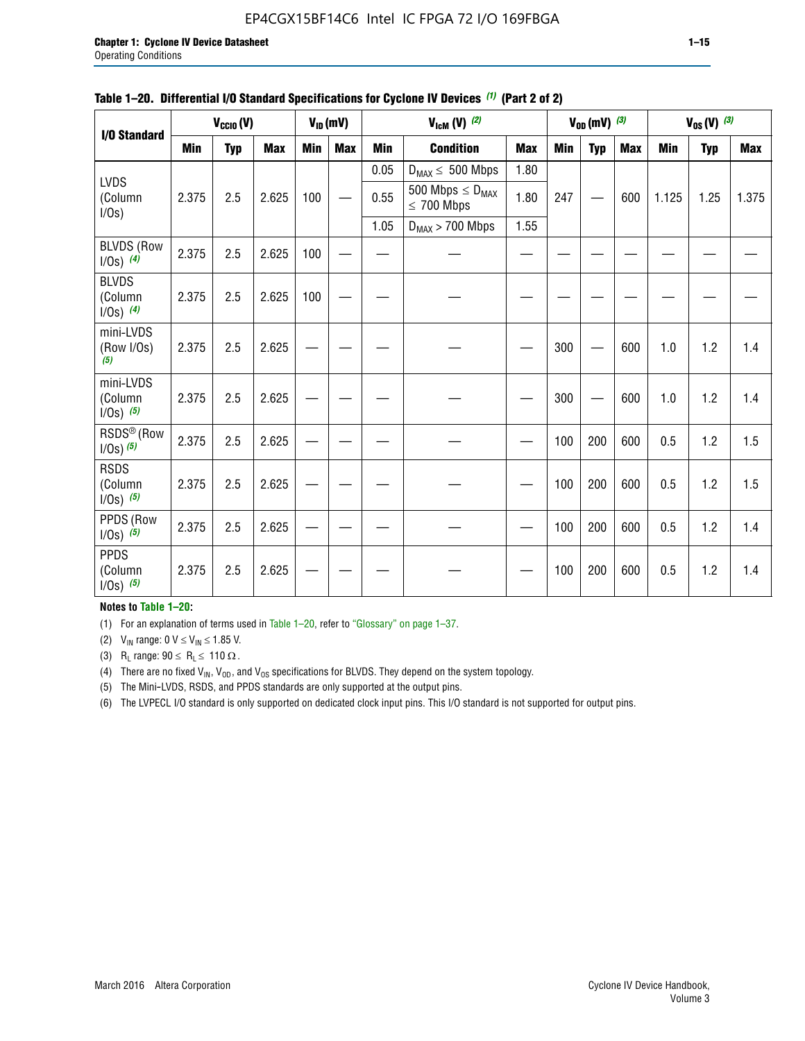**Table 1–20. Differential I/O Standard Specifications for Cyclone IV Devices (1) (Part 2 of 2)**

| I/O Standard | $V_{CCIO}$ (V) | | | $V_{ID}$ (mV) | | $V_{IcM}$ (V) (2) | | | $V_{OD}$ (mV) (3) | | | $V_{OS}$ (V) (3) | | |
|---|---|---|---|---|---|---|---|---|---|---|---|---|---|---|
| | Min | Typ | Max | Min | Max | Min | Condition | Max | Min | Typ | Max | Min | Typ | Max |
| LVDS (Column I/Os) | 2.375 | 2.5 | 2.625 | 100 | — | 0.05 | $D_{MAX} \leq$ 500 Mbps | 1.80 | 247 | — | 600 | 1.125 | 1.25 | 1.375 |
| | | | | | | 0.55 | 500 Mbps $\leq D_{MAX} \leq$ 700 Mbps | 1.80 | | | | | | |
| | | | | | | 1.05 | $D_{MAX} >$ 700 Mbps | 1.55 | | | | | | |
| BLVDS (Row I/Os) (4) | 2.375 | 2.5 | 2.625 | 100 | — | — | — | — | — | — | — | — | — | — |
| BLVDS (Column I/Os) (4) | 2.375 | 2.5 | 2.625 | 100 | — | — | — | — | — | — | — | — | — | — |
| mini-LVDS (Row I/Os) (5) | 2.375 | 2.5 | 2.625 | — | — | — | — | — | 300 | — | 600 | 1.0 | 1.2 | 1.4 |
| mini-LVDS (Column I/Os) (5) | 2.375 | 2.5 | 2.625 | — | — | — | — | — | 300 | — | 600 | 1.0 | 1.2 | 1.4 |
| RSDS® (Row I/Os) (5) | 2.375 | 2.5 | 2.625 | — | — | — | — | — | 100 | 200 | 600 | 0.5 | 1.2 | 1.5 |
| RSDS (Column I/Os) (5) | 2.375 | 2.5 | 2.625 | — | — | — | — | — | 100 | 200 | 600 | 0.5 | 1.2 | 1.5 |
| PPDS (Row I/Os) (5) | 2.375 | 2.5 | 2.625 | — | — | — | — | — | 100 | 200 | 600 | 0.5 | 1.2 | 1.4 |
| PPDS (Column I/Os) (5) | 2.375 | 2.5 | 2.625 | — | — | — | — | — | 100 | 200 | 600 | 0.5 | 1.2 | 1.4 |

**Notes to Table 1–20:**

(1) For an explanation of terms used in Table 1–20, refer to "Glossary" on page 1–37.

(2) $V_{IN}$ range: 0 V $\leq V_{IN} \leq$ 1.85 V.

(3) $R_L$ range: 90 $\leq R_L \leq$ 110 Ω.

(4) There are no fixed $V_{IN}$, $V_{OD}$, and $V_{OS}$ specifications for BLVDS. They depend on the system topology.

(5) The Mini-LVDS, RSDS, and PPDS standards are only supported at the output pins.

(6) The LVPECL I/O standard is only supported on dedicated clock input pins. This I/O standard is not supported for output pins.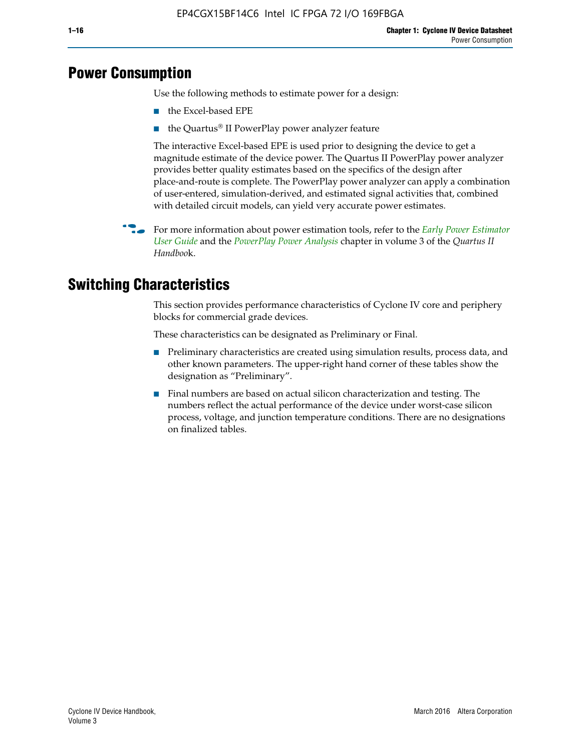## Power Consumption

Use the following methods to estimate power for a design:

- the Excel-based EPE
- the Quartus® II PowerPlay power analyzer feature

The interactive Excel-based EPE is used prior to designing the device to get a magnitude estimate of the device power. The Quartus II PowerPlay power analyzer provides better quality estimates based on the specifics of the design after place-and-route is complete. The PowerPlay power analyzer can apply a combination of user-entered, simulation-derived, and estimated signal activities that, combined with detailed circuit models, can yield very accurate power estimates.

For more information about power estimation tools, refer to the *Early Power Estimator User Guide* and the *PowerPlay Power Analysis* chapter in volume 3 of the *Quartus II Handbook*.

## Switching Characteristics

This section provides performance characteristics of Cyclone IV core and periphery blocks for commercial grade devices.

These characteristics can be designated as Preliminary or Final.

- Preliminary characteristics are created using simulation results, process data, and other known parameters. The upper-right hand corner of these tables show the designation as "Preliminary".
- Final numbers are based on actual silicon characterization and testing. The numbers reflect the actual performance of the device under worst-case silicon process, voltage, and junction temperature conditions. There are no designations on finalized tables.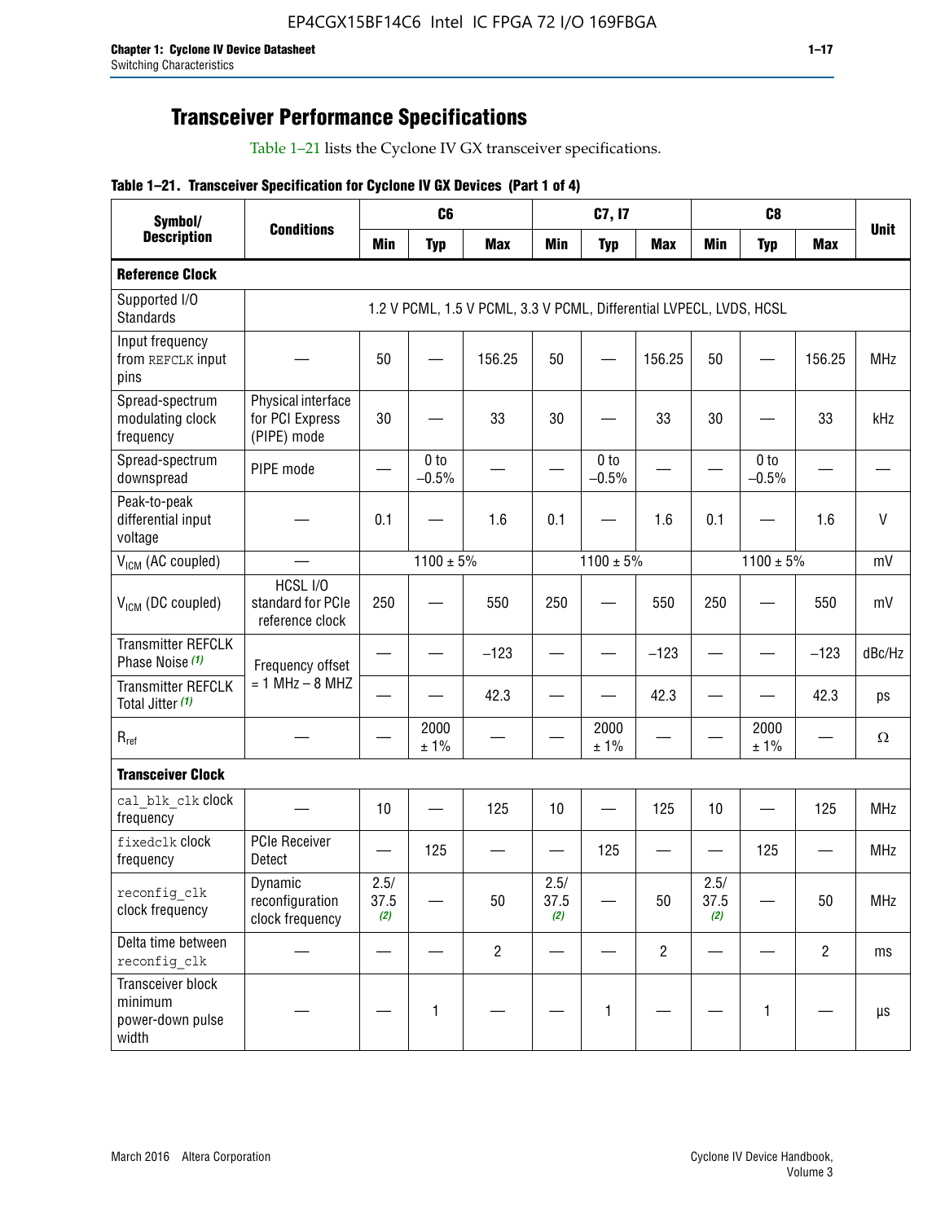## Transceiver Performance Specifications

Table 1–21 lists the Cyclone IV GX transceiver specifications.

**Table 1–21. Transceiver Specification for Cyclone IV GX Devices (Part 1 of 4)**

| Symbol/ Description | Conditions | C6 | | | C7, I7 | | | C8 | | | Unit |
|---|---|---|---|---|---|---|---|---|---|---|---|
| | | Min | Typ | Max | Min | Typ | Max | Min | Typ | Max | |
| **Reference Clock** | | | | | | | | | | | |
| Supported I/O Standards | 1.2 V PCML, 1.5 V PCML, 3.3 V PCML, Differential LVPECL, LVDS, HCSL | | | | | | | | | | |
| Input frequency from REFCLK input pins | — | 50 | — | 156.25 | 50 | — | 156.25 | 50 | — | 156.25 | MHz |
| Spread-spectrum modulating clock frequency | Physical interface for PCI Express (PIPE) mode | 30 | — | 33 | 30 | — | 33 | 30 | — | 33 | kHz |
| Spread-spectrum downspread | PIPE mode | — | 0 to −0.5% | — | — | 0 to −0.5% | — | — | 0 to −0.5% | — | — |
| Peak-to-peak differential input voltage | — | 0.1 | — | 1.6 | 0.1 | — | 1.6 | 0.1 | — | 1.6 | V |
| $V_{ICM}$ (AC coupled) | — | 1100 ± 5% | | | 1100 ± 5% | | | 1100 ± 5% | | | mV |
| $V_{ICM}$ (DC coupled) | HCSL I/O standard for PCIe reference clock | 250 | — | 550 | 250 | — | 550 | 250 | — | 550 | mV |
| Transmitter REFCLK Phase Noise (1) | Frequency offset = 1 MHz – 8 MHZ | — | — | −123 | — | — | −123 | — | — | −123 | dBc/Hz |
| Transmitter REFCLK Total Jitter (1) | | — | — | 42.3 | — | — | 42.3 | — | — | 42.3 | ps |
| $R_{ref}$ | — | — | 2000 ± 1% | — | — | 2000 ± 1% | — | — | 2000 ± 1% | — | Ω |
| **Transceiver Clock** | | | | | | | | | | | |
| cal_blk_clk clock frequency | — | 10 | — | 125 | 10 | — | 125 | 10 | — | 125 | MHz |
| fixedclk clock frequency | PCIe Receiver Detect | — | 125 | — | — | 125 | — | — | 125 | — | MHz |
| reconfig_clk clock frequency | Dynamic reconfiguration clock frequency | 2.5/ 37.5 (2) | — | 50 | 2.5/ 37.5 (2) | — | 50 | 2.5/ 37.5 (2) | — | 50 | MHz |
| Delta time between reconfig_clk | — | — | — | 2 | — | — | 2 | — | — | 2 | ms |
| Transceiver block minimum power-down pulse width | — | — | 1 | — | — | 1 | — | — | 1 | — | µs |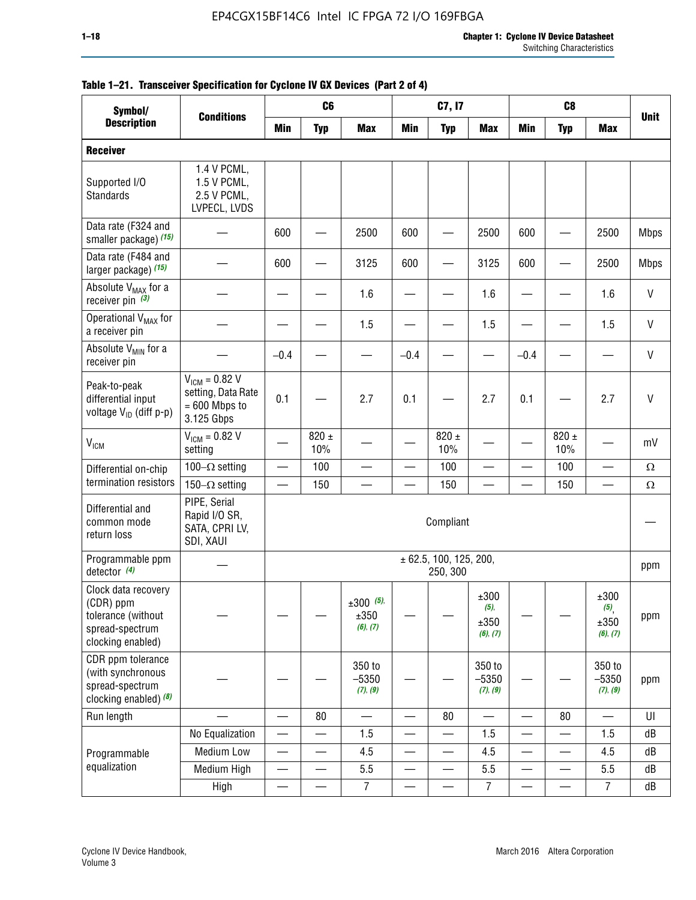**Table 1–21. Transceiver Specification for Cyclone IV GX Devices (Part 2 of 4)**

| Symbol/ Description | Conditions | C6 | | | C7, I7 | | | C8 | | | Unit |
|---|---|---|---|---|---|---|---|---|---|---|---|
| | | Min | Typ | Max | Min | Typ | Max | Min | Typ | Max | |
| **Receiver** | | | | | | | | | | | |
| Supported I/O Standards | 1.4 V PCML, 1.5 V PCML, 2.5 V PCML, LVPECL, LVDS | | | | | | | | | | |
| Data rate (F324 and smaller package) *(15)* | — | 600 | — | 2500 | 600 | — | 2500 | 600 | — | 2500 | Mbps |
| Data rate (F484 and larger package) *(15)* | — | 600 | — | 3125 | 600 | — | 3125 | 600 | — | 2500 | Mbps |
| Absolute $V_{MAX}$ for a receiver pin *(3)* | — | — | — | 1.6 | — | — | 1.6 | — | — | 1.6 | V |
| Operational $V_{MAX}$ for a receiver pin | — | — | — | 1.5 | — | — | 1.5 | — | — | 1.5 | V |
| Absolute $V_{MIN}$ for a receiver pin | — | –0.4 | — | — | –0.4 | — | — | –0.4 | — | — | V |
| Peak-to-peak differential input voltage $V_{ID}$ (diff p-p) | $V_{ICM}$ = 0.82 V setting, Data Rate = 600 Mbps to 3.125 Gbps | 0.1 | — | 2.7 | 0.1 | — | 2.7 | 0.1 | — | 2.7 | V |
| $V_{ICM}$ | $V_{ICM}$ = 0.82 V setting | — | 820 ± 10% | — | — | 820 ± 10% | — | — | 820 ± 10% | — | mV |
| Differential on-chip termination resistors | 100–Ω setting | — | 100 | — | — | 100 | — | — | 100 | — | Ω |
| | 150–Ω setting | — | 150 | — | — | 150 | — | — | 150 | — | Ω |
| Differential and common mode return loss | PIPE, Serial Rapid I/O SR, SATA, CPRI LV, SDI, XAUI | Compliant | | | | | | | | | — |
| Programmable ppm detector *(4)* | — | ± 62.5, 100, 125, 200, 250, 300 | | | | | | | | | ppm |
| Clock data recovery (CDR) ppm tolerance (without spread-spectrum clocking enabled) | — | — | — | ±300 *(5)*, ±350 *(6)*, *(7)* | — | — | ±300 *(5)*, ±350 *(6)*, *(7)* | — | — | ±300 *(5)*, ±350 *(6)*, *(7)* | ppm |
| CDR ppm tolerance (with synchronous spread-spectrum clocking enabled) *(8)* | — | — | — | 350 to –5350 *(7)*, *(9)* | — | — | 350 to –5350 *(7)*, *(9)* | — | — | 350 to –5350 *(7)*, *(9)* | ppm |
| Run length | — | — | 80 | — | — | 80 | — | — | 80 | — | UI |
| Programmable equalization | No Equalization | — | — | 1.5 | — | — | 1.5 | — | — | 1.5 | dB |
| | Medium Low | — | — | 4.5 | — | — | 4.5 | — | — | 4.5 | dB |
| | Medium High | — | — | 5.5 | — | — | 5.5 | — | — | 5.5 | dB |
| | High | — | — | 7 | — | — | 7 | — | — | 7 | dB |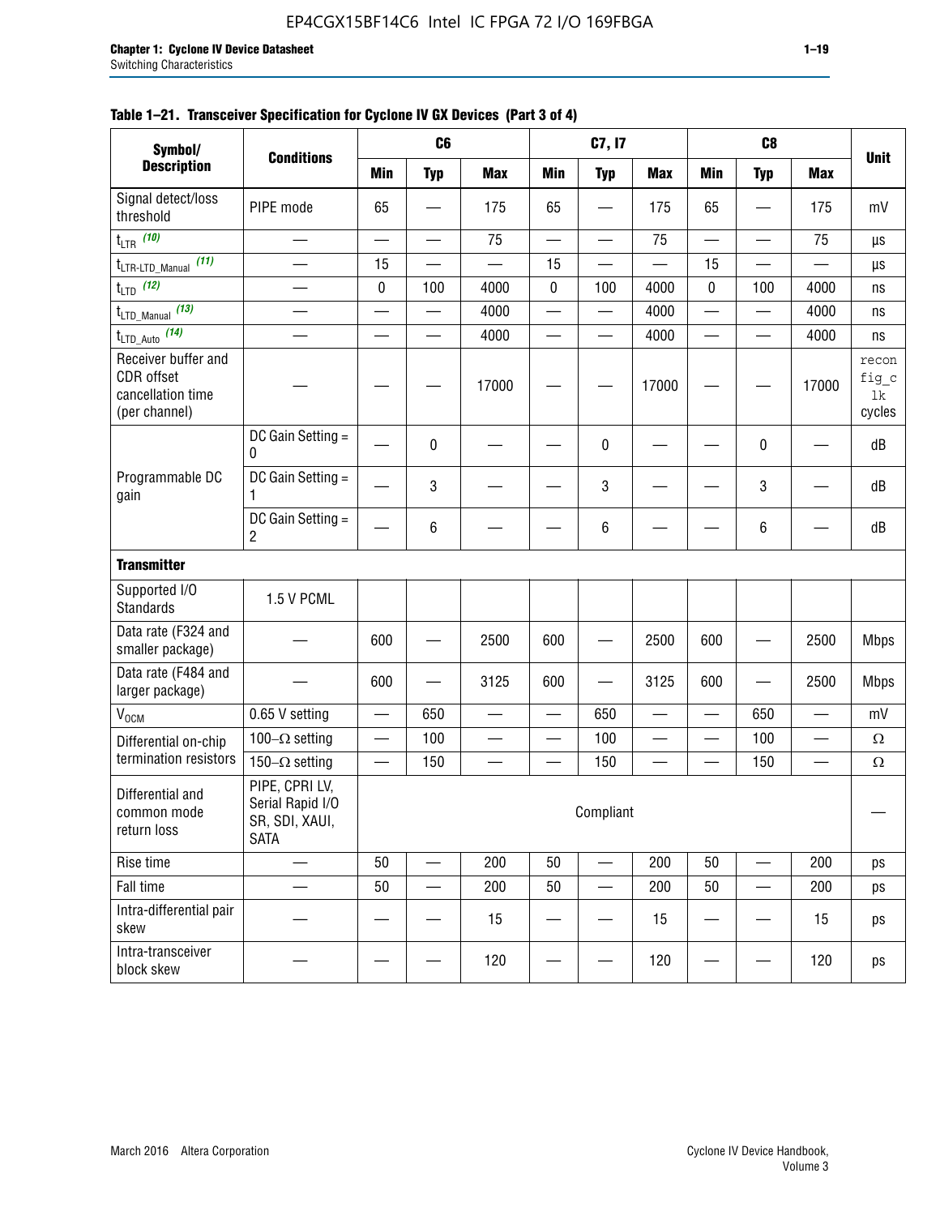**Table 1–21. Transceiver Specification for Cyclone IV GX Devices (Part 3 of 4)**

| Symbol/ Description | Conditions | C6 | | | C7, I7 | | | C8 | | | Unit |
|---|---|---|---|---|---|---|---|---|---|---|---|
| | | Min | Typ | Max | Min | Typ | Max | Min | Typ | Max | |
| Signal detect/loss threshold | PIPE mode | 65 | — | 175 | 65 | — | 175 | 65 | — | 175 | mV |
| $t_{LTR}$ (10) | — | — | — | 75 | — | — | 75 | — | — | 75 | µs |
| $t_{LTR\text{-}LTD\_Manual}$ (11) | — | 15 | — | — | 15 | — | — | 15 | — | — | µs |
| $t_{LTD}$ (12) | — | 0 | 100 | 4000 | 0 | 100 | 4000 | 0 | 100 | 4000 | ns |
| $t_{LTD\_Manual}$ (13) | — | — | — | 4000 | — | — | 4000 | — | — | 4000 | ns |
| $t_{LTD\_Auto}$ (14) | — | — | — | 4000 | — | — | 4000 | — | — | 4000 | ns |
| Receiver buffer and CDR offset cancellation time (per channel) | — | — | — | 17000 | — | — | 17000 | — | — | 17000 | reconfig_clk cycles |
| Programmable DC gain | DC Gain Setting = 0 | — | 0 | — | — | 0 | — | — | 0 | — | dB |
| | DC Gain Setting = 1 | — | 3 | — | — | 3 | — | — | 3 | — | dB |
| | DC Gain Setting = 2 | — | 6 | — | — | 6 | — | — | 6 | — | dB |
| **Transmitter** | | | | | | | | | | | |
| Supported I/O Standards | 1.5 V PCML | | | | | | | | | | |
| Data rate (F324 and smaller package) | — | 600 | — | 2500 | 600 | — | 2500 | 600 | — | 2500 | Mbps |
| Data rate (F484 and larger package) | — | 600 | — | 3125 | 600 | — | 3125 | 600 | — | 2500 | Mbps |
| $V_{OCM}$ | 0.65 V setting | — | 650 | — | — | 650 | — | — | 650 | — | mV |
| Differential on-chip termination resistors | 100–Ω setting | — | 100 | — | — | 100 | — | — | 100 | — | Ω |
| | 150–Ω setting | — | 150 | — | — | 150 | — | — | 150 | — | Ω |
| Differential and common mode return loss | PIPE, CPRI LV, Serial Rapid I/O SR, SDI, XAUI, SATA | Compliant | | | | | | | | | — |
| Rise time | — | 50 | — | 200 | 50 | — | 200 | 50 | — | 200 | ps |
| Fall time | — | 50 | — | 200 | 50 | — | 200 | 50 | — | 200 | ps |
| Intra-differential pair skew | — | — | — | 15 | — | — | 15 | — | — | 15 | ps |
| Intra-transceiver block skew | — | — | — | 120 | — | — | 120 | — | — | 120 | ps |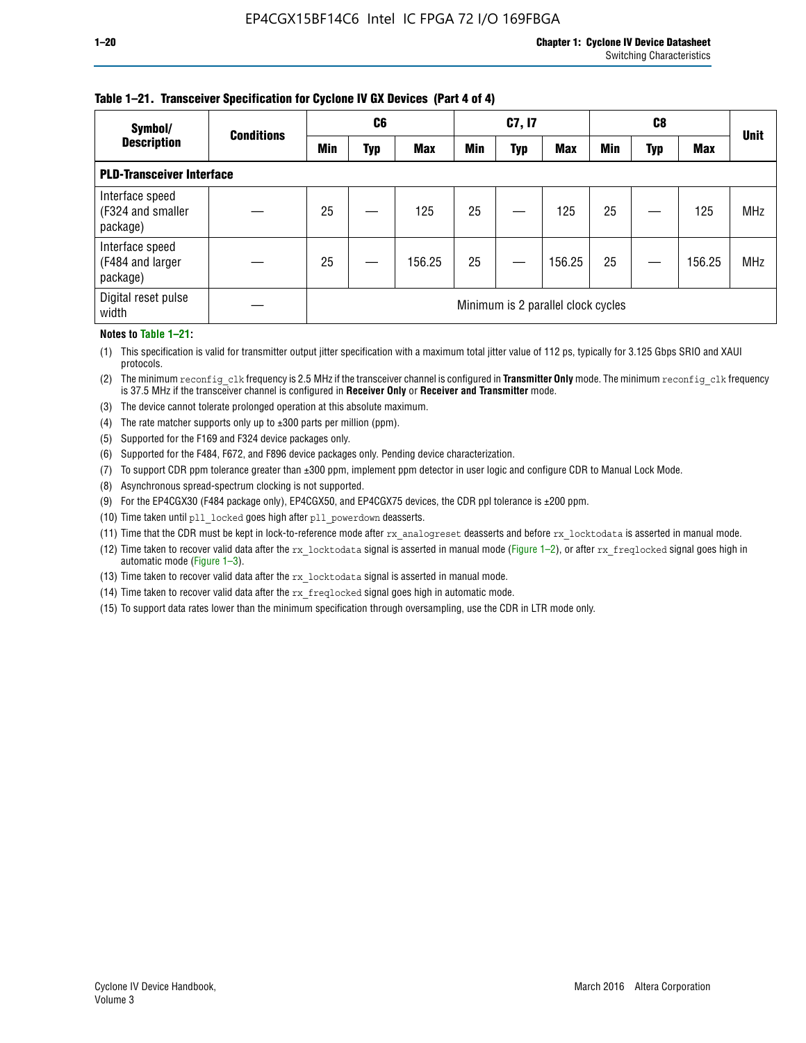**Table 1–21. Transceiver Specification for Cyclone IV GX Devices (Part 4 of 4)**

| Symbol/ Description | Conditions | C6 | | | C7, I7 | | | C8 | | | Unit |
|---|---|---|---|---|---|---|---|---|---|---|---|
| | | Min | Typ | Max | Min | Typ | Max | Min | Typ | Max | |
| **PLD-Transceiver Interface** | | | | | | | | | | | |
| Interface speed (F324 and smaller package) | — | 25 | — | 125 | 25 | — | 125 | 25 | — | 125 | MHz |
| Interface speed (F484 and larger package) | — | 25 | — | 156.25 | 25 | — | 156.25 | 25 | — | 156.25 | MHz |
| Digital reset pulse width | — | Minimum is 2 parallel clock cycles | | | | | | | | | |

**Notes to Table 1–21:**

(1) This specification is valid for transmitter output jitter specification with a maximum total jitter value of 112 ps, typically for 3.125 Gbps SRIO and XAUI protocols.

(2) The minimum `reconfig_clk` frequency is 2.5 MHz if the transceiver channel is configured in **Transmitter Only** mode. The minimum `reconfig_clk` frequency is 37.5 MHz if the transceiver channel is configured in **Receiver Only** or **Receiver and Transmitter** mode.

(3) The device cannot tolerate prolonged operation at this absolute maximum.

(4) The rate matcher supports only up to ±300 parts per million (ppm).

(5) Supported for the F169 and F324 device packages only.

(6) Supported for the F484, F672, and F896 device packages only. Pending device characterization.

(7) To support CDR ppm tolerance greater than ±300 ppm, implement ppm detector in user logic and configure CDR to Manual Lock Mode.

(8) Asynchronous spread-spectrum clocking is not supported.

(9) For the EP4CGX30 (F484 package only), EP4CGX50, and EP4CGX75 devices, the CDR ppl tolerance is ±200 ppm.

(10) Time taken until `pll_locked` goes high after `pll_powerdown` deasserts.

(11) Time that the CDR must be kept in lock-to-reference mode after `rx_analogreset` deasserts and before `rx_locktodata` is asserted in manual mode.

(12) Time taken to recover valid data after the `rx_locktodata` signal is asserted in manual mode (Figure 1–2), or after `rx_freqlocked` signal goes high in automatic mode (Figure 1–3).

(13) Time taken to recover valid data after the `rx_locktodata` signal is asserted in manual mode.

(14) Time taken to recover valid data after the `rx_freqlocked` signal goes high in automatic mode.

(15) To support data rates lower than the minimum specification through oversampling, use the CDR in LTR mode only.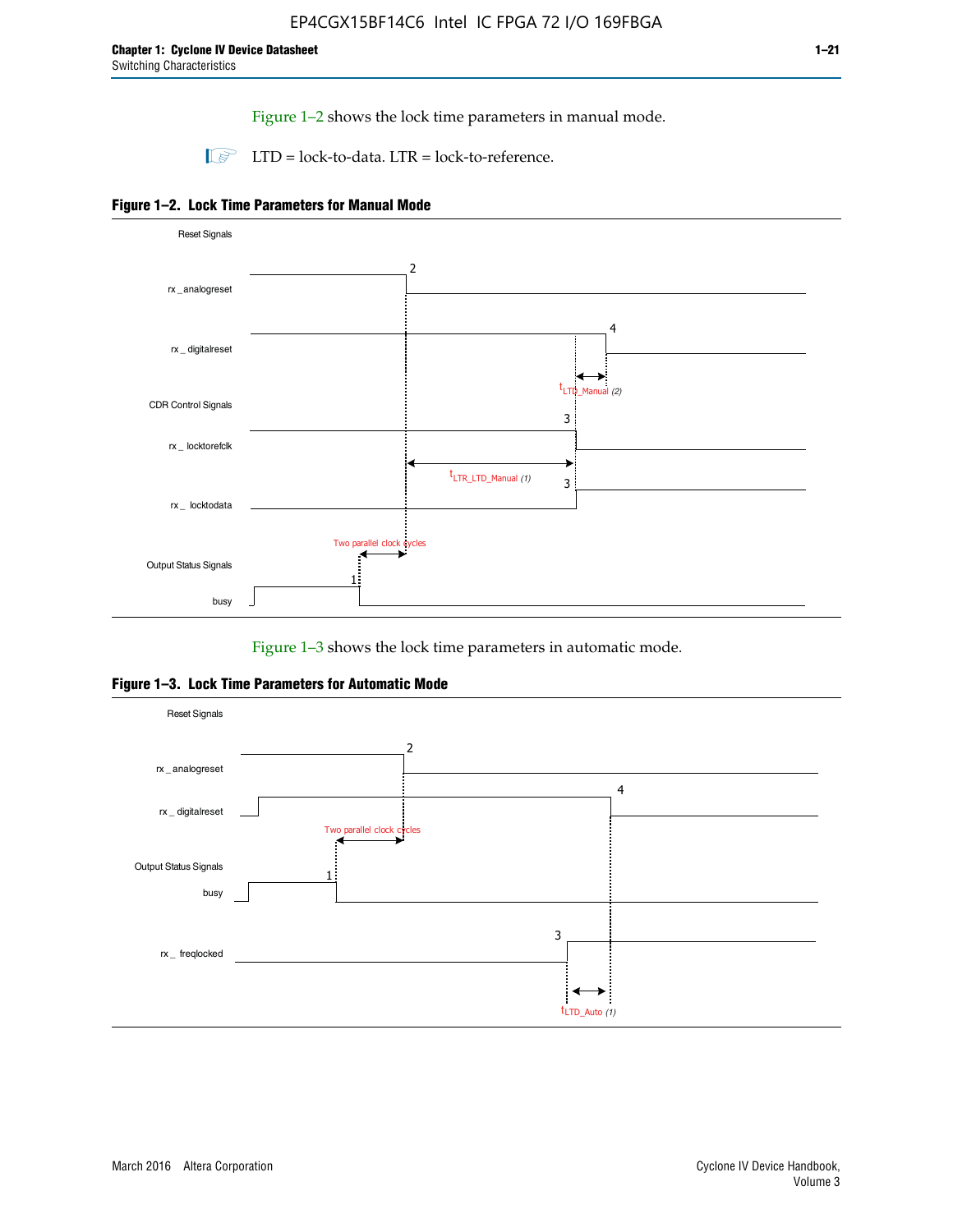Figure 1–2 shows the lock time parameters in manual mode.

LTD = lock-to-data. LTR = lock-to-reference.

**Figure 1–2. Lock Time Parameters for Manual Mode**

Reset Signals

rx_analogreset

rx_digitalreset

$t_{LTD\_Manual}$ (2)

CDR Control Signals

rx_locktorefclk

$t_{LTR\_LTD\_Manual}$ (1)

rx_locktodata

Two parallel clock cycles

Output Status Signals

busy

Figure 1–3 shows the lock time parameters in automatic mode.

**Figure 1–3. Lock Time Parameters for Automatic Mode**

Reset Signals

rx_analogreset

rx_digitalreset

Two parallel clock cycles

Output Status Signals

busy

rx_freqlocked

$t_{LTD\_Auto}$ (1)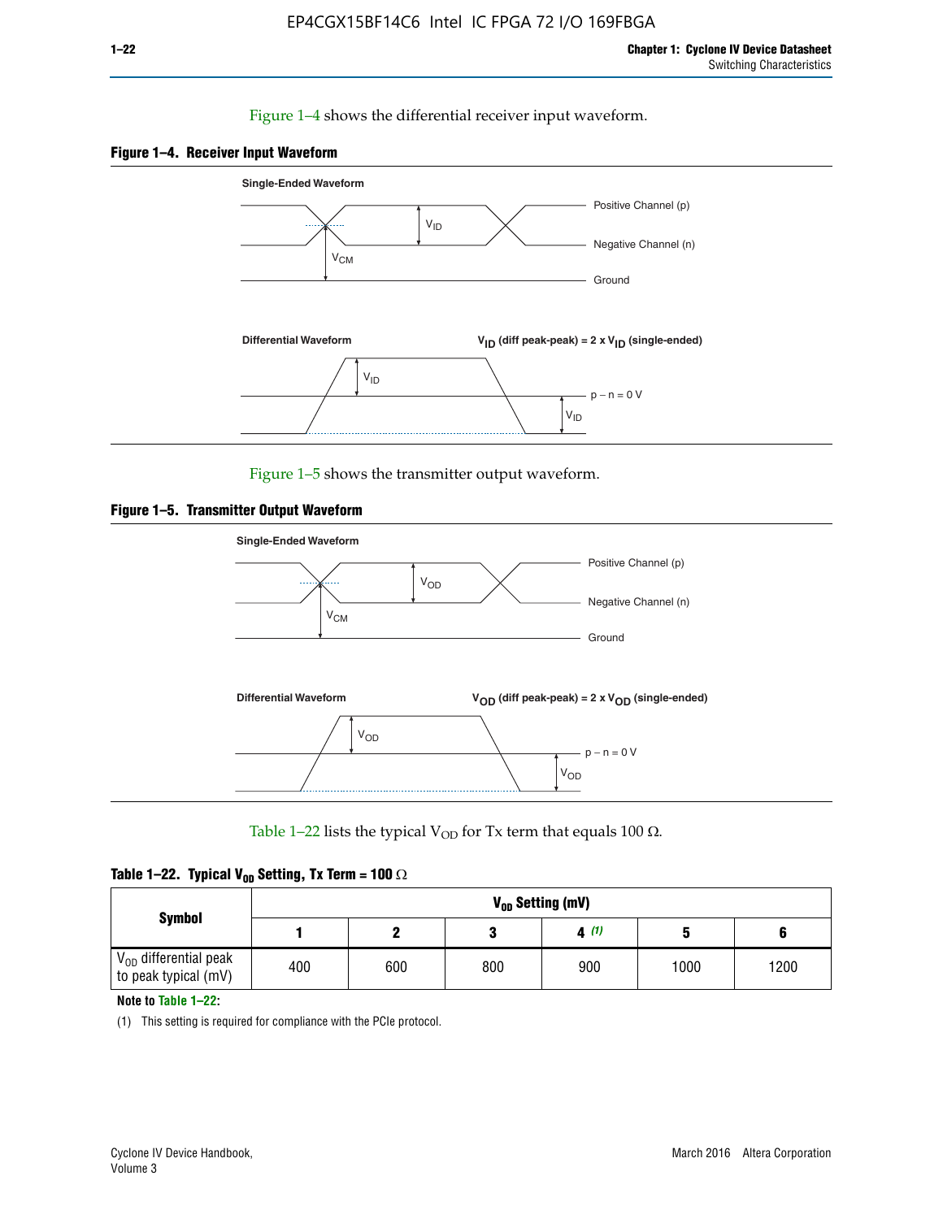Figure 1–4 shows the differential receiver input waveform.

**Figure 1–4. Receiver Input Waveform**

Single-Ended Waveform

Positive Channel (p)

Negative Channel (n)

Ground

$V_{ID}$

$V_{CM}$

Differential Waveform

$V_{ID}$ (diff peak-peak) = 2 x $V_{ID}$ (single-ended)

$V_{ID}$

p − n = 0 V

$V_{ID}$

Figure 1–5 shows the transmitter output waveform.

**Figure 1–5. Transmitter Output Waveform**

Single-Ended Waveform

Positive Channel (p)

Negative Channel (n)

Ground

$V_{OD}$

$V_{CM}$

Differential Waveform

$V_{OD}$ (diff peak-peak) = 2 x $V_{OD}$ (single-ended)

$V_{OD}$

p − n = 0 V

$V_{OD}$

Table 1–22 lists the typical $V_{OD}$ for Tx term that equals 100 Ω.

**Table 1–22. Typical $V_{OD}$ Setting, Tx Term = 100 Ω**

| Symbol | $V_{OD}$ Setting (mV) | | | | | |
|---|---|---|---|---|---|---|
| | 1 | 2 | 3 | 4 *(1)* | 5 | 6 |
| $V_{OD}$ differential peak to peak typical (mV) | 400 | 600 | 800 | 900 | 1000 | 1200 |

**Note to Table 1–22:**

(1) This setting is required for compliance with the PCIe protocol.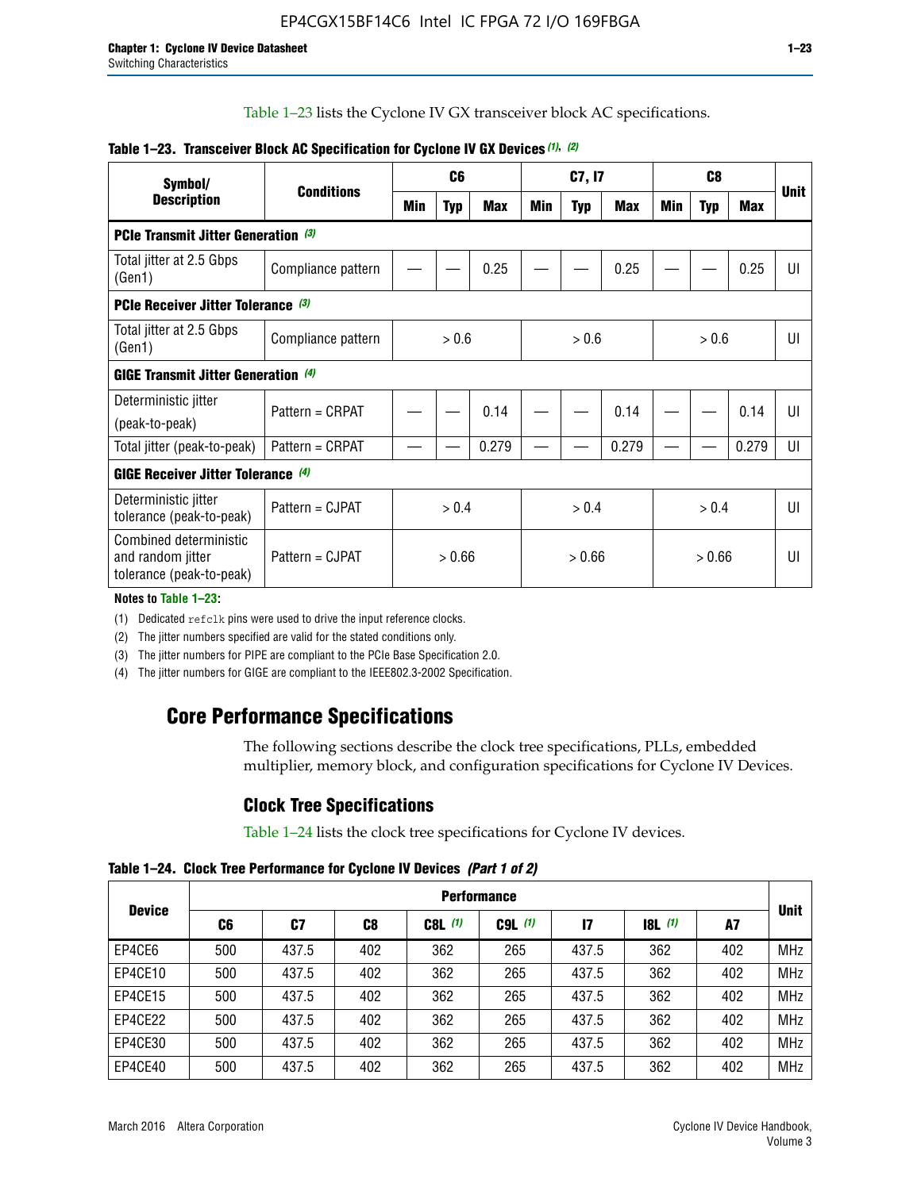Table 1–23 lists the Cyclone IV GX transceiver block AC specifications.

**Table 1–23. Transceiver Block AC Specification for Cyclone IV GX Devices (1), (2)**

| Symbol/ Description | Conditions | C6 | | | C7, I7 | | | C8 | | | Unit |
|---|---|---|---|---|---|---|---|---|---|---|---|
| | | Min | Typ | Max | Min | Typ | Max | Min | Typ | Max | |
| **PCIe Transmit Jitter Generation (3)** | | | | | | | | | | | |
| Total jitter at 2.5 Gbps (Gen1) | Compliance pattern | — | — | 0.25 | — | — | 0.25 | — | — | 0.25 | UI |
| **PCIe Receiver Jitter Tolerance (3)** | | | | | | | | | | | |
| Total jitter at 2.5 Gbps (Gen1) | Compliance pattern | > 0.6 | | | > 0.6 | | | > 0.6 | | | UI |
| **GIGE Transmit Jitter Generation (4)** | | | | | | | | | | | |
| Deterministic jitter (peak-to-peak) | Pattern = CRPAT | — | — | 0.14 | — | — | 0.14 | — | — | 0.14 | UI |
| Total jitter (peak-to-peak) | Pattern = CRPAT | — | — | 0.279 | — | — | 0.279 | — | — | 0.279 | UI |
| **GIGE Receiver Jitter Tolerance (4)** | | | | | | | | | | | |
| Deterministic jitter tolerance (peak-to-peak) | Pattern = CJPAT | > 0.4 | | | > 0.4 | | | > 0.4 | | | UI |
| Combined deterministic and random jitter tolerance (peak-to-peak) | Pattern = CJPAT | > 0.66 | | | > 0.66 | | | > 0.66 | | | UI |

**Notes to Table 1–23:**

(1) Dedicated refclk pins were used to drive the input reference clocks.

(2) The jitter numbers specified are valid for the stated conditions only.

(3) The jitter numbers for PIPE are compliant to the PCIe Base Specification 2.0.

(4) The jitter numbers for GIGE are compliant to the IEEE802.3-2002 Specification.

## Core Performance Specifications

The following sections describe the clock tree specifications, PLLs, embedded multiplier, memory block, and configuration specifications for Cyclone IV Devices.

### Clock Tree Specifications

Table 1–24 lists the clock tree specifications for Cyclone IV devices.

**Table 1–24. Clock Tree Performance for Cyclone IV Devices** *(Part 1 of 2)*

| Device | Performance | | | | | | | | Unit |
|---|---|---|---|---|---|---|---|---|---|
| | C6 | C7 | C8 | C8L (1) | C9L (1) | I7 | I8L (1) | A7 | |
| EP4CE6 | 500 | 437.5 | 402 | 362 | 265 | 437.5 | 362 | 402 | MHz |
| EP4CE10 | 500 | 437.5 | 402 | 362 | 265 | 437.5 | 362 | 402 | MHz |
| EP4CE15 | 500 | 437.5 | 402 | 362 | 265 | 437.5 | 362 | 402 | MHz |
| EP4CE22 | 500 | 437.5 | 402 | 362 | 265 | 437.5 | 362 | 402 | MHz |
| EP4CE30 | 500 | 437.5 | 402 | 362 | 265 | 437.5 | 362 | 402 | MHz |
| EP4CE40 | 500 | 437.5 | 402 | 362 | 265 | 437.5 | 362 | 402 | MHz |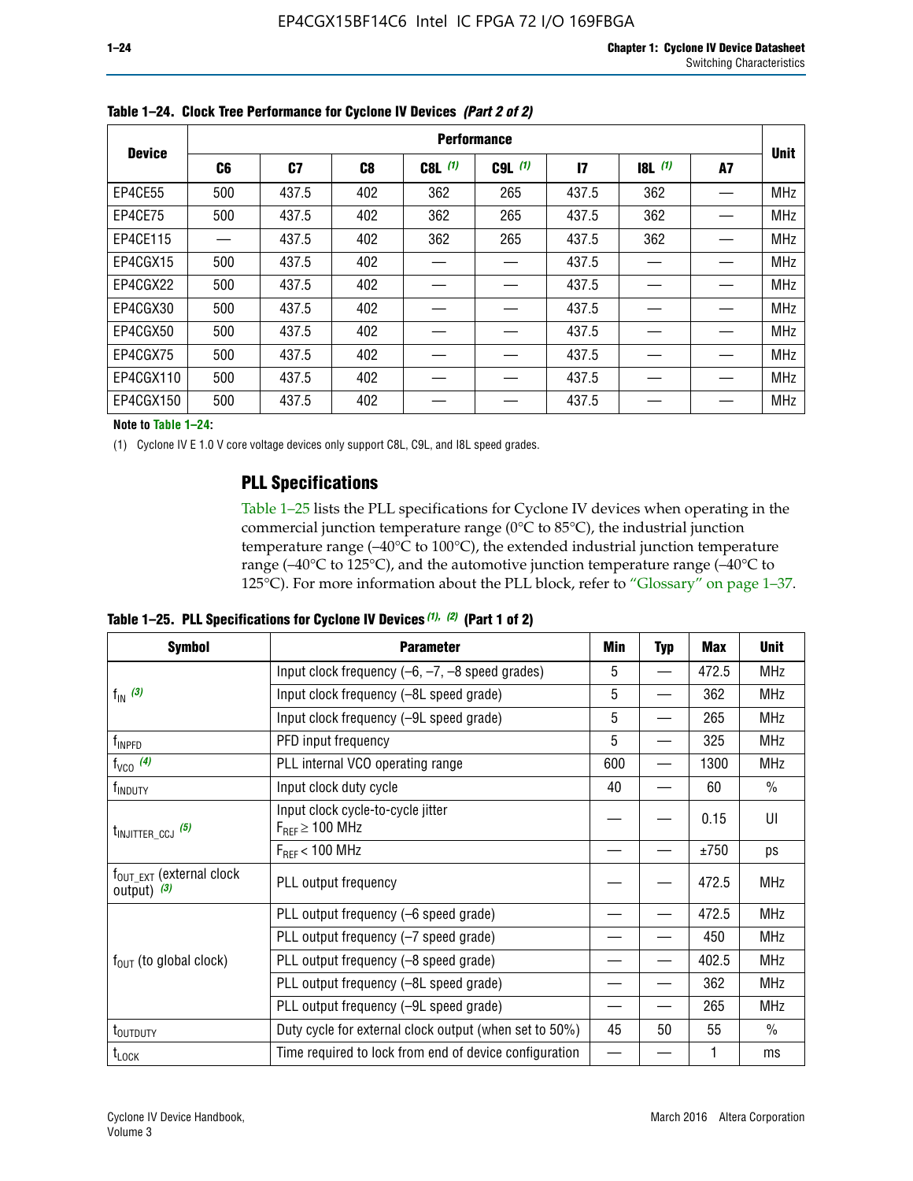**Table 1–24. Clock Tree Performance for Cyclone IV Devices *(Part 2 of 2)***

| Device | Performance | | | | | | | | Unit |
|---|---|---|---|---|---|---|---|---|---|
| | C6 | C7 | C8 | C8L (1) | C9L (1) | I7 | I8L (1) | A7 | |
| EP4CE55 | 500 | 437.5 | 402 | 362 | 265 | 437.5 | 362 | — | MHz |
| EP4CE75 | 500 | 437.5 | 402 | 362 | 265 | 437.5 | 362 | — | MHz |
| EP4CE115 | — | 437.5 | 402 | 362 | 265 | 437.5 | 362 | — | MHz |
| EP4CGX15 | 500 | 437.5 | 402 | — | — | 437.5 | — | — | MHz |
| EP4CGX22 | 500 | 437.5 | 402 | — | — | 437.5 | — | — | MHz |
| EP4CGX30 | 500 | 437.5 | 402 | — | — | 437.5 | — | — | MHz |
| EP4CGX50 | 500 | 437.5 | 402 | — | — | 437.5 | — | — | MHz |
| EP4CGX75 | 500 | 437.5 | 402 | — | — | 437.5 | — | — | MHz |
| EP4CGX110 | 500 | 437.5 | 402 | — | — | 437.5 | — | — | MHz |
| EP4CGX150 | 500 | 437.5 | 402 | — | — | 437.5 | — | — | MHz |

**Note to Table 1–24:**

(1) Cyclone IV E 1.0 V core voltage devices only support C8L, C9L, and I8L speed grades.

## PLL Specifications

Table 1–25 lists the PLL specifications for Cyclone IV devices when operating in the commercial junction temperature range (0°C to 85°C), the industrial junction temperature range (–40°C to 100°C), the extended industrial junction temperature range (–40°C to 125°C), and the automotive junction temperature range (–40°C to 125°C). For more information about the PLL block, refer to "Glossary" on page 1–37.

**Table 1–25. PLL Specifications for Cyclone IV Devices *(1), (2)* (Part 1 of 2)**

| Symbol | Parameter | Min | Typ | Max | Unit |
|---|---|---|---|---|---|
| $f_{IN}$ (3) | Input clock frequency (–6, –7, –8 speed grades) | 5 | — | 472.5 | MHz |
| | Input clock frequency (–8L speed grade) | 5 | — | 362 | MHz |
| | Input clock frequency (–9L speed grade) | 5 | — | 265 | MHz |
| $f_{INPFD}$ | PFD input frequency | 5 | — | 325 | MHz |
| $f_{VCO}$ (4) | PLL internal VCO operating range | 600 | — | 1300 | MHz |
| $f_{INDUTY}$ | Input clock duty cycle | 40 | — | 60 | % |
| $t_{INJITTER\_CCJ}$ (5) | Input clock cycle-to-cycle jitter $F_{REF} \geq 100$ MHz | — | — | 0.15 | UI |
| | $F_{REF} < 100$ MHz | — | — | ±750 | ps |
| $f_{OUT\_EXT}$ (external clock output) (3) | PLL output frequency | — | — | 472.5 | MHz |
| $f_{OUT}$ (to global clock) | PLL output frequency (–6 speed grade) | — | — | 472.5 | MHz |
| | PLL output frequency (–7 speed grade) | — | — | 450 | MHz |
| | PLL output frequency (–8 speed grade) | — | — | 402.5 | MHz |
| | PLL output frequency (–8L speed grade) | — | — | 362 | MHz |
| | PLL output frequency (–9L speed grade) | — | — | 265 | MHz |
| $t_{OUTDUTY}$ | Duty cycle for external clock output (when set to 50%) | 45 | 50 | 55 | % |
| $t_{LOCK}$ | Time required to lock from end of device configuration | — | — | 1 | ms |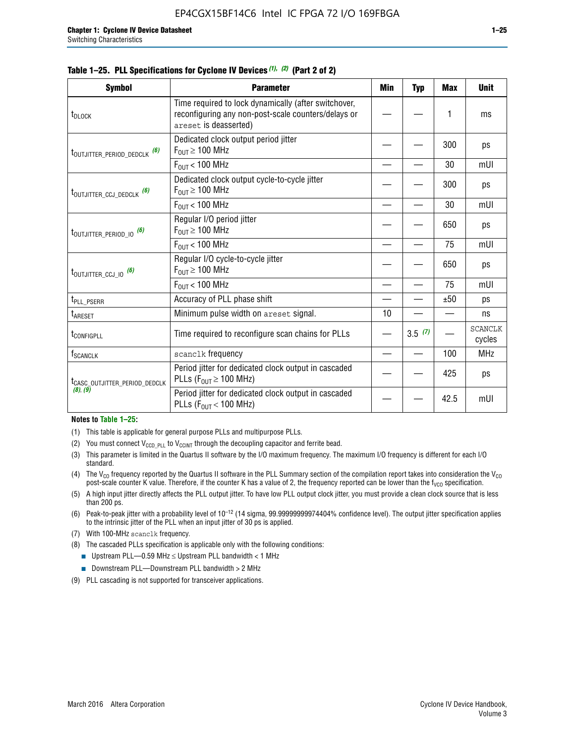**Table 1–25. PLL Specifications for Cyclone IV Devices (1), (2) (Part 2 of 2)**

| Symbol | Parameter | Min | Typ | Max | Unit |
|---|---|---|---|---|---|
| $t_{DLOCK}$ | Time required to lock dynamically (after switchover, reconfiguring any non-post-scale counters/delays or `areset` is deasserted) | — | — | 1 | ms |
| $t_{OUTJITTER\_PERIOD\_DEDCLK}$ (6) | Dedicated clock output period jitter $F_{OUT} \geq 100$ MHz | — | — | 300 | ps |
| | $F_{OUT} < 100$ MHz | — | — | 30 | mUI |
| $t_{OUTJITTER\_CCJ\_DEDCLK}$ (6) | Dedicated clock output cycle-to-cycle jitter $F_{OUT} \geq 100$ MHz | — | — | 300 | ps |
| | $F_{OUT} < 100$ MHz | — | — | 30 | mUI |
| $t_{OUTJITTER\_PERIOD\_IO}$ (6) | Regular I/O period jitter $F_{OUT} \geq 100$ MHz | — | — | 650 | ps |
| | $F_{OUT} < 100$ MHz | — | — | 75 | mUI |
| $t_{OUTJITTER\_CCJ\_IO}$ (6) | Regular I/O cycle-to-cycle jitter $F_{OUT} \geq 100$ MHz | — | — | 650 | ps |
| | $F_{OUT} < 100$ MHz | — | — | 75 | mUI |
| $t_{PLL\_PSERR}$ | Accuracy of PLL phase shift | — | — | ±50 | ps |
| $t_{ARESET}$ | Minimum pulse width on `areset` signal. | 10 | — | — | ns |
| $t_{CONFIGPLL}$ | Time required to reconfigure scan chains for PLLs | — | 3.5 (7) | — | SCANCLK cycles |
| $f_{SCANCLK}$ | `scanclk` frequency | — | — | 100 | MHz |
| $t_{CASC\_OUTJITTER\_PERIOD\_DEDCLK}$ (8), (9) | Period jitter for dedicated clock output in cascaded PLLs ($F_{OUT} \geq 100$ MHz) | — | — | 425 | ps |
| | Period jitter for dedicated clock output in cascaded PLLs ($F_{OUT} < 100$ MHz) | — | — | 42.5 | mUI |

**Notes to Table 1–25:**

(1) This table is applicable for general purpose PLLs and multipurpose PLLs.

(2) You must connect $V_{CCD\_PLL}$ to $V_{CCINT}$ through the decoupling capacitor and ferrite bead.

(3) This parameter is limited in the Quartus II software by the I/O maximum frequency. The maximum I/O frequency is different for each I/O standard.

(4) The $V_{CO}$ frequency reported by the Quartus II software in the PLL Summary section of the compilation report takes into consideration the $V_{CO}$ post-scale counter K value. Therefore, if the counter K has a value of 2, the frequency reported can be lower than the $f_{VCO}$ specification.

(5) A high input jitter directly affects the PLL output jitter. To have low PLL output clock jitter, you must provide a clean clock source that is less than 200 ps.

(6) Peak-to-peak jitter with a probability level of $10^{-12}$ (14 sigma, 99.99999999974404% confidence level). The output jitter specification applies to the intrinsic jitter of the PLL when an input jitter of 30 ps is applied.

(7) With 100-MHz `scanclk` frequency.

(8) The cascaded PLLs specification is applicable only with the following conditions:

- Upstream PLL—0.59 MHz ≤ Upstream PLL bandwidth < 1 MHz
- Downstream PLL—Downstream PLL bandwidth > 2 MHz

(9) PLL cascading is not supported for transceiver applications.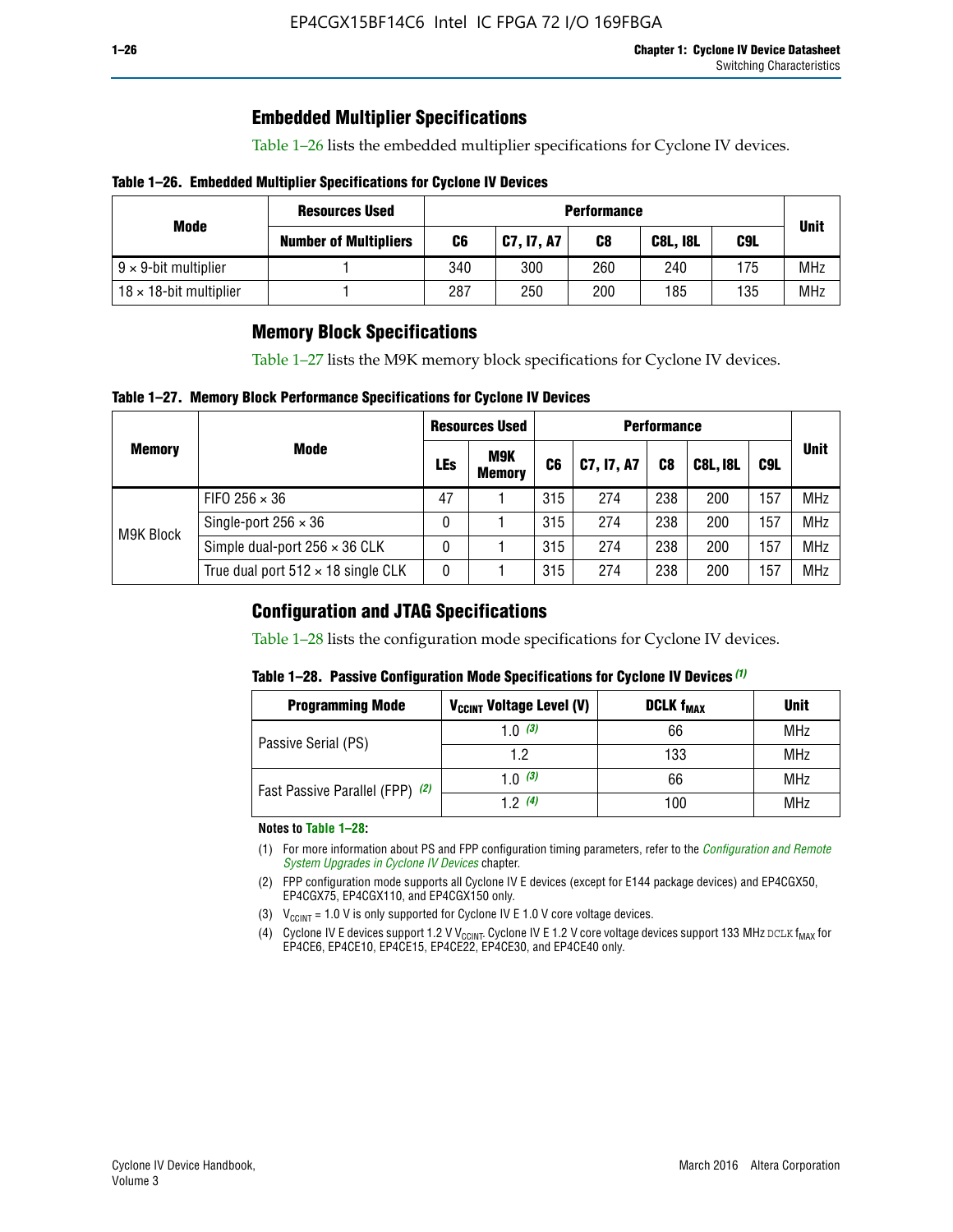## Embedded Multiplier Specifications

Table 1–26 lists the embedded multiplier specifications for Cyclone IV devices.

**Table 1–26. Embedded Multiplier Specifications for Cyclone IV Devices**

| Mode | Resources Used | Performance | | | | | Unit |
|---|---|---|---|---|---|---|---|
| | Number of Multipliers | C6 | C7, I7, A7 | C8 | C8L, I8L | C9L | |
| 9 × 9-bit multiplier | 1 | 340 | 300 | 260 | 240 | 175 | MHz |
| 18 × 18-bit multiplier | 1 | 287 | 250 | 200 | 185 | 135 | MHz |

## Memory Block Specifications

Table 1–27 lists the M9K memory block specifications for Cyclone IV devices.

**Table 1–27. Memory Block Performance Specifications for Cyclone IV Devices**

| Memory | Mode | Resources Used | | Performance | | | | | Unit |
|---|---|---|---|---|---|---|---|---|---|
| | | LEs | M9K Memory | C6 | C7, I7, A7 | C8 | C8L, I8L | C9L | |
| M9K Block | FIFO 256 × 36 | 47 | 1 | 315 | 274 | 238 | 200 | 157 | MHz |
| | Single-port 256 × 36 | 0 | 1 | 315 | 274 | 238 | 200 | 157 | MHz |
| | Simple dual-port 256 × 36 CLK | 0 | 1 | 315 | 274 | 238 | 200 | 157 | MHz |
| | True dual port 512 × 18 single CLK | 0 | 1 | 315 | 274 | 238 | 200 | 157 | MHz |

## Configuration and JTAG Specifications

Table 1–28 lists the configuration mode specifications for Cyclone IV devices.

**Table 1–28. Passive Configuration Mode Specifications for Cyclone IV Devices** *(1)*

| Programming Mode | $V_{CCINT}$ Voltage Level (V) | DCLK $f_{MAX}$ | Unit |
|---|---|---|---|
| Passive Serial (PS) | 1.0 *(3)* | 66 | MHz |
| | 1.2 | 133 | MHz |
| Fast Passive Parallel (FPP) *(2)* | 1.0 *(3)* | 66 | MHz |
| | 1.2 *(4)* | 100 | MHz |

**Notes to Table 1–28:**

(1) For more information about PS and FPP configuration timing parameters, refer to the *Configuration and Remote System Upgrades in Cyclone IV Devices* chapter.

(2) FPP configuration mode supports all Cyclone IV E devices (except for E144 package devices) and EP4CGX50, EP4CGX75, EP4CGX110, and EP4CGX150 only.

(3) $V_{CCINT}$ = 1.0 V is only supported for Cyclone IV E 1.0 V core voltage devices.

(4) Cyclone IV E devices support 1.2 V $V_{CCINT}$. Cyclone IV E 1.2 V core voltage devices support 133 MHz DCLK $f_{MAX}$ for EP4CE6, EP4CE10, EP4CE15, EP4CE22, EP4CE30, and EP4CE40 only.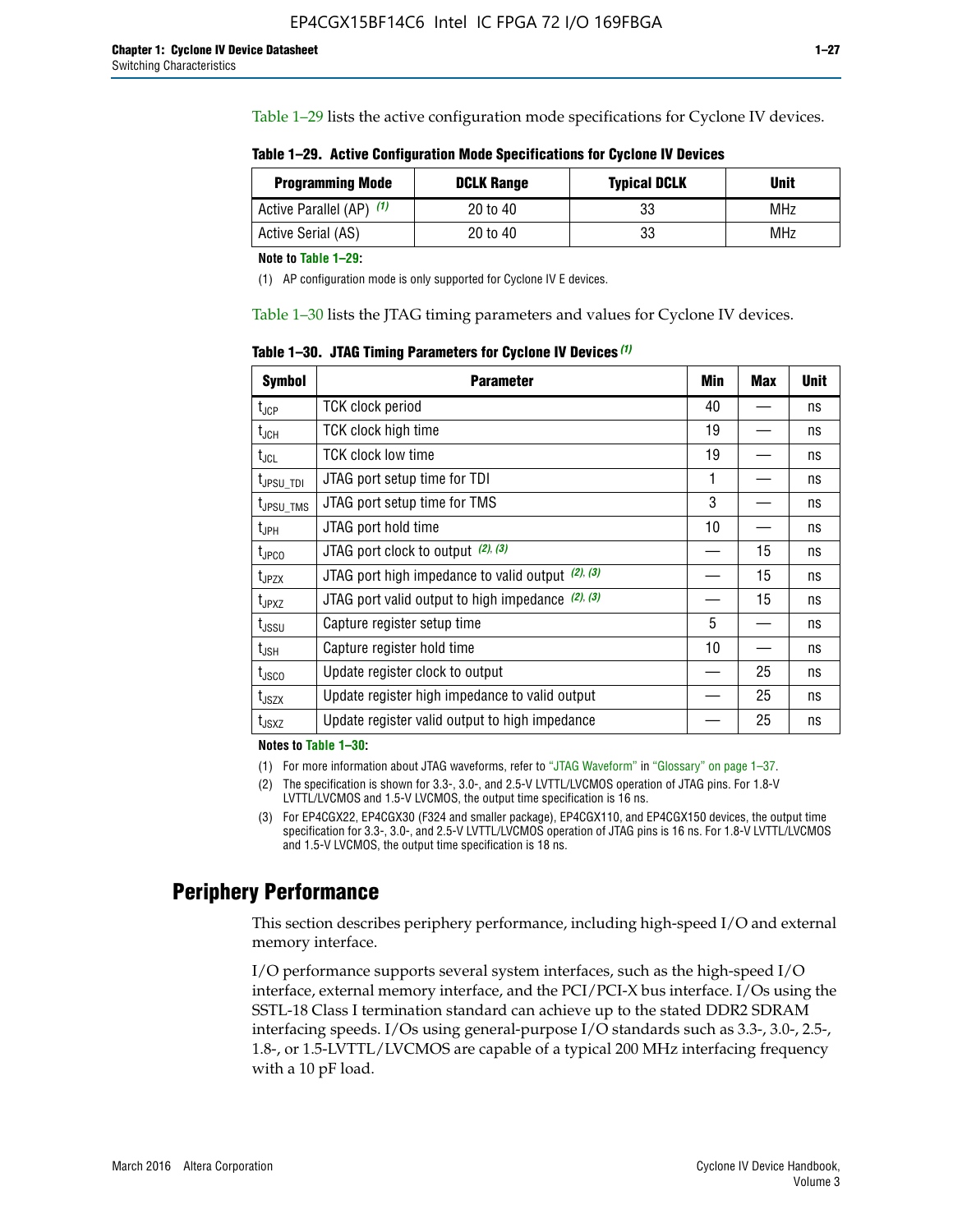Table 1–29 lists the active configuration mode specifications for Cyclone IV devices.

**Table 1–29. Active Configuration Mode Specifications for Cyclone IV Devices**

| Programming Mode | DCLK Range | Typical DCLK | Unit |
|---|---|---|---|
| Active Parallel (AP) (1) | 20 to 40 | 33 | MHz |
| Active Serial (AS) | 20 to 40 | 33 | MHz |

**Note to Table 1–29:**

(1) AP configuration mode is only supported for Cyclone IV E devices.

Table 1–30 lists the JTAG timing parameters and values for Cyclone IV devices.

**Table 1–30. JTAG Timing Parameters for Cyclone IV Devices (1)**

| Symbol | Parameter | Min | Max | Unit |
|---|---|---|---|---|
| $t_{JCP}$ | TCK clock period | 40 | — | ns |
| $t_{JCH}$ | TCK clock high time | 19 | — | ns |
| $t_{JCL}$ | TCK clock low time | 19 | — | ns |
| $t_{JPSU\_TDI}$ | JTAG port setup time for TDI | 1 | — | ns |
| $t_{JPSU\_TMS}$ | JTAG port setup time for TMS | 3 | — | ns |
| $t_{JPH}$ | JTAG port hold time | 10 | — | ns |
| $t_{JPCO}$ | JTAG port clock to output (2), (3) | — | 15 | ns |
| $t_{JPZX}$ | JTAG port high impedance to valid output (2), (3) | — | 15 | ns |
| $t_{JPXZ}$ | JTAG port valid output to high impedance (2), (3) | — | 15 | ns |
| $t_{JSSU}$ | Capture register setup time | 5 | — | ns |
| $t_{JSH}$ | Capture register hold time | 10 | — | ns |
| $t_{JSCO}$ | Update register clock to output | — | 25 | ns |
| $t_{JSZX}$ | Update register high impedance to valid output | — | 25 | ns |
| $t_{JSXZ}$ | Update register valid output to high impedance | — | 25 | ns |

**Notes to Table 1–30:**

(1) For more information about JTAG waveforms, refer to "JTAG Waveform" in "Glossary" on page 1–37.

(2) The specification is shown for 3.3-, 3.0-, and 2.5-V LVTTL/LVCMOS operation of JTAG pins. For 1.8-V LVTTL/LVCMOS and 1.5-V LVCMOS, the output time specification is 16 ns.

(3) For EP4CGX22, EP4CGX30 (F324 and smaller package), EP4CGX110, and EP4CGX150 devices, the output time specification for 3.3-, 3.0-, and 2.5-V LVTTL/LVCMOS operation of JTAG pins is 16 ns. For 1.8-V LVTTL/LVCMOS and 1.5-V LVCMOS, the output time specification is 18 ns.

## Periphery Performance

This section describes periphery performance, including high-speed I/O and external memory interface.

I/O performance supports several system interfaces, such as the high-speed I/O interface, external memory interface, and the PCI/PCI-X bus interface. I/Os using the SSTL-18 Class I termination standard can achieve up to the stated DDR2 SDRAM interfacing speeds. I/Os using general-purpose I/O standards such as 3.3-, 3.0-, 2.5-, 1.8-, or 1.5-LVTTL/LVCMOS are capable of a typical 200 MHz interfacing frequency with a 10 pF load.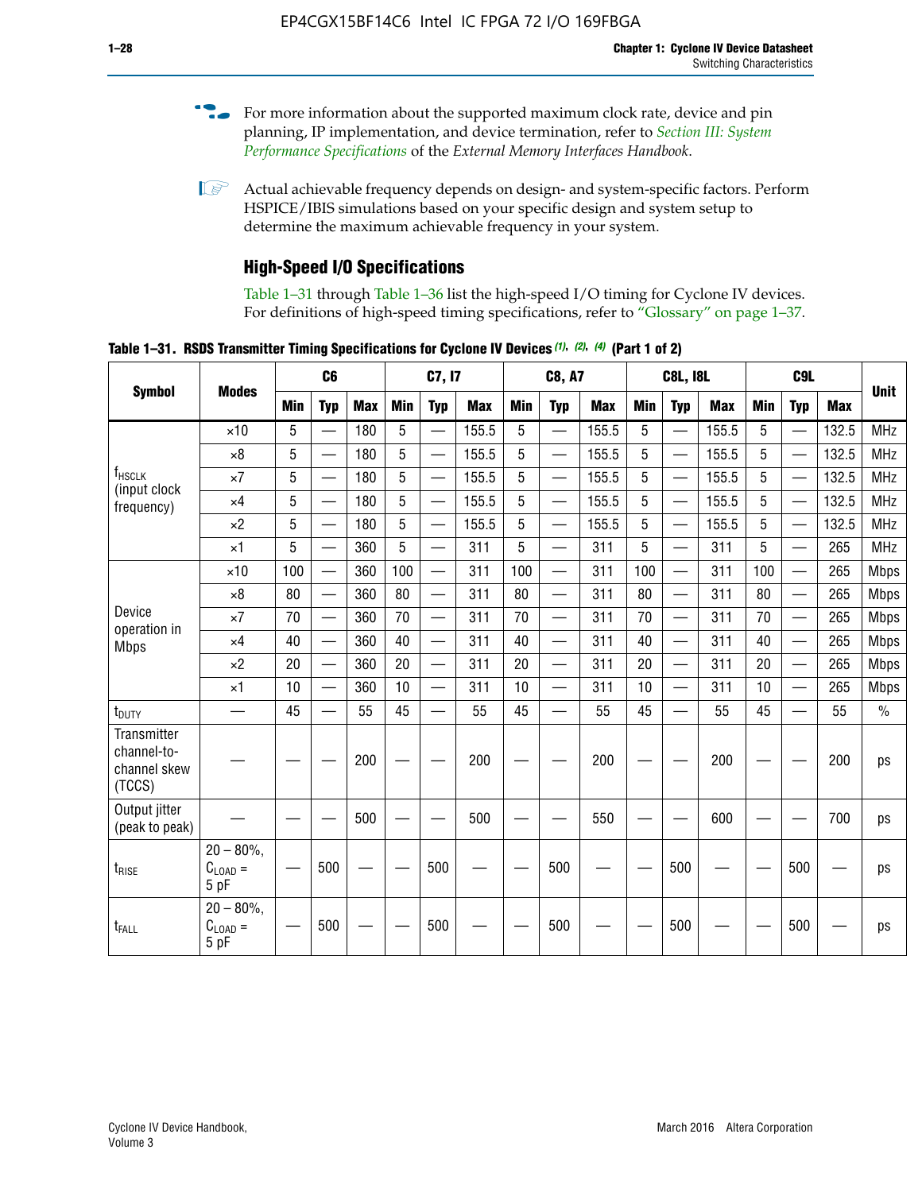For more information about the supported maximum clock rate, device and pin planning, IP implementation, and device termination, refer to *Section III: System Performance Specifications* of the *External Memory Interfaces Handbook*.

Actual achievable frequency depends on design- and system-specific factors. Perform HSPICE/IBIS simulations based on your specific design and system setup to determine the maximum achievable frequency in your system.

## High-Speed I/O Specifications

Table 1–31 through Table 1–36 list the high-speed I/O timing for Cyclone IV devices. For definitions of high-speed timing specifications, refer to "Glossary" on page 1–37.

**Table 1–31. RSDS Transmitter Timing Specifications for Cyclone IV Devices (1), (2), (4) (Part 1 of 2)**

| Symbol | Modes | C6 | | | C7, I7 | | | C8, A7 | | | C8L, I8L | | | C9L | | | Unit |
|---|---|---|---|---|---|---|---|---|---|---|---|---|---|---|---|---|---|
| | | Min | Typ | Max | Min | Typ | Max | Min | Typ | Max | Min | Typ | Max | Min | Typ | Max | |
| $f_{HSCLK}$ (input clock frequency) | ×10 | 5 | — | 180 | 5 | — | 155.5 | 5 | — | 155.5 | 5 | — | 155.5 | 5 | — | 132.5 | MHz |
| | ×8 | 5 | — | 180 | 5 | — | 155.5 | 5 | — | 155.5 | 5 | — | 155.5 | 5 | — | 132.5 | MHz |
| | ×7 | 5 | — | 180 | 5 | — | 155.5 | 5 | — | 155.5 | 5 | — | 155.5 | 5 | — | 132.5 | MHz |
| | ×4 | 5 | — | 180 | 5 | — | 155.5 | 5 | — | 155.5 | 5 | — | 155.5 | 5 | — | 132.5 | MHz |
| | ×2 | 5 | — | 180 | 5 | — | 155.5 | 5 | — | 155.5 | 5 | — | 155.5 | 5 | — | 132.5 | MHz |
| | ×1 | 5 | — | 360 | 5 | — | 311 | 5 | — | 311 | 5 | — | 311 | 5 | — | 265 | MHz |
| Device operation in Mbps | ×10 | 100 | — | 360 | 100 | — | 311 | 100 | — | 311 | 100 | — | 311 | 100 | — | 265 | Mbps |
| | ×8 | 80 | — | 360 | 80 | — | 311 | 80 | — | 311 | 80 | — | 311 | 80 | — | 265 | Mbps |
| | ×7 | 70 | — | 360 | 70 | — | 311 | 70 | — | 311 | 70 | — | 311 | 70 | — | 265 | Mbps |
| | ×4 | 40 | — | 360 | 40 | — | 311 | 40 | — | 311 | 40 | — | 311 | 40 | — | 265 | Mbps |
| | ×2 | 20 | — | 360 | 20 | — | 311 | 20 | — | 311 | 20 | — | 311 | 20 | — | 265 | Mbps |
| | ×1 | 10 | — | 360 | 10 | — | 311 | 10 | — | 311 | 10 | — | 311 | 10 | — | 265 | Mbps |
| $t_{DUTY}$ | — | 45 | — | 55 | 45 | — | 55 | 45 | — | 55 | 45 | — | 55 | 45 | — | 55 | % |
| Transmitter channel-to-channel skew (TCCS) | — | — | — | 200 | — | — | 200 | — | — | 200 | — | — | 200 | — | — | 200 | ps |
| Output jitter (peak to peak) | — | — | — | 500 | — | — | 500 | — | — | 550 | — | — | 600 | — | — | 700 | ps |
| $t_{RISE}$ | 20 – 80%, $C_{LOAD}$ = 5 pF | — | 500 | — | — | 500 | — | — | 500 | — | — | 500 | — | — | 500 | — | ps |
| $t_{FALL}$ | 20 – 80%, $C_{LOAD}$ = 5 pF | — | 500 | — | — | 500 | — | — | 500 | — | — | 500 | — | — | 500 | — | ps |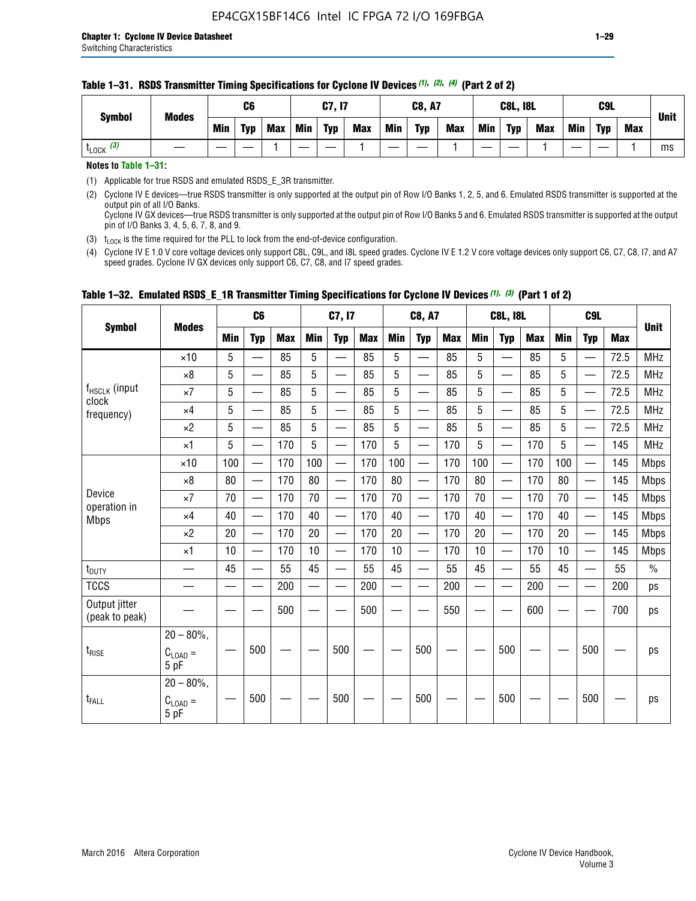**Table 1–31. RSDS Transmitter Timing Specifications for Cyclone IV Devices (1), (2), (4) (Part 2 of 2)**

| Symbol | Modes | C6 | | | C7, I7 | | | C8, A7 | | | C8L, I8L | | | C9L | | | Unit |
|---|---|---|---|---|---|---|---|---|---|---|---|---|---|---|---|---|---|
| | | Min | Typ | Max | Min | Typ | Max | Min | Typ | Max | Min | Typ | Max | Min | Typ | Max | |
| $t_{LOCK}$ (3) | — | — | — | 1 | — | — | 1 | — | — | 1 | — | — | 1 | — | — | 1 | ms |

**Notes to Table 1–31:**

(1) Applicable for true RSDS and emulated RSDS_E_3R transmitter.

(2) Cyclone IV E devices—true RSDS transmitter is only supported at the output pin of Row I/O Banks 1, 2, 5, and 6. Emulated RSDS transmitter is supported at the output pin of all I/O Banks.
Cyclone IV GX devices—true RSDS transmitter is only supported at the output pin of Row I/O Banks 5 and 6. Emulated RSDS transmitter is supported at the output pin of I/O Banks 3, 4, 5, 6, 7, 8, and 9.

(3) $t_{LOCK}$ is the time required for the PLL to lock from the end-of-device configuration.

(4) Cyclone IV E 1.0 V core voltage devices only support C8L, C9L, and I8L speed grades. Cyclone IV E 1.2 V core voltage devices only support C6, C7, C8, I7, and A7 speed grades. Cyclone IV GX devices only support C6, C7, C8, and I7 speed grades.

**Table 1–32. Emulated RSDS_E_1R Transmitter Timing Specifications for Cyclone IV Devices (1), (3) (Part 1 of 2)**

| Symbol | Modes | C6 | | | C7, I7 | | | C8, A7 | | | C8L, I8L | | | C9L | | | Unit |
|---|---|---|---|---|---|---|---|---|---|---|---|---|---|---|---|---|---|
| | | Min | Typ | Max | Min | Typ | Max | Min | Typ | Max | Min | Typ | Max | Min | Typ | Max | |
| $f_{HSCLK}$ (input clock frequency) | ×10 | 5 | — | 85 | 5 | — | 85 | 5 | — | 85 | 5 | — | 85 | 5 | — | 72.5 | MHz |
| | ×8 | 5 | — | 85 | 5 | — | 85 | 5 | — | 85 | 5 | — | 85 | 5 | — | 72.5 | MHz |
| | ×7 | 5 | — | 85 | 5 | — | 85 | 5 | — | 85 | 5 | — | 85 | 5 | — | 72.5 | MHz |
| | ×4 | 5 | — | 85 | 5 | — | 85 | 5 | — | 85 | 5 | — | 85 | 5 | — | 72.5 | MHz |
| | ×2 | 5 | — | 85 | 5 | — | 85 | 5 | — | 85 | 5 | — | 85 | 5 | — | 72.5 | MHz |
| | ×1 | 5 | — | 170 | 5 | — | 170 | 5 | — | 170 | 5 | — | 170 | 5 | — | 145 | MHz |
| Device operation in Mbps | ×10 | 100 | — | 170 | 100 | — | 170 | 100 | — | 170 | 100 | — | 170 | 100 | — | 145 | Mbps |
| | ×8 | 80 | — | 170 | 80 | — | 170 | 80 | — | 170 | 80 | — | 170 | 80 | — | 145 | Mbps |
| | ×7 | 70 | — | 170 | 70 | — | 170 | 70 | — | 170 | 70 | — | 170 | 70 | — | 145 | Mbps |
| | ×4 | 40 | — | 170 | 40 | — | 170 | 40 | — | 170 | 40 | — | 170 | 40 | — | 145 | Mbps |
| | ×2 | 20 | — | 170 | 20 | — | 170 | 20 | — | 170 | 20 | — | 170 | 20 | — | 145 | Mbps |
| | ×1 | 10 | — | 170 | 10 | — | 170 | 10 | — | 170 | 10 | — | 170 | 10 | — | 145 | Mbps |
| $t_{DUTY}$ | — | 45 | — | 55 | 45 | — | 55 | 45 | — | 55 | 45 | — | 55 | 45 | — | 55 | % |
| TCCS | — | — | — | 200 | — | — | 200 | — | — | 200 | — | — | 200 | — | — | 200 | ps |
| Output jitter (peak to peak) | — | — | — | 500 | — | — | 500 | — | — | 550 | — | — | 600 | — | — | 700 | ps |
| $t_{RISE}$ | 20 – 80%, $C_{LOAD}$ = 5 pF | — | 500 | — | — | 500 | — | — | 500 | — | — | 500 | — | — | 500 | — | ps |
| $t_{FALL}$ | 20 – 80%, $C_{LOAD}$ = 5 pF | — | 500 | — | — | 500 | — | — | 500 | — | — | 500 | — | — | 500 | — | ps |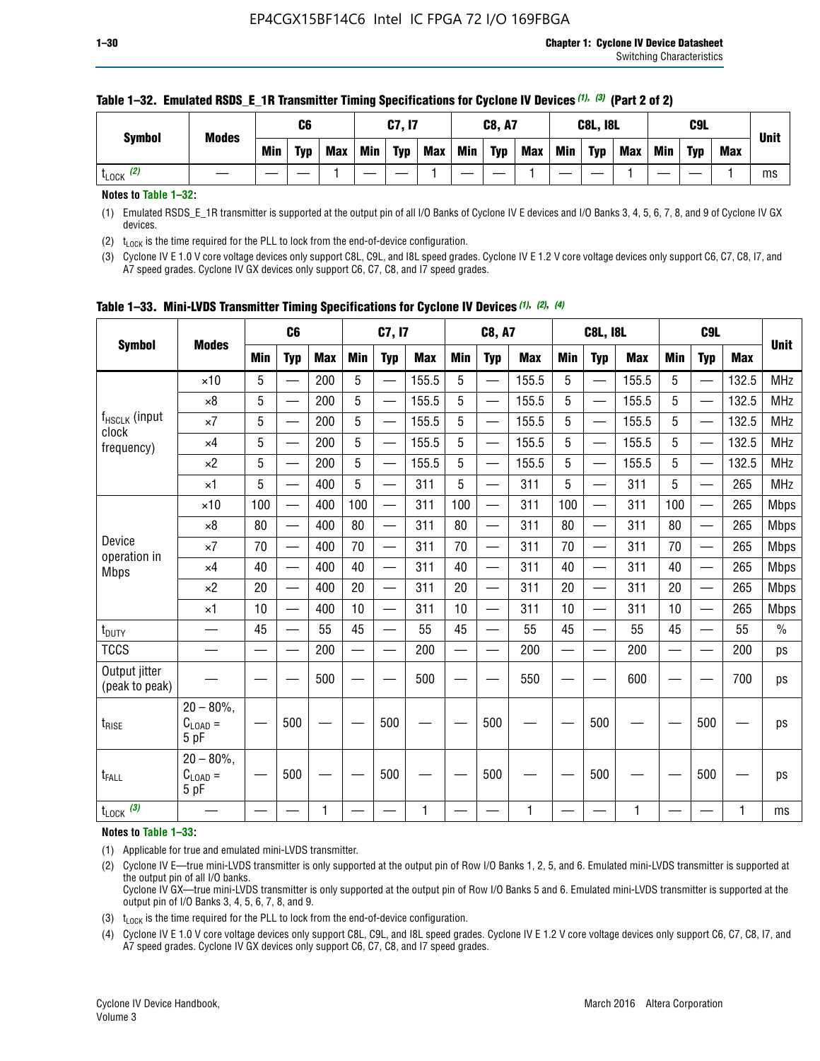**Table 1–32. Emulated RSDS_E_1R Transmitter Timing Specifications for Cyclone IV Devices (1), (3) (Part 2 of 2)**

| Symbol | Modes | C6 | | | C7, I7 | | | C8, A7 | | | C8L, I8L | | | C9L | | | Unit |
|---|---|---|---|---|---|---|---|---|---|---|---|---|---|---|---|---|---|
| | | Min | Typ | Max | Min | Typ | Max | Min | Typ | Max | Min | Typ | Max | Min | Typ | Max | |
| $t_{LOCK}$ (2) | — | — | — | 1 | — | — | 1 | — | — | 1 | — | — | 1 | — | — | 1 | ms |

**Notes to Table 1–32:**

(1) Emulated RSDS_E_1R transmitter is supported at the output pin of all I/O Banks of Cyclone IV E devices and I/O Banks 3, 4, 5, 6, 7, 8, and 9 of Cyclone IV GX devices.

(2) $t_{LOCK}$ is the time required for the PLL to lock from the end-of-device configuration.

(3) Cyclone IV E 1.0 V core voltage devices only support C8L, C9L, and I8L speed grades. Cyclone IV E 1.2 V core voltage devices only support C6, C7, C8, I7, and A7 speed grades. Cyclone IV GX devices only support C6, C7, C8, and I7 speed grades.

**Table 1–33. Mini-LVDS Transmitter Timing Specifications for Cyclone IV Devices (1), (2), (4)**

| Symbol | Modes | C6 | | | C7, I7 | | | C8, A7 | | | C8L, I8L | | | C9L | | | Unit |
|---|---|---|---|---|---|---|---|---|---|---|---|---|---|---|---|---|---|
| | | Min | Typ | Max | Min | Typ | Max | Min | Typ | Max | Min | Typ | Max | Min | Typ | Max | |
| $f_{HSCLK}$ (input clock frequency) | ×10 | 5 | — | 200 | 5 | — | 155.5 | 5 | — | 155.5 | 5 | — | 155.5 | 5 | — | 132.5 | MHz |
| | ×8 | 5 | — | 200 | 5 | — | 155.5 | 5 | — | 155.5 | 5 | — | 155.5 | 5 | — | 132.5 | MHz |
| | ×7 | 5 | — | 200 | 5 | — | 155.5 | 5 | — | 155.5 | 5 | — | 155.5 | 5 | — | 132.5 | MHz |
| | ×4 | 5 | — | 200 | 5 | — | 155.5 | 5 | — | 155.5 | 5 | — | 155.5 | 5 | — | 132.5 | MHz |
| | ×2 | 5 | — | 200 | 5 | — | 155.5 | 5 | — | 155.5 | 5 | — | 155.5 | 5 | — | 132.5 | MHz |
| | ×1 | 5 | — | 400 | 5 | — | 311 | 5 | — | 311 | 5 | — | 311 | 5 | — | 265 | MHz |
| Device operation in Mbps | ×10 | 100 | — | 400 | 100 | — | 311 | 100 | — | 311 | 100 | — | 311 | 100 | — | 265 | Mbps |
| | ×8 | 80 | — | 400 | 80 | — | 311 | 80 | — | 311 | 80 | — | 311 | 80 | — | 265 | Mbps |
| | ×7 | 70 | — | 400 | 70 | — | 311 | 70 | — | 311 | 70 | — | 311 | 70 | — | 265 | Mbps |
| | ×4 | 40 | — | 400 | 40 | — | 311 | 40 | — | 311 | 40 | — | 311 | 40 | — | 265 | Mbps |
| | ×2 | 20 | — | 400 | 20 | — | 311 | 20 | — | 311 | 20 | — | 311 | 20 | — | 265 | Mbps |
| | ×1 | 10 | — | 400 | 10 | — | 311 | 10 | — | 311 | 10 | — | 311 | 10 | — | 265 | Mbps |
| $t_{DUTY}$ | — | 45 | — | 55 | 45 | — | 55 | 45 | — | 55 | 45 | — | 55 | 45 | — | 55 | % |
| TCCS | — | — | — | 200 | — | — | 200 | — | — | 200 | — | — | 200 | — | — | 200 | ps |
| Output jitter (peak to peak) | — | — | — | 500 | — | — | 500 | — | — | 550 | — | — | 600 | — | — | 700 | ps |
| $t_{RISE}$ | 20 – 80%, $C_{LOAD}$ = 5 pF | — | 500 | — | — | 500 | — | — | 500 | — | — | 500 | — | — | 500 | — | ps |
| $t_{FALL}$ | 20 – 80%, $C_{LOAD}$ = 5 pF | — | 500 | — | — | 500 | — | — | 500 | — | — | 500 | — | — | 500 | — | ps |
| $t_{LOCK}$ (3) | — | — | — | 1 | — | — | 1 | — | — | 1 | — | — | 1 | — | — | 1 | ms |

**Notes to Table 1–33:**

(1) Applicable for true and emulated mini-LVDS transmitter.

(2) Cyclone IV E—true mini-LVDS transmitter is only supported at the output pin of Row I/O Banks 1, 2, 5, and 6. Emulated mini-LVDS transmitter is supported at the output pin of all I/O banks.
Cyclone IV GX—true mini-LVDS transmitter is only supported at the output pin of Row I/O Banks 5 and 6. Emulated mini-LVDS transmitter is supported at the output pin of I/O Banks 3, 4, 5, 6, 7, 8, and 9.

(3) $t_{LOCK}$ is the time required for the PLL to lock from the end-of-device configuration.

(4) Cyclone IV E 1.0 V core voltage devices only support C8L, C9L, and I8L speed grades. Cyclone IV E 1.2 V core voltage devices only support C6, C7, C8, I7, and A7 speed grades. Cyclone IV GX devices only support C6, C7, C8, and I7 speed grades.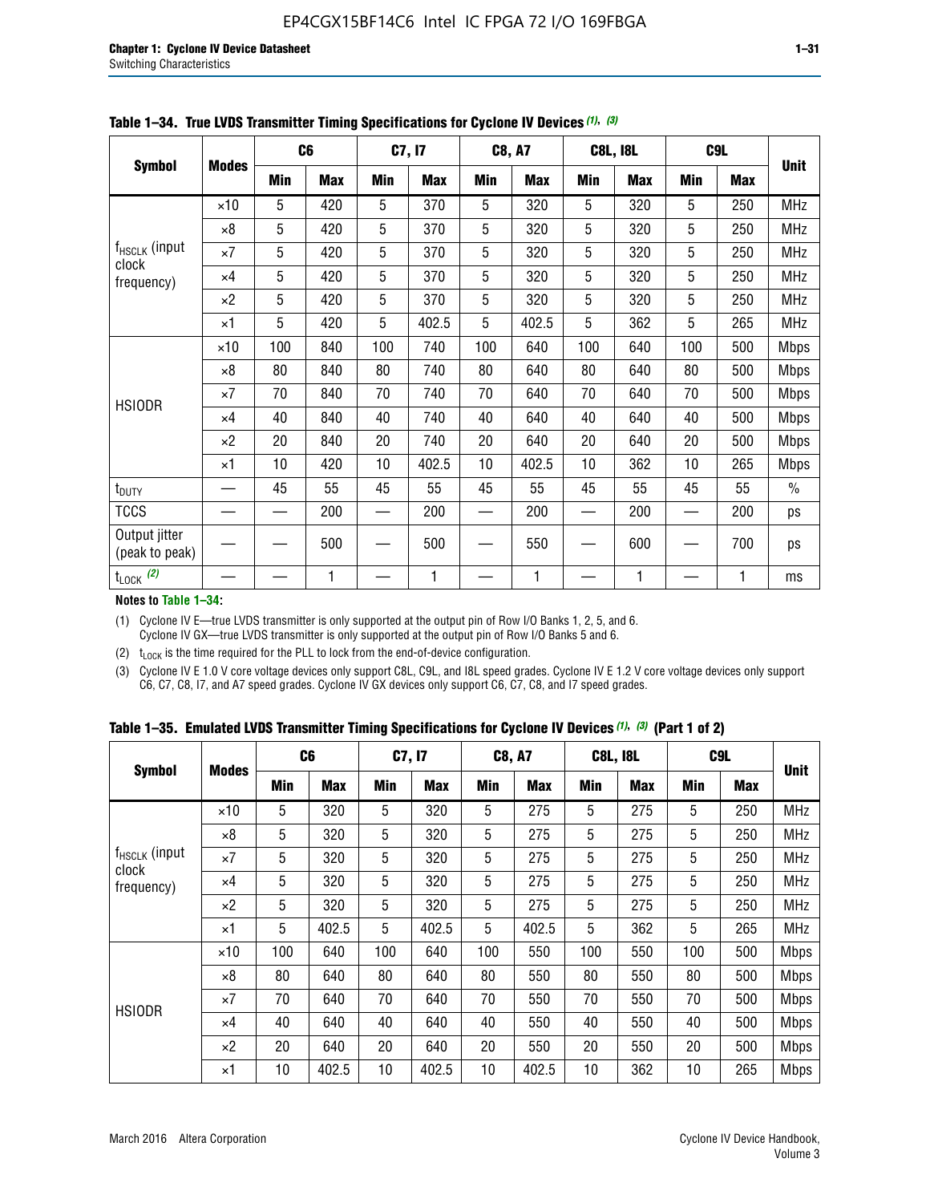**Table 1–34. True LVDS Transmitter Timing Specifications for Cyclone IV Devices (1), (3)**

| Symbol | Modes | C6 | | C7, I7 | | C8, A7 | | C8L, I8L | | C9L | | Unit |
|---|---|---|---|---|---|---|---|---|---|---|---|---|
| | | Min | Max | Min | Max | Min | Max | Min | Max | Min | Max | |
| $f_{HSCLK}$ (input clock frequency) | ×10 | 5 | 420 | 5 | 370 | 5 | 320 | 5 | 320 | 5 | 250 | MHz |
| | ×8 | 5 | 420 | 5 | 370 | 5 | 320 | 5 | 320 | 5 | 250 | MHz |
| | ×7 | 5 | 420 | 5 | 370 | 5 | 320 | 5 | 320 | 5 | 250 | MHz |
| | ×4 | 5 | 420 | 5 | 370 | 5 | 320 | 5 | 320 | 5 | 250 | MHz |
| | ×2 | 5 | 420 | 5 | 370 | 5 | 320 | 5 | 320 | 5 | 250 | MHz |
| | ×1 | 5 | 420 | 5 | 402.5 | 5 | 402.5 | 5 | 362 | 5 | 265 | MHz |
| HSIODR | ×10 | 100 | 840 | 100 | 740 | 100 | 640 | 100 | 640 | 100 | 500 | Mbps |
| | ×8 | 80 | 840 | 80 | 740 | 80 | 640 | 80 | 640 | 80 | 500 | Mbps |
| | ×7 | 70 | 840 | 70 | 740 | 70 | 640 | 70 | 640 | 70 | 500 | Mbps |
| | ×4 | 40 | 840 | 40 | 740 | 40 | 640 | 40 | 640 | 40 | 500 | Mbps |
| | ×2 | 20 | 840 | 20 | 740 | 20 | 640 | 20 | 640 | 20 | 500 | Mbps |
| | ×1 | 10 | 420 | 10 | 402.5 | 10 | 402.5 | 10 | 362 | 10 | 265 | Mbps |
| $t_{DUTY}$ | — | 45 | 55 | 45 | 55 | 45 | 55 | 45 | 55 | 45 | 55 | % |
| TCCS | — | — | 200 | — | 200 | — | 200 | — | 200 | — | 200 | ps |
| Output jitter (peak to peak) | — | — | 500 | — | 500 | — | 550 | — | 600 | — | 700 | ps |
| $t_{LOCK}$ (2) | — | — | 1 | — | 1 | — | 1 | — | 1 | — | 1 | ms |

**Notes to Table 1–34:**

(1) Cyclone IV E—true LVDS transmitter is only supported at the output pin of Row I/O Banks 1, 2, 5, and 6. Cyclone IV GX—true LVDS transmitter is only supported at the output pin of Row I/O Banks 5 and 6.

(2) $t_{LOCK}$ is the time required for the PLL to lock from the end-of-device configuration.

(3) Cyclone IV E 1.0 V core voltage devices only support C8L, C9L, and I8L speed grades. Cyclone IV E 1.2 V core voltage devices only support C6, C7, C8, I7, and A7 speed grades. Cyclone IV GX devices only support C6, C7, C8, and I7 speed grades.

**Table 1–35. Emulated LVDS Transmitter Timing Specifications for Cyclone IV Devices (1), (3) (Part 1 of 2)**

| Symbol | Modes | C6 | | C7, I7 | | C8, A7 | | C8L, I8L | | C9L | | Unit |
|---|---|---|---|---|---|---|---|---|---|---|---|---|
| | | Min | Max | Min | Max | Min | Max | Min | Max | Min | Max | |
| $f_{HSCLK}$ (input clock frequency) | ×10 | 5 | 320 | 5 | 320 | 5 | 275 | 5 | 275 | 5 | 250 | MHz |
| | ×8 | 5 | 320 | 5 | 320 | 5 | 275 | 5 | 275 | 5 | 250 | MHz |
| | ×7 | 5 | 320 | 5 | 320 | 5 | 275 | 5 | 275 | 5 | 250 | MHz |
| | ×4 | 5 | 320 | 5 | 320 | 5 | 275 | 5 | 275 | 5 | 250 | MHz |
| | ×2 | 5 | 320 | 5 | 320 | 5 | 275 | 5 | 275 | 5 | 250 | MHz |
| | ×1 | 5 | 402.5 | 5 | 402.5 | 5 | 402.5 | 5 | 362 | 5 | 265 | MHz |
| HSIODR | ×10 | 100 | 640 | 100 | 640 | 100 | 550 | 100 | 550 | 100 | 500 | Mbps |
| | ×8 | 80 | 640 | 80 | 640 | 80 | 550 | 80 | 550 | 80 | 500 | Mbps |
| | ×7 | 70 | 640 | 70 | 640 | 70 | 550 | 70 | 550 | 70 | 500 | Mbps |
| | ×4 | 40 | 640 | 40 | 640 | 40 | 550 | 40 | 550 | 40 | 500 | Mbps |
| | ×2 | 20 | 640 | 20 | 640 | 20 | 550 | 20 | 550 | 20 | 500 | Mbps |
| | ×1 | 10 | 402.5 | 10 | 402.5 | 10 | 402.5 | 10 | 362 | 10 | 265 | Mbps |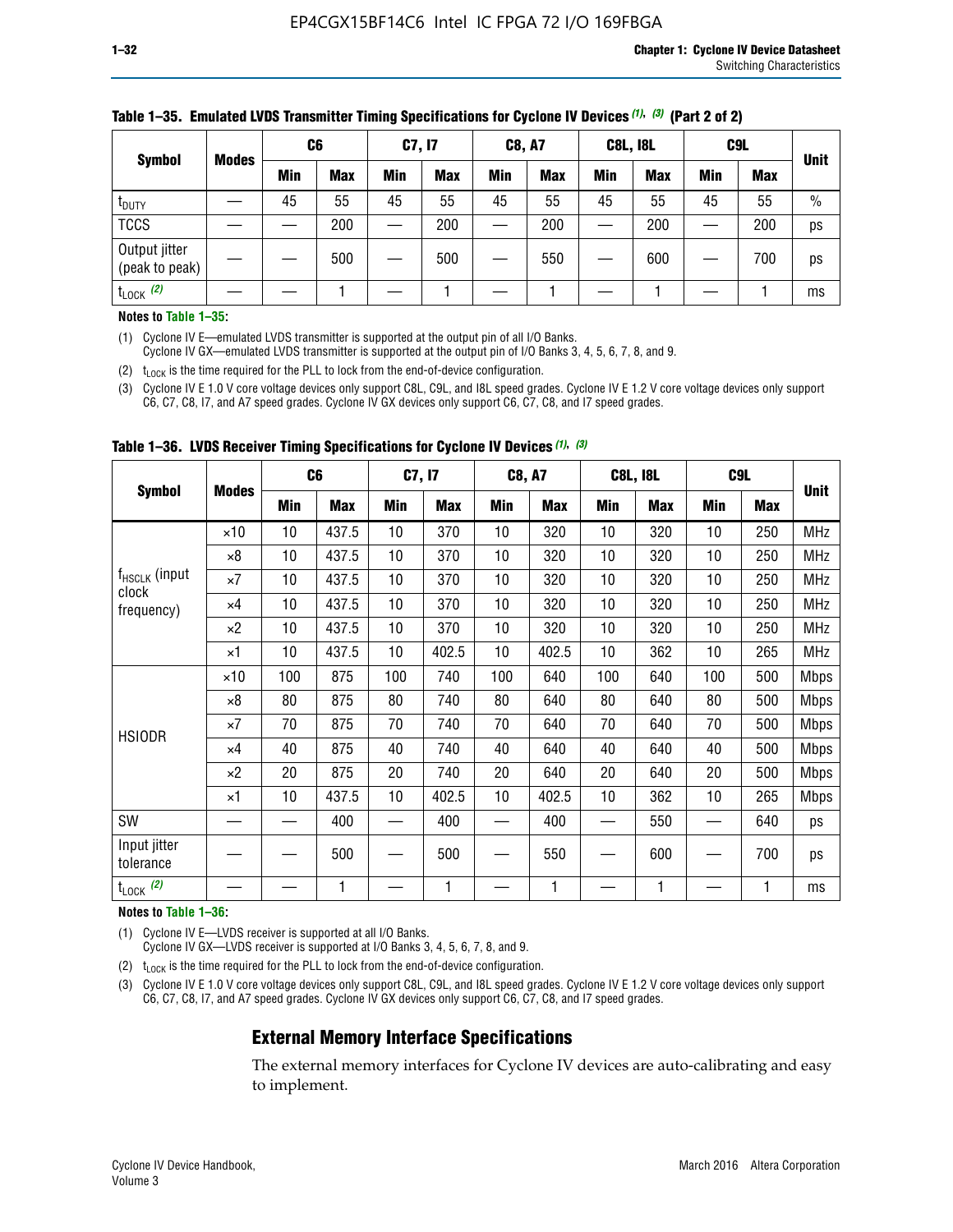**Table 1–35. Emulated LVDS Transmitter Timing Specifications for Cyclone IV Devices (1), (3) (Part 2 of 2)**

| Symbol | Modes | C6 | | C7, I7 | | C8, A7 | | C8L, I8L | | C9L | | Unit |
|---|---|---|---|---|---|---|---|---|---|---|---|---|
| | | Min | Max | Min | Max | Min | Max | Min | Max | Min | Max | |
| $t_{DUTY}$ | — | 45 | 55 | 45 | 55 | 45 | 55 | 45 | 55 | 45 | 55 | % |
| TCCS | — | — | 200 | — | 200 | — | 200 | — | 200 | — | 200 | ps |
| Output jitter (peak to peak) | — | — | 500 | — | 500 | — | 550 | — | 600 | — | 700 | ps |
| $t_{LOCK}$ (2) | — | — | 1 | — | 1 | — | 1 | — | 1 | — | 1 | ms |

**Notes to Table 1–35:**

(1) Cyclone IV E—emulated LVDS transmitter is supported at the output pin of all I/O Banks.
Cyclone IV GX—emulated LVDS transmitter is supported at the output pin of I/O Banks 3, 4, 5, 6, 7, 8, and 9.

(2) $t_{LOCK}$ is the time required for the PLL to lock from the end-of-device configuration.

(3) Cyclone IV E 1.0 V core voltage devices only support C8L, C9L, and I8L speed grades. Cyclone IV E 1.2 V core voltage devices only support C6, C7, C8, I7, and A7 speed grades. Cyclone IV GX devices only support C6, C7, C8, and I7 speed grades.

**Table 1–36. LVDS Receiver Timing Specifications for Cyclone IV Devices (1), (3)**

| Symbol | Modes | C6 | | C7, I7 | | C8, A7 | | C8L, I8L | | C9L | | Unit |
|---|---|---|---|---|---|---|---|---|---|---|---|---|
| | | Min | Max | Min | Max | Min | Max | Min | Max | Min | Max | |
| $f_{HSCLK}$ (input clock frequency) | ×10 | 10 | 437.5 | 10 | 370 | 10 | 320 | 10 | 320 | 10 | 250 | MHz |
| | ×8 | 10 | 437.5 | 10 | 370 | 10 | 320 | 10 | 320 | 10 | 250 | MHz |
| | ×7 | 10 | 437.5 | 10 | 370 | 10 | 320 | 10 | 320 | 10 | 250 | MHz |
| | ×4 | 10 | 437.5 | 10 | 370 | 10 | 320 | 10 | 320 | 10 | 250 | MHz |
| | ×2 | 10 | 437.5 | 10 | 370 | 10 | 320 | 10 | 320 | 10 | 250 | MHz |
| | ×1 | 10 | 437.5 | 10 | 402.5 | 10 | 402.5 | 10 | 362 | 10 | 265 | MHz |
| HSIODR | ×10 | 100 | 875 | 100 | 740 | 100 | 640 | 100 | 640 | 100 | 500 | Mbps |
| | ×8 | 80 | 875 | 80 | 740 | 80 | 640 | 80 | 640 | 80 | 500 | Mbps |
| | ×7 | 70 | 875 | 70 | 740 | 70 | 640 | 70 | 640 | 70 | 500 | Mbps |
| | ×4 | 40 | 875 | 40 | 740 | 40 | 640 | 40 | 640 | 40 | 500 | Mbps |
| | ×2 | 20 | 875 | 20 | 740 | 20 | 640 | 20 | 640 | 20 | 500 | Mbps |
| | ×1 | 10 | 437.5 | 10 | 402.5 | 10 | 402.5 | 10 | 362 | 10 | 265 | Mbps |
| SW | — | — | 400 | — | 400 | — | 400 | — | 550 | — | 640 | ps |
| Input jitter tolerance | — | — | 500 | — | 500 | — | 550 | — | 600 | — | 700 | ps |
| $t_{LOCK}$ (2) | — | — | 1 | — | 1 | — | 1 | — | 1 | — | 1 | ms |

**Notes to Table 1–36:**

(1) Cyclone IV E—LVDS receiver is supported at all I/O Banks.
Cyclone IV GX—LVDS receiver is supported at I/O Banks 3, 4, 5, 6, 7, 8, and 9.

(2) $t_{LOCK}$ is the time required for the PLL to lock from the end-of-device configuration.

(3) Cyclone IV E 1.0 V core voltage devices only support C8L, C9L, and I8L speed grades. Cyclone IV E 1.2 V core voltage devices only support C6, C7, C8, I7, and A7 speed grades. Cyclone IV GX devices only support C6, C7, C8, and I7 speed grades.

## External Memory Interface Specifications

The external memory interfaces for Cyclone IV devices are auto-calibrating and easy to implement.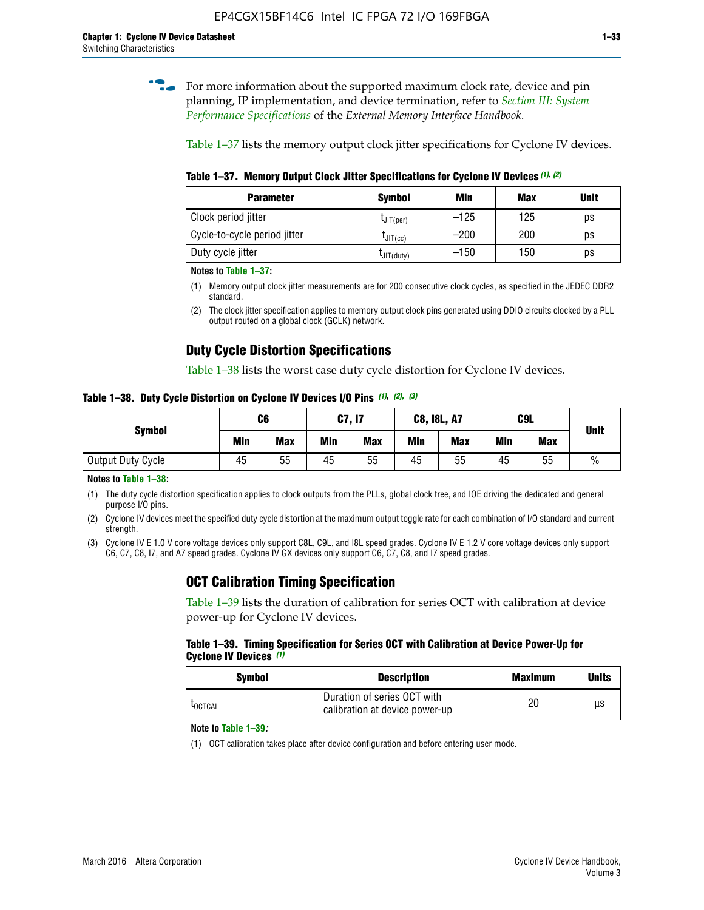For more information about the supported maximum clock rate, device and pin planning, IP implementation, and device termination, refer to *Section III: System Performance Specifications* of the *External Memory Interface Handbook*.

Table 1–37 lists the memory output clock jitter specifications for Cyclone IV devices.

**Table 1–37. Memory Output Clock Jitter Specifications for Cyclone IV Devices (1), (2)**

| Parameter | Symbol | Min | Max | Unit |
|---|---|---|---|---|
| Clock period jitter | $t_{JIT(per)}$ | –125 | 125 | ps |
| Cycle-to-cycle period jitter | $t_{JIT(cc)}$ | –200 | 200 | ps |
| Duty cycle jitter | $t_{JIT(duty)}$ | –150 | 150 | ps |

**Notes to Table 1–37:**

(1) Memory output clock jitter measurements are for 200 consecutive clock cycles, as specified in the JEDEC DDR2 standard.

(2) The clock jitter specification applies to memory output clock pins generated using DDIO circuits clocked by a PLL output routed on a global clock (GCLK) network.

## Duty Cycle Distortion Specifications

Table 1–38 lists the worst case duty cycle distortion for Cyclone IV devices.

**Table 1–38. Duty Cycle Distortion on Cyclone IV Devices I/O Pins (1), (2), (3)**

| Symbol | C6 | | C7, I7 | | C8, I8L, A7 | | C9L | | Unit |
|---|---|---|---|---|---|---|---|---|---|
| | Min | Max | Min | Max | Min | Max | Min | Max | |
| Output Duty Cycle | 45 | 55 | 45 | 55 | 45 | 55 | 45 | 55 | % |

**Notes to Table 1–38:**

(1) The duty cycle distortion specification applies to clock outputs from the PLLs, global clock tree, and IOE driving the dedicated and general purpose I/O pins.

(2) Cyclone IV devices meet the specified duty cycle distortion at the maximum output toggle rate for each combination of I/O standard and current strength.

(3) Cyclone IV E 1.0 V core voltage devices only support C8L, C9L, and I8L speed grades. Cyclone IV E 1.2 V core voltage devices only support C6, C7, C8, I7, and A7 speed grades. Cyclone IV GX devices only support C6, C7, C8, and I7 speed grades.

## OCT Calibration Timing Specification

Table 1–39 lists the duration of calibration for series OCT with calibration at device power-up for Cyclone IV devices.

**Table 1–39. Timing Specification for Series OCT with Calibration at Device Power-Up for Cyclone IV Devices (1)**

| Symbol | Description | Maximum | Units |
|---|---|---|---|
| $t_{OCTCAL}$ | Duration of series OCT with calibration at device power-up | 20 | µs |

**Note to Table 1–39:**

(1) OCT calibration takes place after device configuration and before entering user mode.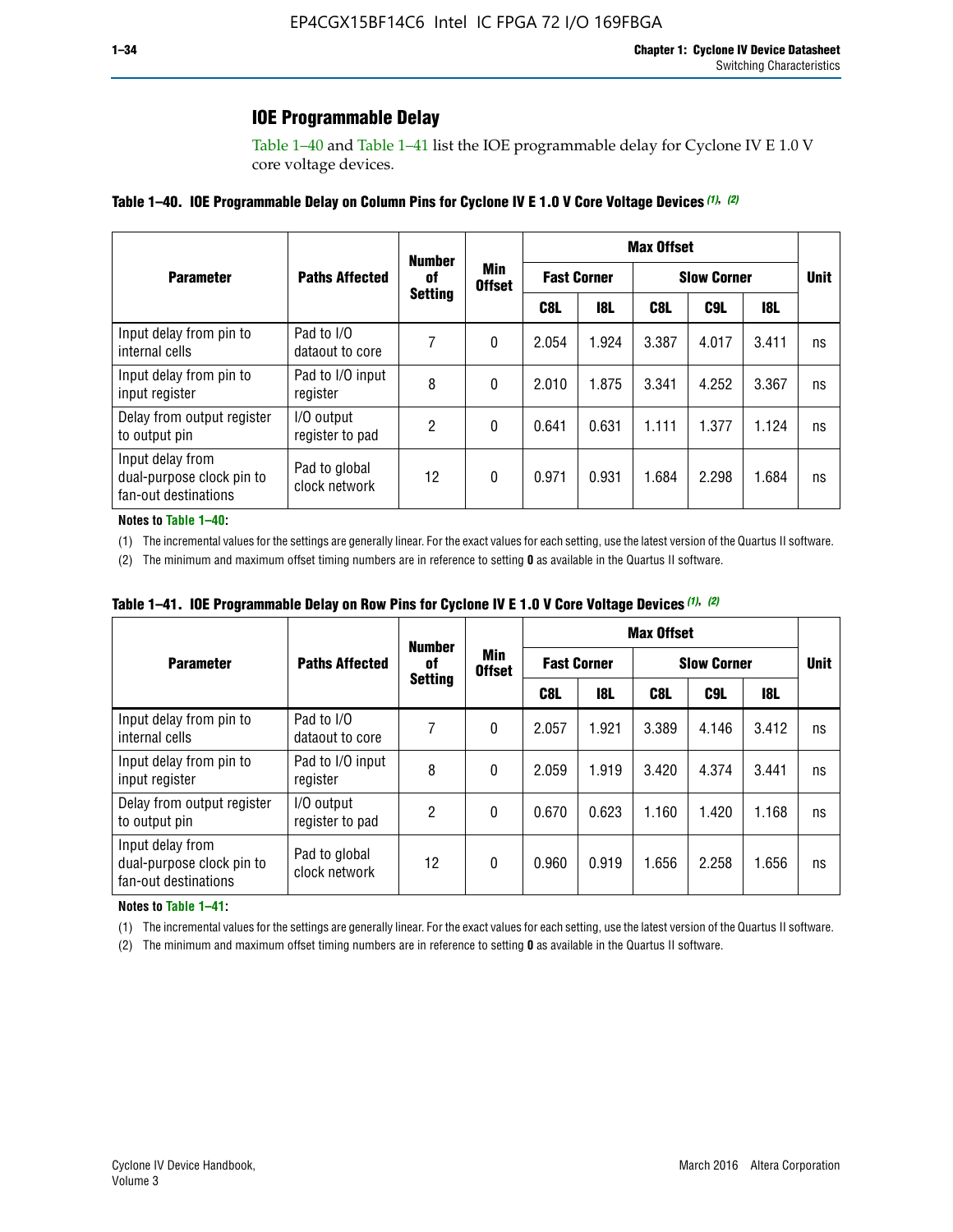## IOE Programmable Delay

Table 1–40 and Table 1–41 list the IOE programmable delay for Cyclone IV E 1.0 V core voltage devices.

**Table 1–40. IOE Programmable Delay on Column Pins for Cyclone IV E 1.0 V Core Voltage Devices (1), (2)**

| Parameter | Paths Affected | Number of Setting | Min Offset | Max Offset | | | | | Unit |
|---|---|---|---|---|---|---|---|---|---|
| | | | | Fast Corner | | Slow Corner | | | |
| | | | | C8L | I8L | C8L | C9L | I8L | |
| Input delay from pin to internal cells | Pad to I/O dataout to core | 7 | 0 | 2.054 | 1.924 | 3.387 | 4.017 | 3.411 | ns |
| Input delay from pin to input register | Pad to I/O input register | 8 | 0 | 2.010 | 1.875 | 3.341 | 4.252 | 3.367 | ns |
| Delay from output register to output pin | I/O output register to pad | 2 | 0 | 0.641 | 0.631 | 1.111 | 1.377 | 1.124 | ns |
| Input delay from dual-purpose clock pin to fan-out destinations | Pad to global clock network | 12 | 0 | 0.971 | 0.931 | 1.684 | 2.298 | 1.684 | ns |

**Notes to Table 1–40:**

(1) The incremental values for the settings are generally linear. For the exact values for each setting, use the latest version of the Quartus II software.

(2) The minimum and maximum offset timing numbers are in reference to setting **0** as available in the Quartus II software.

**Table 1–41. IOE Programmable Delay on Row Pins for Cyclone IV E 1.0 V Core Voltage Devices (1), (2)**

| Parameter | Paths Affected | Number of Setting | Min Offset | Max Offset | | | | | Unit |
|---|---|---|---|---|---|---|---|---|---|
| | | | | Fast Corner | | Slow Corner | | | |
| | | | | C8L | I8L | C8L | C9L | I8L | |
| Input delay from pin to internal cells | Pad to I/O dataout to core | 7 | 0 | 2.057 | 1.921 | 3.389 | 4.146 | 3.412 | ns |
| Input delay from pin to input register | Pad to I/O input register | 8 | 0 | 2.059 | 1.919 | 3.420 | 4.374 | 3.441 | ns |
| Delay from output register to output pin | I/O output register to pad | 2 | 0 | 0.670 | 0.623 | 1.160 | 1.420 | 1.168 | ns |
| Input delay from dual-purpose clock pin to fan-out destinations | Pad to global clock network | 12 | 0 | 0.960 | 0.919 | 1.656 | 2.258 | 1.656 | ns |

**Notes to Table 1–41:**

(1) The incremental values for the settings are generally linear. For the exact values for each setting, use the latest version of the Quartus II software.

(2) The minimum and maximum offset timing numbers are in reference to setting **0** as available in the Quartus II software.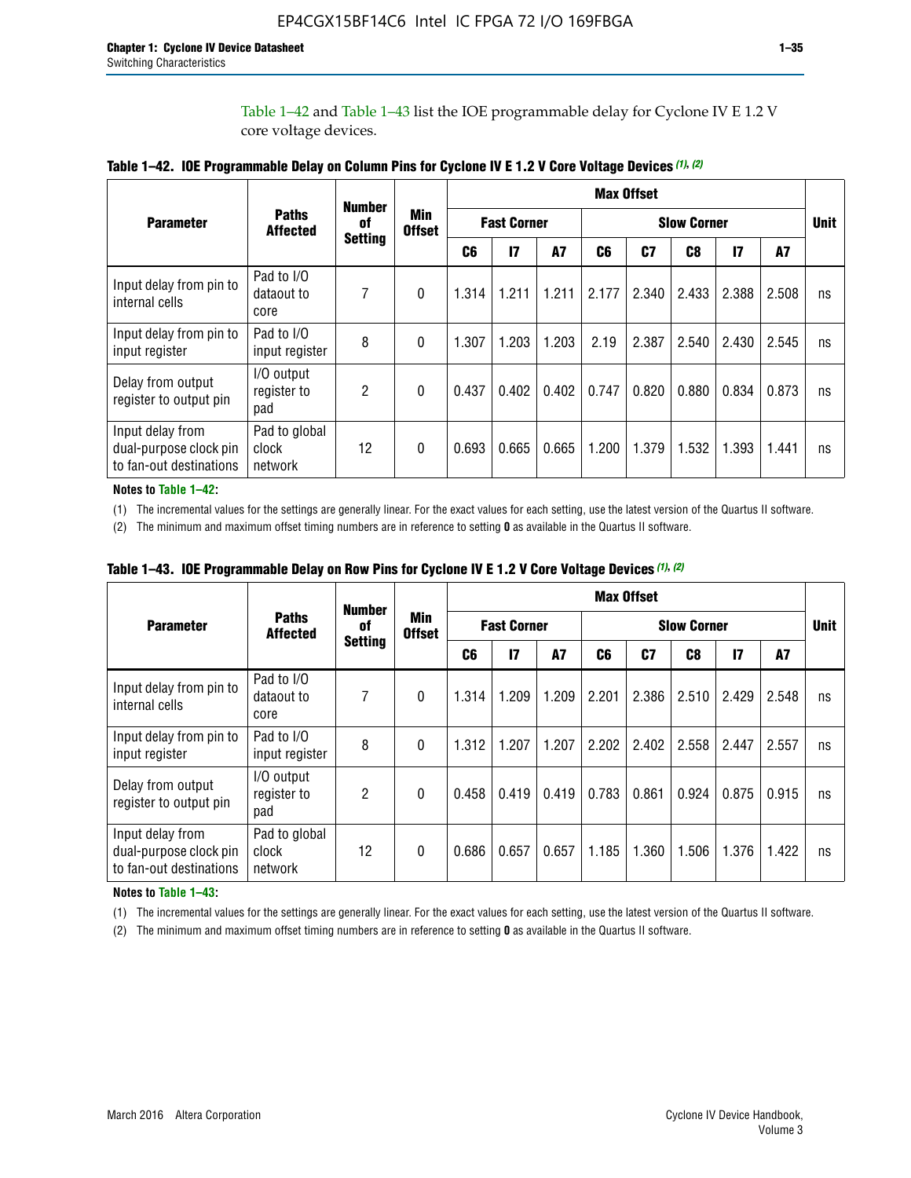Table 1–42 and Table 1–43 list the IOE programmable delay for Cyclone IV E 1.2 V core voltage devices.

**Table 1–42. IOE Programmable Delay on Column Pins for Cyclone IV E 1.2 V Core Voltage Devices (1), (2)**

| Parameter | Paths Affected | Number of Setting | Min Offset | Max Offset | | | | | | | | Unit |
|---|---|---|---|---|---|---|---|---|---|---|---|---|
| | | | | Fast Corner | | | Slow Corner | | | | | |
| | | | | C6 | I7 | A7 | C6 | C7 | C8 | I7 | A7 | |
| Input delay from pin to internal cells | Pad to I/O dataout to core | 7 | 0 | 1.314 | 1.211 | 1.211 | 2.177 | 2.340 | 2.433 | 2.388 | 2.508 | ns |
| Input delay from pin to input register | Pad to I/O input register | 8 | 0 | 1.307 | 1.203 | 1.203 | 2.19 | 2.387 | 2.540 | 2.430 | 2.545 | ns |
| Delay from output register to output pin | I/O output register to pad | 2 | 0 | 0.437 | 0.402 | 0.402 | 0.747 | 0.820 | 0.880 | 0.834 | 0.873 | ns |
| Input delay from dual-purpose clock pin to fan-out destinations | Pad to global clock network | 12 | 0 | 0.693 | 0.665 | 0.665 | 1.200 | 1.379 | 1.532 | 1.393 | 1.441 | ns |

**Notes to Table 1–42:**

(1) The incremental values for the settings are generally linear. For the exact values for each setting, use the latest version of the Quartus II software.

(2) The minimum and maximum offset timing numbers are in reference to setting **0** as available in the Quartus II software.

**Table 1–43. IOE Programmable Delay on Row Pins for Cyclone IV E 1.2 V Core Voltage Devices (1), (2)**

| Parameter | Paths Affected | Number of Setting | Min Offset | Max Offset | | | | | | | | Unit |
|---|---|---|---|---|---|---|---|---|---|---|---|---|
| | | | | Fast Corner | | | Slow Corner | | | | | |
| | | | | C6 | I7 | A7 | C6 | C7 | C8 | I7 | A7 | |
| Input delay from pin to internal cells | Pad to I/O dataout to core | 7 | 0 | 1.314 | 1.209 | 1.209 | 2.201 | 2.386 | 2.510 | 2.429 | 2.548 | ns |
| Input delay from pin to input register | Pad to I/O input register | 8 | 0 | 1.312 | 1.207 | 1.207 | 2.202 | 2.402 | 2.558 | 2.447 | 2.557 | ns |
| Delay from output register to output pin | I/O output register to pad | 2 | 0 | 0.458 | 0.419 | 0.419 | 0.783 | 0.861 | 0.924 | 0.875 | 0.915 | ns |
| Input delay from dual-purpose clock pin to fan-out destinations | Pad to global clock network | 12 | 0 | 0.686 | 0.657 | 0.657 | 1.185 | 1.360 | 1.506 | 1.376 | 1.422 | ns |

**Notes to Table 1–43:**

(1) The incremental values for the settings are generally linear. For the exact values for each setting, use the latest version of the Quartus II software.

(2) The minimum and maximum offset timing numbers are in reference to setting **0** as available in the Quartus II software.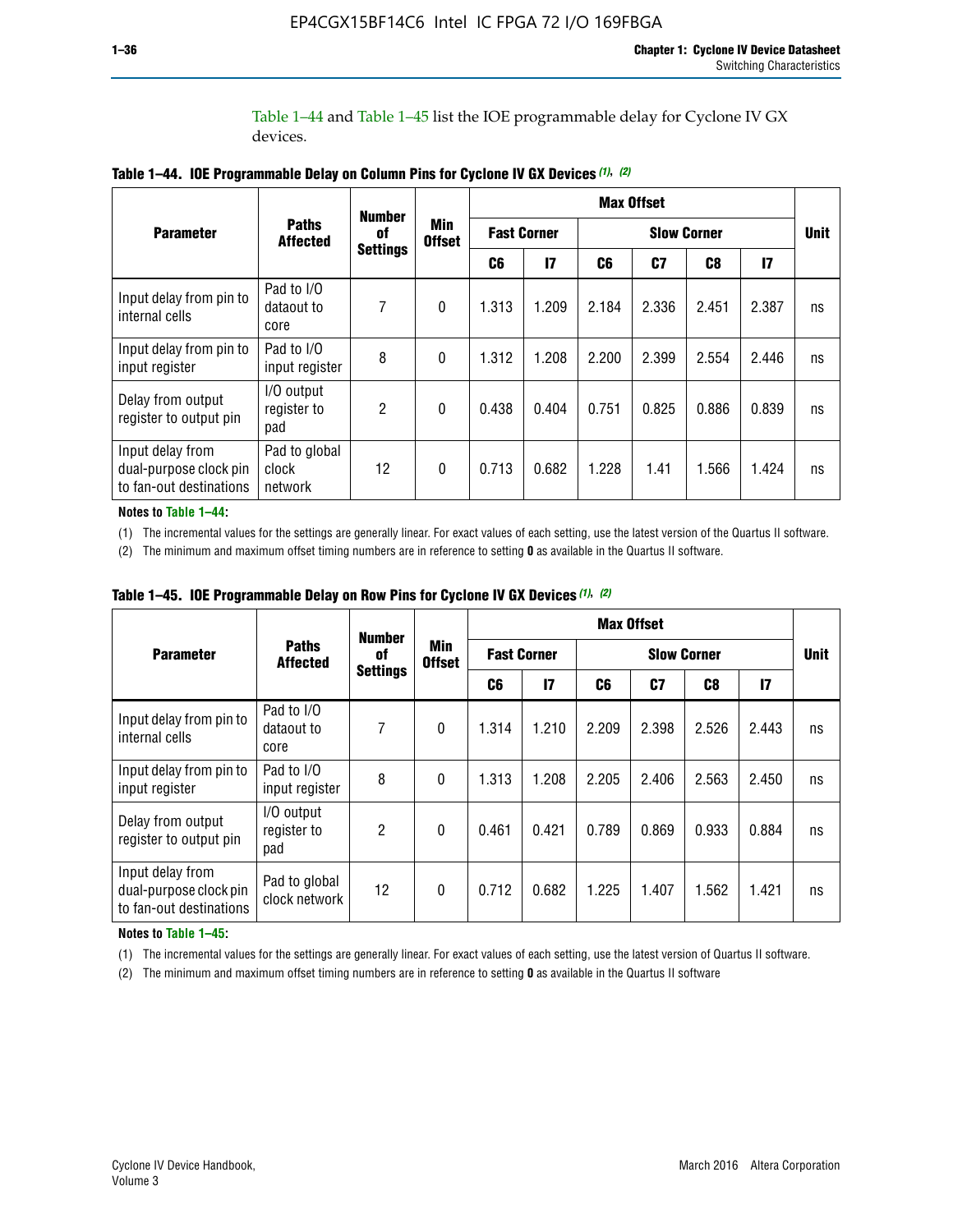Table 1–44 and Table 1–45 list the IOE programmable delay for Cyclone IV GX devices.

**Table 1–44. IOE Programmable Delay on Column Pins for Cyclone IV GX Devices (1), (2)**

| Parameter | Paths Affected | Number of Settings | Min Offset | Max Offset | | | | | | Unit |
|---|---|---|---|---|---|---|---|---|---|---|
| | | | | Fast Corner | | Slow Corner | | | | |
| | | | | C6 | I7 | C6 | C7 | C8 | I7 | |
| Input delay from pin to internal cells | Pad to I/O dataout to core | 7 | 0 | 1.313 | 1.209 | 2.184 | 2.336 | 2.451 | 2.387 | ns |
| Input delay from pin to input register | Pad to I/O input register | 8 | 0 | 1.312 | 1.208 | 2.200 | 2.399 | 2.554 | 2.446 | ns |
| Delay from output register to output pin | I/O output register to pad | 2 | 0 | 0.438 | 0.404 | 0.751 | 0.825 | 0.886 | 0.839 | ns |
| Input delay from dual-purpose clock pin to fan-out destinations | Pad to global clock network | 12 | 0 | 0.713 | 0.682 | 1.228 | 1.41 | 1.566 | 1.424 | ns |

**Notes to Table 1–44:**

(1) The incremental values for the settings are generally linear. For exact values of each setting, use the latest version of the Quartus II software.

(2) The minimum and maximum offset timing numbers are in reference to setting **0** as available in the Quartus II software.

**Table 1–45. IOE Programmable Delay on Row Pins for Cyclone IV GX Devices (1), (2)**

| Parameter | Paths Affected | Number of Settings | Min Offset | Max Offset | | | | | | Unit |
|---|---|---|---|---|---|---|---|---|---|---|
| | | | | Fast Corner | | Slow Corner | | | | |
| | | | | C6 | I7 | C6 | C7 | C8 | I7 | |
| Input delay from pin to internal cells | Pad to I/O dataout to core | 7 | 0 | 1.314 | 1.210 | 2.209 | 2.398 | 2.526 | 2.443 | ns |
| Input delay from pin to input register | Pad to I/O input register | 8 | 0 | 1.313 | 1.208 | 2.205 | 2.406 | 2.563 | 2.450 | ns |
| Delay from output register to output pin | I/O output register to pad | 2 | 0 | 0.461 | 0.421 | 0.789 | 0.869 | 0.933 | 0.884 | ns |
| Input delay from dual-purpose clock pin to fan-out destinations | Pad to global clock network | 12 | 0 | 0.712 | 0.682 | 1.225 | 1.407 | 1.562 | 1.421 | ns |

**Notes to Table 1–45:**

(1) The incremental values for the settings are generally linear. For exact values of each setting, use the latest version of Quartus II software.

(2) The minimum and maximum offset timing numbers are in reference to setting **0** as available in the Quartus II software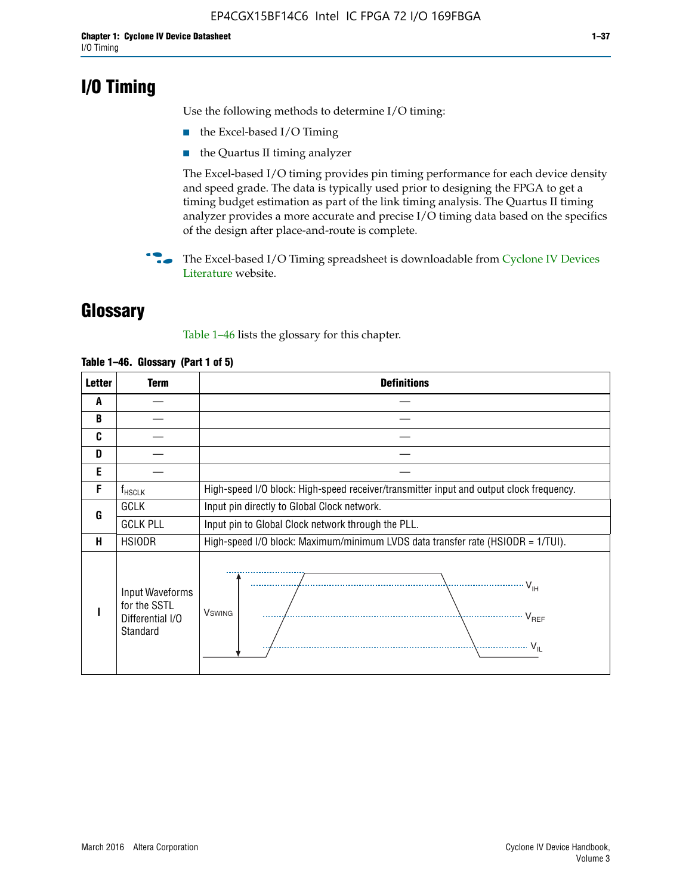# I/O Timing

Use the following methods to determine I/O timing:

- the Excel-based I/O Timing
- the Quartus II timing analyzer

The Excel-based I/O timing provides pin timing performance for each device density and speed grade. The data is typically used prior to designing the FPGA to get a timing budget estimation as part of the link timing analysis. The Quartus II timing analyzer provides a more accurate and precise I/O timing data based on the specifics of the design after place-and-route is complete.

The Excel-based I/O Timing spreadsheet is downloadable from Cyclone IV Devices Literature website.

# Glossary

Table 1–46 lists the glossary for this chapter.

**Table 1–46. Glossary (Part 1 of 5)**

| Letter | Term | Definitions |
|---|---|---|
| A | — | — |
| B | — | — |
| C | — | — |
| D | — | — |
| E | — | — |
| F | $f_{HSCLK}$ | High-speed I/O block: High-speed receiver/transmitter input and output clock frequency. |
| G | GCLK | Input pin directly to Global Clock network. |
| | GCLK PLL | Input pin to Global Clock network through the PLL. |
| H | HSIODR | High-speed I/O block: Maximum/minimum LVDS data transfer rate (HSIODR = 1/TUI). |
| I | Input Waveforms for the SSTL Differential I/O Standard | $V_{SWING}$, $V_{IH}$, $V_{REF}$, $V_{IL}$ |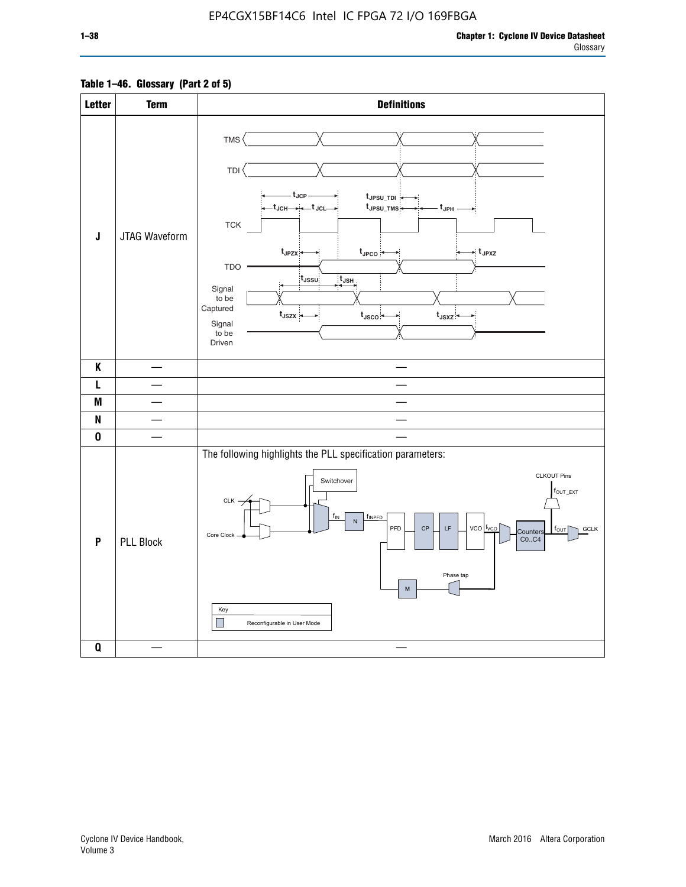**Table 1–46. Glossary (Part 2 of 5)**

| Letter | Term | Definitions |
|---|---|---|
| J | JTAG Waveform | TMS, TDI, TCK, TDO, Signal to be Captured, Signal to be Driven; $t_{JCP}$, $t_{JCH}$, $t_{JCL}$, $t_{JPSU\_TDI}$, $t_{JPSU\_TMS}$, $t_{JPH}$, $t_{JPZX}$, $t_{JPCO}$, $t_{JPXZ}$, $t_{JSSU}$, $t_{JSH}$, $t_{JSZX}$, $t_{JSCO}$, $t_{JSXZ}$ |
| K | — | — |
| L | — | — |
| M | — | — |
| N | — | — |
| O | — | — |
| P | PLL Block | The following highlights the PLL specification parameters: CLK, Core Clock, Switchover, $f_{IN}$, N, $f_{INPFD}$, PFD, CP, LF, VCO, $f_{VCO}$, Counters C0..C4, $f_{OUT}$, GCLK, CLKOUT Pins, $f_{OUT\_EXT}$, Phase tap, M. Key: Reconfigurable in User Mode |
| Q | — | — |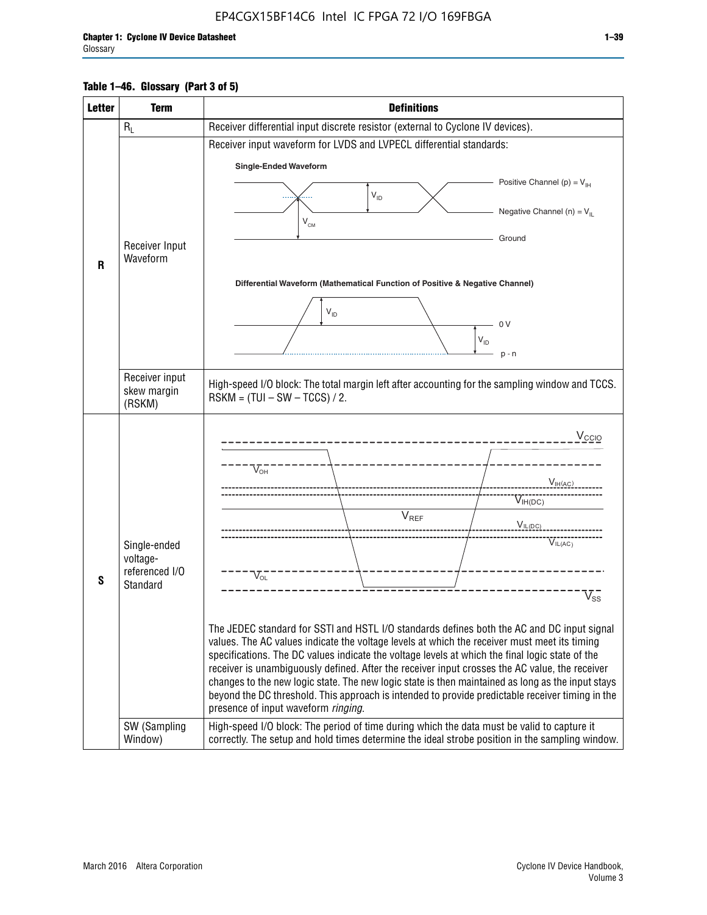**Table 1–46. Glossary (Part 3 of 5)**

| Letter | Term | Definitions |
|---|---|---|
| R | $R_L$ | Receiver differential input discrete resistor (external to Cyclone IV devices). |
| | Receiver Input Waveform | Receiver input waveform for LVDS and LVPECL differential standards: Single-Ended Waveform: Positive Channel (p) = $V_{IH}$; Negative Channel (n) = $V_{IL}$; Ground; $V_{ID}$; $V_{CM}$. Differential Waveform (Mathematical Function of Positive & Negative Channel): $V_{ID}$; 0 V; p - n |
| | Receiver input skew margin (RSKM) | High-speed I/O block: The total margin left after accounting for the sampling window and TCCS. RSKM = (TUI – SW – TCCS) / 2. |
| S | Single-ended voltage-referenced I/O Standard | $V_{CCIO}$, $V_{OH}$, $V_{IH(AC)}$, $V_{IH(DC)}$, $V_{REF}$, $V_{IL(DC)}$, $V_{IL(AC)}$, $V_{OL}$, $V_{SS}$. The JEDEC standard for SSTl and HSTL I/O standards defines both the AC and DC input signal values. The AC values indicate the voltage levels at which the receiver must meet its timing specifications. The DC values indicate the voltage levels at which the final logic state of the receiver is unambiguously defined. After the receiver input crosses the AC value, the receiver changes to the new logic state. The new logic state is then maintained as long as the input stays beyond the DC threshold. This approach is intended to provide predictable receiver timing in the presence of input waveform *ringing*. |
| | SW (Sampling Window) | High-speed I/O block: The period of time during which the data must be valid to capture it correctly. The setup and hold times determine the ideal strobe position in the sampling window. |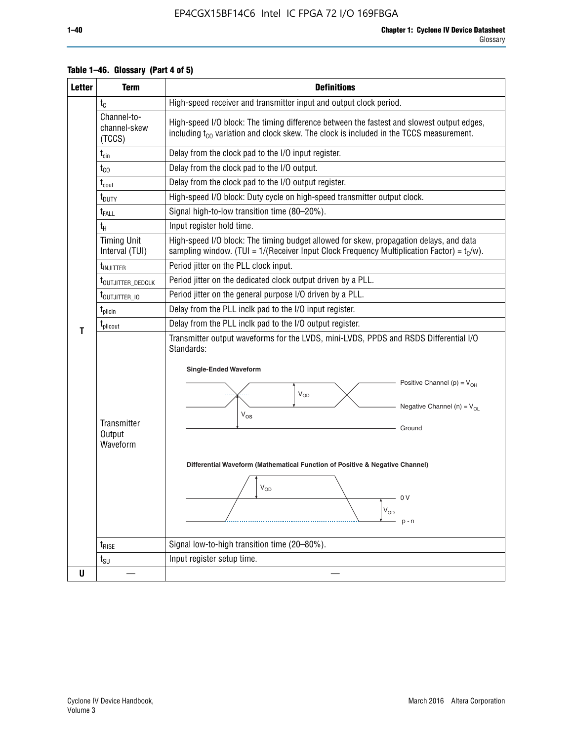**Table 1–46. Glossary (Part 4 of 5)**

| Letter | Term | Definitions |
|---|---|---|
| T | $t_C$ | High-speed receiver and transmitter input and output clock period. |
| | Channel-to-channel-skew (TCCS) | High-speed I/O block: The timing difference between the fastest and slowest output edges, including $t_{CO}$ variation and clock skew. The clock is included in the TCCS measurement. |
| | $t_{cin}$ | Delay from the clock pad to the I/O input register. |
| | $t_{CO}$ | Delay from the clock pad to the I/O output. |
| | $t_{cout}$ | Delay from the clock pad to the I/O output register. |
| | $t_{DUTY}$ | High-speed I/O block: Duty cycle on high-speed transmitter output clock. |
| | $t_{FALL}$ | Signal high-to-low transition time (80–20%). |
| | $t_H$ | Input register hold time. |
| | Timing Unit Interval (TUI) | High-speed I/O block: The timing budget allowed for skew, propagation delays, and data sampling window. (TUI = 1/(Receiver Input Clock Frequency Multiplication Factor) = $t_C$/w). |
| | $t_{INJITTER}$ | Period jitter on the PLL clock input. |
| | $t_{OUTJITTER\_DEDCLK}$ | Period jitter on the dedicated clock output driven by a PLL. |
| | $t_{OUTJITTER\_IO}$ | Period jitter on the general purpose I/O driven by a PLL. |
| | $t_{pllcin}$ | Delay from the PLL inclk pad to the I/O input register. |
| | $t_{pllcout}$ | Delay from the PLL inclk pad to the I/O output register. |
| | Transmitter Output Waveform | Transmitter output waveforms for the LVDS, mini-LVDS, PPDS and RSDS Differential I/O Standards: **Single-Ended Waveform** (Positive Channel (p) = $V_{OH}$; Negative Channel (n) = $V_{OL}$; $V_{OD}$; $V_{OS}$; Ground) **Differential Waveform (Mathematical Function of Positive & Negative Channel)** ($V_{OD}$; 0 V; p - n) |
| | $t_{RISE}$ | Signal low-to-high transition time (20–80%). |
| | $t_{SU}$ | Input register setup time. |
| U | — | — |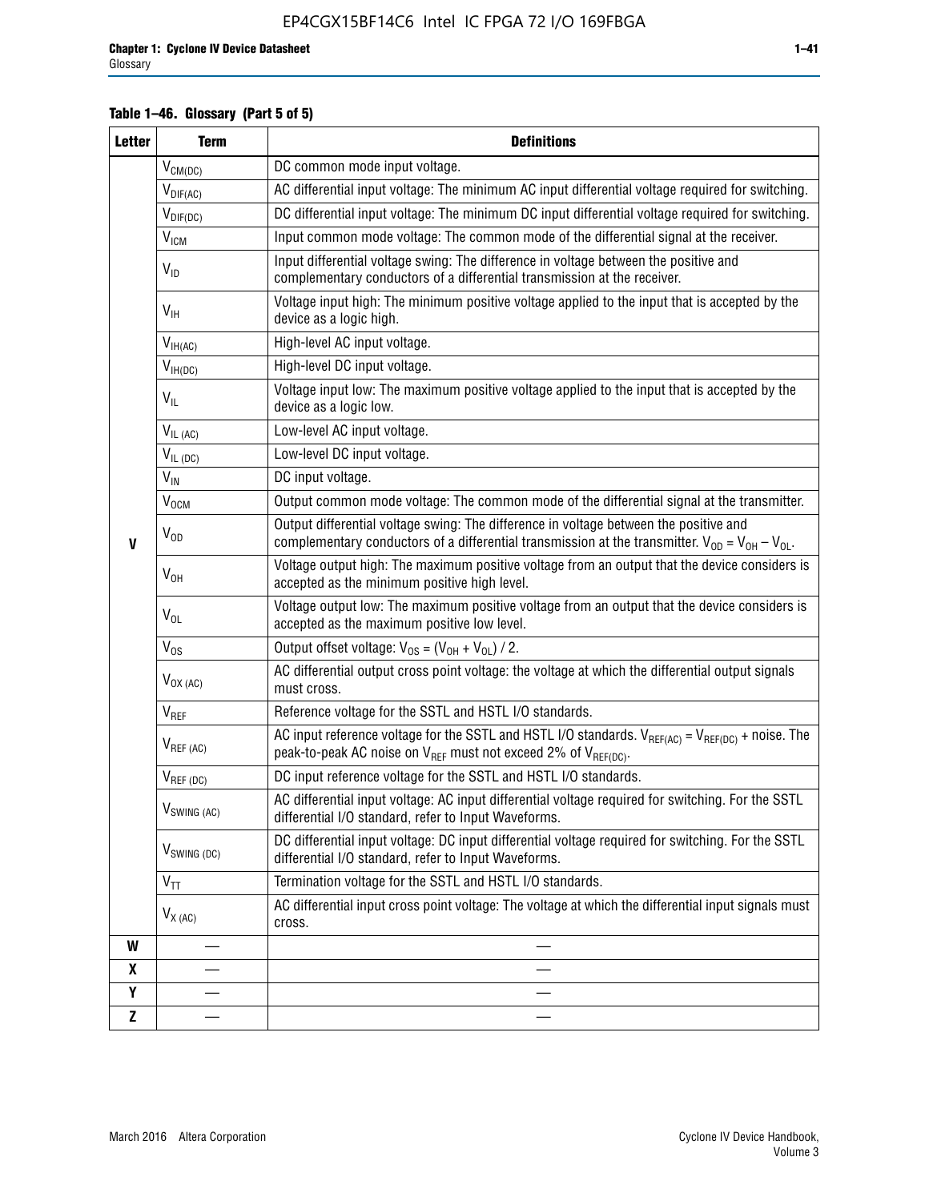**Table 1–46. Glossary (Part 5 of 5)**

| Letter | Term | Definitions |
|---|---|---|
| V | $V_{CM(DC)}$ | DC common mode input voltage. |
| | $V_{DIF(AC)}$ | AC differential input voltage: The minimum AC input differential voltage required for switching. |
| | $V_{DIF(DC)}$ | DC differential input voltage: The minimum DC input differential voltage required for switching. |
| | $V_{ICM}$ | Input common mode voltage: The common mode of the differential signal at the receiver. |
| | $V_{ID}$ | Input differential voltage swing: The difference in voltage between the positive and complementary conductors of a differential transmission at the receiver. |
| | $V_{IH}$ | Voltage input high: The minimum positive voltage applied to the input that is accepted by the device as a logic high. |
| | $V_{IH(AC)}$ | High-level AC input voltage. |
| | $V_{IH(DC)}$ | High-level DC input voltage. |
| | $V_{IL}$ | Voltage input low: The maximum positive voltage applied to the input that is accepted by the device as a logic low. |
| | $V_{IL (AC)}$ | Low-level AC input voltage. |
| | $V_{IL (DC)}$ | Low-level DC input voltage. |
| | $V_{IN}$ | DC input voltage. |
| | $V_{OCM}$ | Output common mode voltage: The common mode of the differential signal at the transmitter. |
| | $V_{OD}$ | Output differential voltage swing: The difference in voltage between the positive and complementary conductors of a differential transmission at the transmitter. $V_{OD} = V_{OH} - V_{OL}$. |
| | $V_{OH}$ | Voltage output high: The maximum positive voltage from an output that the device considers is accepted as the minimum positive high level. |
| | $V_{OL}$ | Voltage output low: The maximum positive voltage from an output that the device considers is accepted as the maximum positive low level. |
| | $V_{OS}$ | Output offset voltage: $V_{OS} = (V_{OH} + V_{OL}) / 2$. |
| | $V_{OX (AC)}$ | AC differential output cross point voltage: the voltage at which the differential output signals must cross. |
| | $V_{REF}$ | Reference voltage for the SSTL and HSTL I/O standards. |
| | $V_{REF (AC)}$ | AC input reference voltage for the SSTL and HSTL I/O standards. $V_{REF(AC)} = V_{REF(DC)}$ + noise. The peak-to-peak AC noise on $V_{REF}$ must not exceed 2% of $V_{REF(DC)}$. |
| | $V_{REF (DC)}$ | DC input reference voltage for the SSTL and HSTL I/O standards. |
| | $V_{SWING (AC)}$ | AC differential input voltage: AC input differential voltage required for switching. For the SSTL differential I/O standard, refer to Input Waveforms. |
| | $V_{SWING (DC)}$ | DC differential input voltage: DC input differential voltage required for switching. For the SSTL differential I/O standard, refer to Input Waveforms. |
| | $V_{TT}$ | Termination voltage for the SSTL and HSTL I/O standards. |
| | $V_{X (AC)}$ | AC differential input cross point voltage: The voltage at which the differential input signals must cross. |
| W | — | — |
| X | — | — |
| Y | — | — |
| Z | — | — |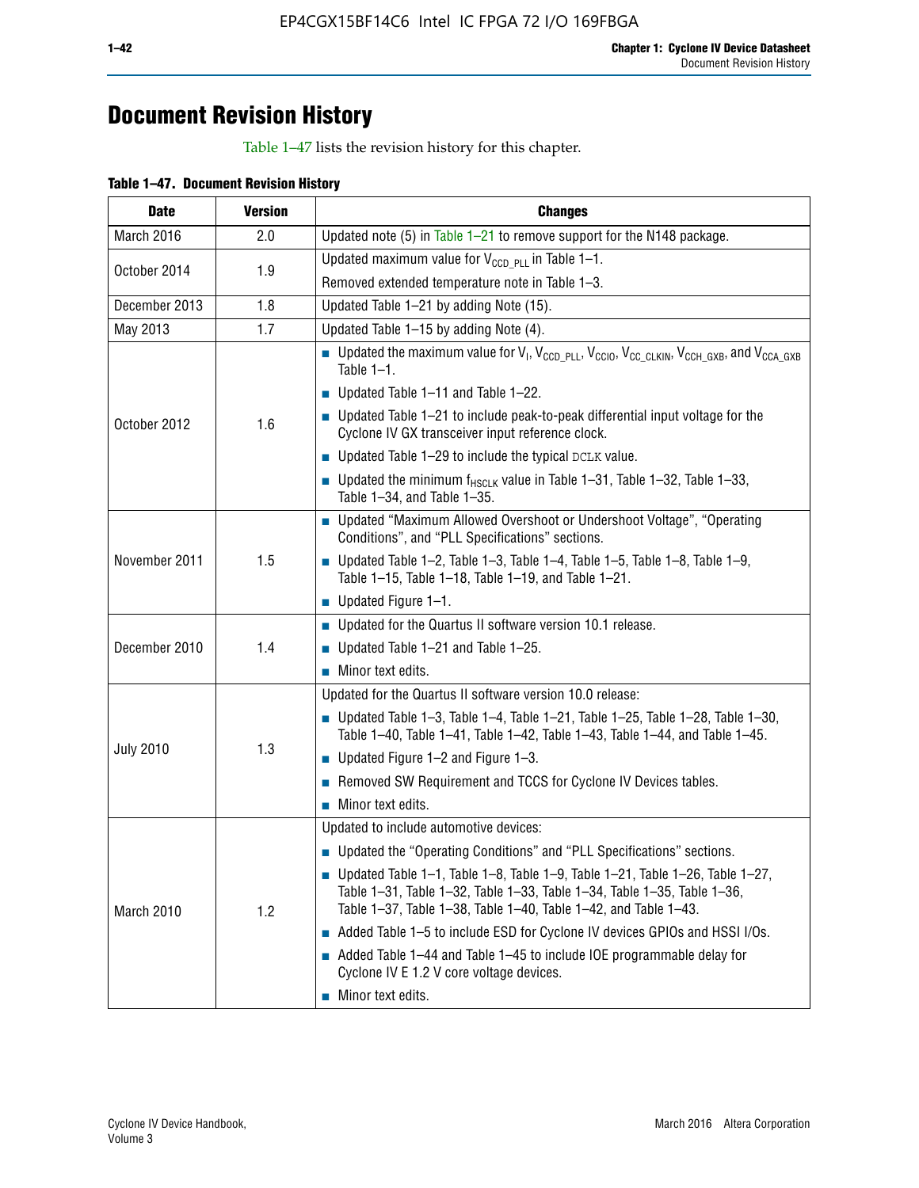# Document Revision History

Table 1–47 lists the revision history for this chapter.

**Table 1–47. Document Revision History**

| Date | Version | Changes |
|---|---|---|
| March 2016 | 2.0 | Updated note (5) in Table 1–21 to remove support for the N148 package. |
| October 2014 | 1.9 | Updated maximum value for $V_{CCD\_PLL}$ in Table 1–1.<br>Removed extended temperature note in Table 1–3. |
| December 2013 | 1.8 | Updated Table 1–21 by adding Note (15). |
| May 2013 | 1.7 | Updated Table 1–15 by adding Note (4). |
| October 2012 | 1.6 | ■ Updated the maximum value for $V_I$, $V_{CCD\_PLL}$, $V_{CCIO}$, $V_{CC\_CLKIN}$, $V_{CCH\_GXB}$, and $V_{CCA\_GXB}$ Table 1–1.<br>■ Updated Table 1–11 and Table 1–22.<br>■ Updated Table 1–21 to include peak-to-peak differential input voltage for the Cyclone IV GX transceiver input reference clock.<br>■ Updated Table 1–29 to include the typical DCLK value.<br>■ Updated the minimum $f_{HSCLK}$ value in Table 1–31, Table 1–32, Table 1–33, Table 1–34, and Table 1–35. |
| November 2011 | 1.5 | ■ Updated "Maximum Allowed Overshoot or Undershoot Voltage", "Operating Conditions", and "PLL Specifications" sections.<br>■ Updated Table 1–2, Table 1–3, Table 1–4, Table 1–5, Table 1–8, Table 1–9, Table 1–15, Table 1–18, Table 1–19, and Table 1–21.<br>■ Updated Figure 1–1. |
| December 2010 | 1.4 | ■ Updated for the Quartus II software version 10.1 release.<br>■ Updated Table 1–21 and Table 1–25.<br>■ Minor text edits. |
| July 2010 | 1.3 | Updated for the Quartus II software version 10.0 release:<br>■ Updated Table 1–3, Table 1–4, Table 1–21, Table 1–25, Table 1–28, Table 1–30, Table 1–40, Table 1–41, Table 1–42, Table 1–43, Table 1–44, and Table 1–45.<br>■ Updated Figure 1–2 and Figure 1–3.<br>■ Removed SW Requirement and TCCS for Cyclone IV Devices tables.<br>■ Minor text edits. |
| March 2010 | 1.2 | Updated to include automotive devices:<br>■ Updated the "Operating Conditions" and "PLL Specifications" sections.<br>■ Updated Table 1–1, Table 1–8, Table 1–9, Table 1–21, Table 1–26, Table 1–27, Table 1–31, Table 1–32, Table 1–33, Table 1–34, Table 1–35, Table 1–36, Table 1–37, Table 1–38, Table 1–40, Table 1–42, and Table 1–43.<br>■ Added Table 1–5 to include ESD for Cyclone IV devices GPIOs and HSSI I/Os.<br>■ Added Table 1–44 and Table 1–45 to include IOE programmable delay for Cyclone IV E 1.2 V core voltage devices.<br>■ Minor text edits. |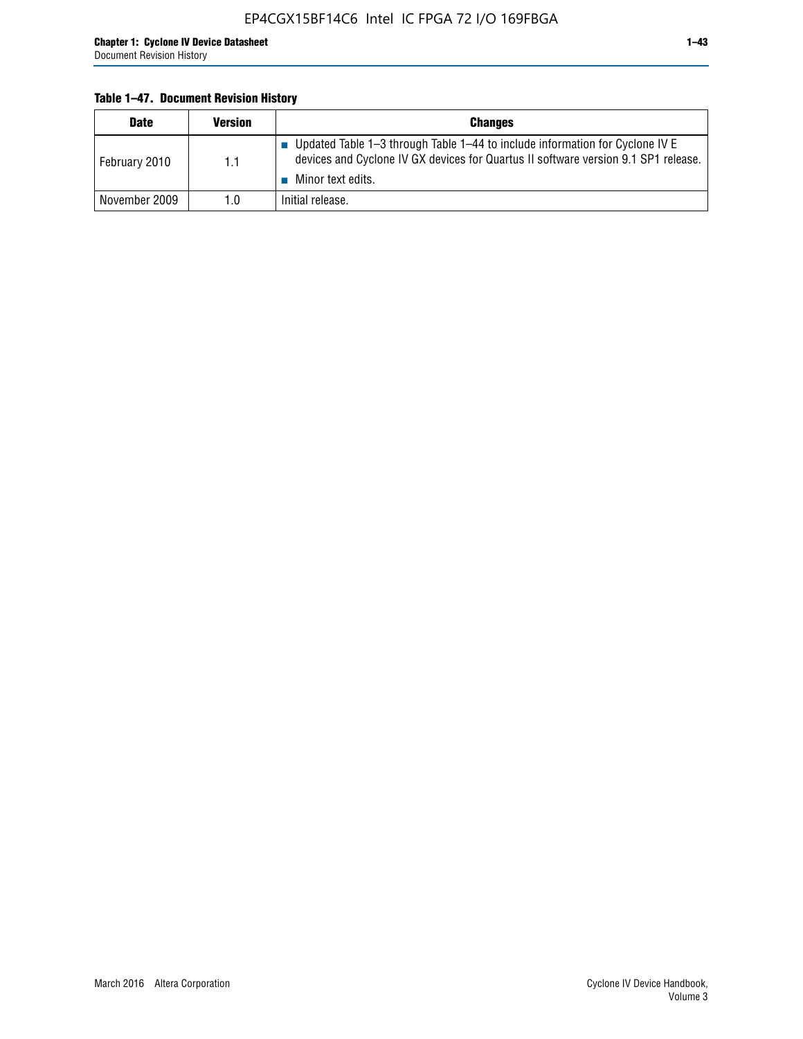**Table 1–47. Document Revision History**

| Date | Version | Changes |
|---|---|---|
| February 2010 | 1.1 | ■ Updated Table 1–3 through Table 1–44 to include information for Cyclone IV E devices and Cyclone IV GX devices for Quartus II software version 9.1 SP1 release.<br>■ Minor text edits. |
| November 2009 | 1.0 | Initial release. |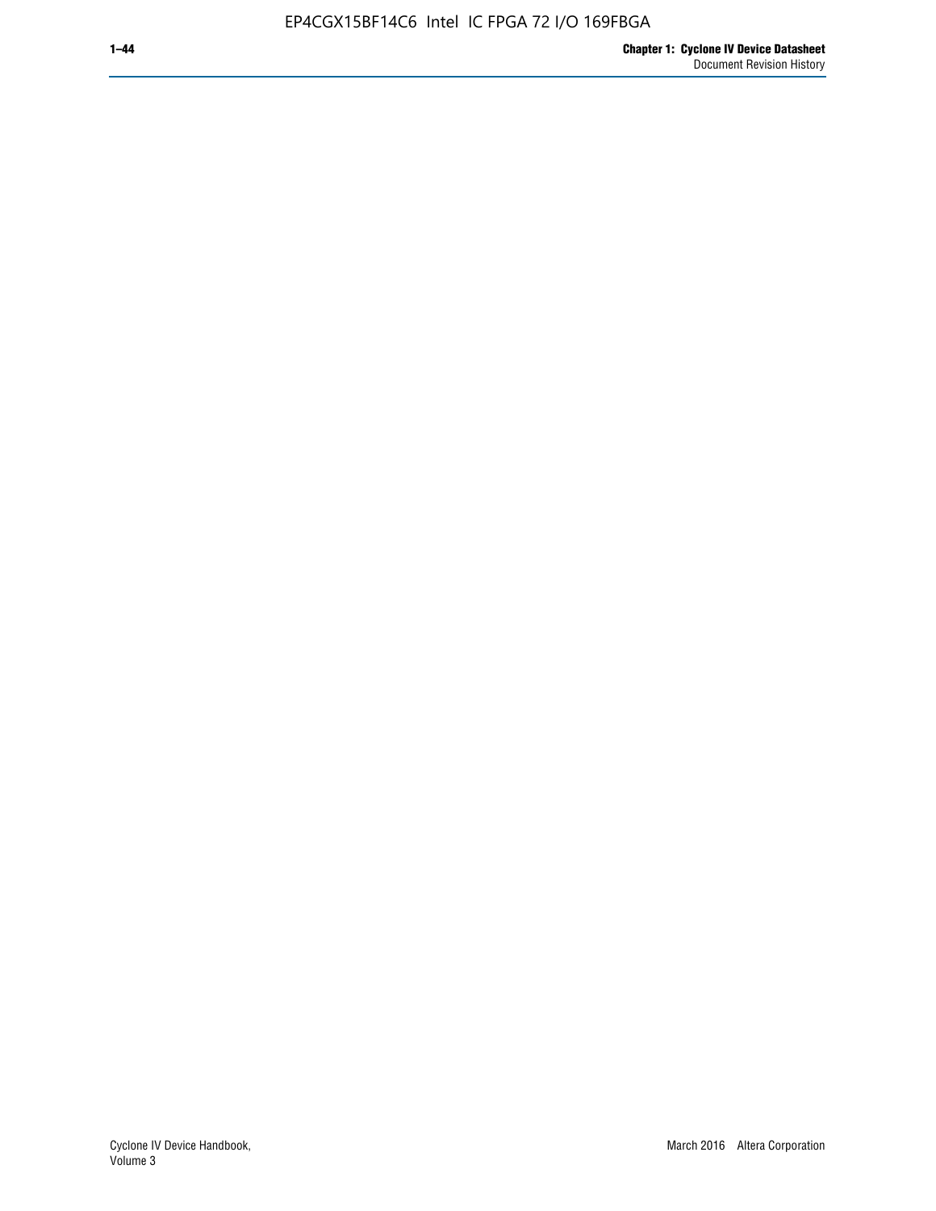EP4CGX15BF14C6 Intel IC FPGA 72 I/O 169FBGA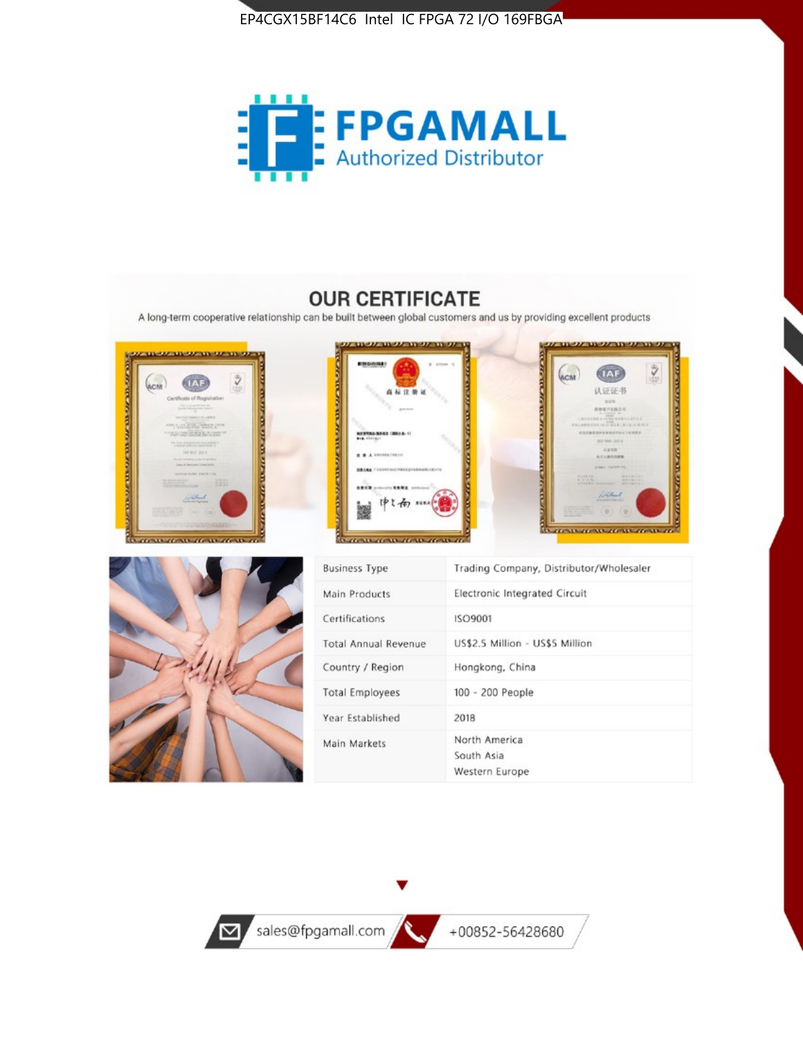FPGAMALL
Authorized Distributor

## OUR CERTIFICATE

A long-term cooperative relationship can be built between global customers and us by providing excellent products

| | |
|---|---|
| Business Type | Trading Company, Distributor/Wholesaler |
| Main Products | Electronic Integrated Circuit |
| Certifications | ISO9001 |
| Total Annual Revenue | US$2.5 Million - US$5 Million |
| Country / Region | Hongkong, China |
| Total Employees | 100 - 200 People |
| Year Established | 2018 |
| Main Markets | North America<br>South Asia<br>Western Europe |

sales@fpgamall.com

+00852-56428680